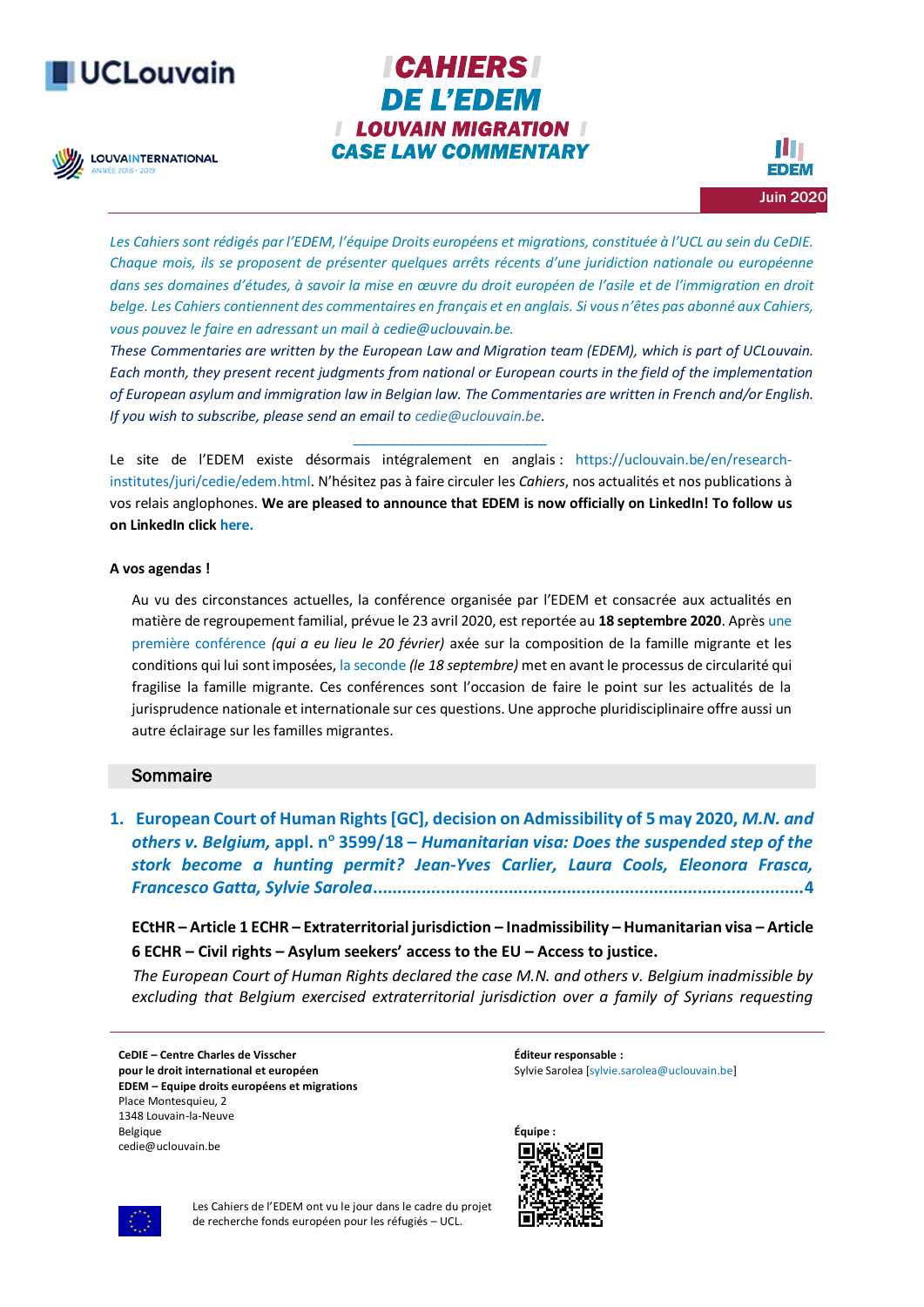# CAHIERS DE L'EDEM

## LOUVAIN MIGRATION CASE LAW COMMENTARY

UCLouvain

LOUVAINTERNATIONAL ANNÉE 2018 - 2019

EDEM

**Juin 2020**

*Les Cahiers sont rédigés par l'EDEM, l'équipe Droits européens et migrations, constituée à l'UCL au sein du CeDIE. Chaque mois, ils se proposent de présenter quelques arrêts récents d'une juridiction nationale ou européenne dans ses domaines d'études, à savoir la mise en œuvre du droit européen de l'asile et de l'immigration en droit belge. Les Cahiers contiennent des commentaires en français et en anglais. Si vous n'êtes pas abonné aux Cahiers, vous pouvez le faire en adressant un mail à cedie@uclouvain.be.*

*These Commentaries are written by the European Law and Migration team (EDEM), which is part of UCLouvain. Each month, they present recent judgments from national or European courts in the field of the implementation of European asylum and immigration law in Belgian law. The Commentaries are written in French and/or English. If you wish to subscribe, please send an email to cedie@uclouvain.be.*

---

Le site de l'EDEM existe désormais intégralement en anglais : https://uclouvain.be/en/research-institutes/juri/cedie/edem.html. N'hésitez pas à faire circuler les *Cahiers*, nos actualités et nos publications à vos relais anglophones. **We are pleased to announce that EDEM is now officially on LinkedIn! To follow us on LinkedIn click here.**

**A vos agendas !**

Au vu des circonstances actuelles, la conférence organisée par l'EDEM et consacrée aux actualités en matière de regroupement familial, prévue le 23 avril 2020, est reportée au **18 septembre 2020**. Après une première conférence *(qui a eu lieu le 20 février)* axée sur la composition de la famille migrante et les conditions qui lui sont imposées, la seconde *(le 18 septembre)* met en avant le processus de circularité qui fragilise la famille migrante. Ces conférences sont l'occasion de faire le point sur les actualités de la jurisprudence nationale et internationale sur ces questions. Une approche pluridisciplinaire offre aussi un autre éclairage sur les familles migrantes.

## Sommaire

1. **European Court of Human Rights [GC], decision on Admissibility of 5 may 2020, *M.N. and others v. Belgium*, appl. n° 3599/18 – *Humanitarian visa: Does the suspended step of the stork become a hunting permit? Jean-Yves Carlier, Laura Cools, Eleonora Frasca, Francesco Gatta, Sylvie Sarolea*........................................................................................4**

   **ECtHR – Article 1 ECHR – Extraterritorial jurisdiction – Inadmissibility – Humanitarian visa – Article 6 ECHR – Civil rights – Asylum seekers' access to the EU – Access to justice.**

   *The European Court of Human Rights declared the case M.N. and others v. Belgium inadmissible by excluding that Belgium exercised extraterritorial jurisdiction over a family of Syrians requesting*

---

**CeDIE – Centre Charles de Visscher pour le droit international et européen**
**EDEM – Equipe droits européens et migrations**
Place Montesquieu, 2
1348 Louvain-la-Neuve
Belgique
cedie@uclouvain.be

**Éditeur responsable :**
Sylvie Sarolea [sylvie.sarolea@uclouvain.be]

**Équipe :**

Les Cahiers de l'EDEM ont vu le jour dans le cadre du projet de recherche fonds européen pour les réfugiés – UCL.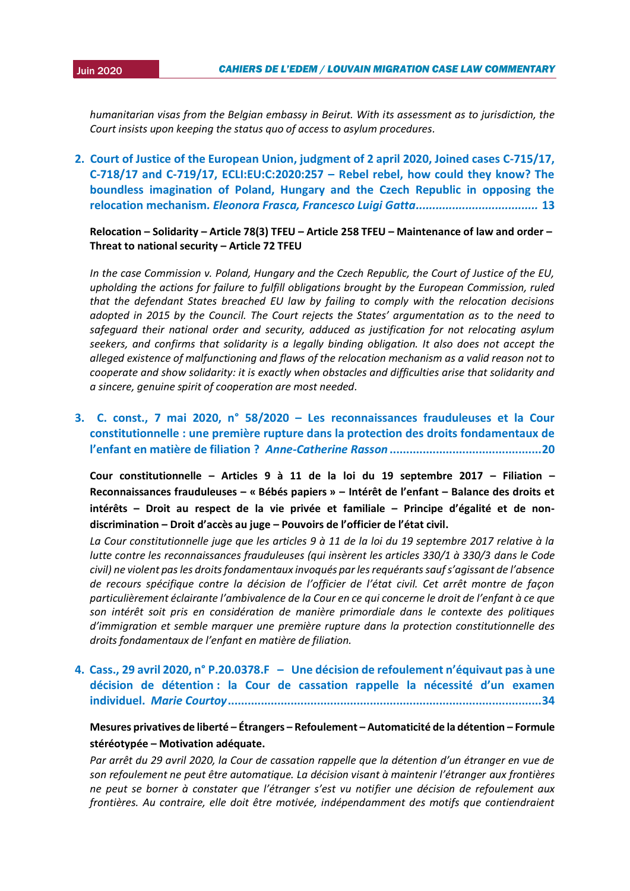*humanitarian visas from the Belgian embassy in Beirut. With its assessment as to jurisdiction, the Court insists upon keeping the status quo of access to asylum procedures.*

## 2. Court of Justice of the European Union, judgment of 2 april 2020, Joined cases C-715/17, C-718/17 and C-719/17, ECLI:EU:C:2020:257 – Rebel rebel, how could they know? The boundless imagination of Poland, Hungary and the Czech Republic in opposing the relocation mechanism. *Eleonora Frasca, Francesco Luigi Gatta*.................................... 13

**Relocation – Solidarity – Article 78(3) TFEU – Article 258 TFEU – Maintenance of law and order – Threat to national security – Article 72 TFEU**

*In the case Commission v. Poland, Hungary and the Czech Republic, the Court of Justice of the EU, upholding the actions for failure to fulfill obligations brought by the European Commission, ruled that the defendant States breached EU law by failing to comply with the relocation decisions adopted in 2015 by the Council. The Court rejects the States' argumentation as to the need to safeguard their national order and security, adduced as justification for not relocating asylum seekers, and confirms that solidarity is a legally binding obligation. It also does not accept the alleged existence of malfunctioning and flaws of the relocation mechanism as a valid reason not to cooperate and show solidarity: it is exactly when obstacles and difficulties arise that solidarity and a sincere, genuine spirit of cooperation are most needed.*

## 3. C. const., 7 mai 2020, n° 58/2020 – Les reconnaissances frauduleuses et la Cour constitutionnelle : une première rupture dans la protection des droits fondamentaux de l'enfant en matière de filiation ? *Anne-Catherine Rasson* .............................................20

**Cour constitutionnelle – Articles 9 à 11 de la loi du 19 septembre 2017 – Filiation – Reconnaissances frauduleuses – « Bébés papiers » – Intérêt de l'enfant – Balance des droits et intérêts – Droit au respect de la vie privée et familiale – Principe d'égalité et de non-discrimination – Droit d'accès au juge – Pouvoirs de l'officier de l'état civil.**

*La Cour constitutionnelle juge que les articles 9 à 11 de la loi du 19 septembre 2017 relative à la lutte contre les reconnaissances frauduleuses (qui insèrent les articles 330/1 à 330/3 dans le Code civil) ne violent pas les droits fondamentaux invoqués par les requérants sauf s'agissant de l'absence de recours spécifique contre la décision de l'officier de l'état civil. Cet arrêt montre de façon particulièrement éclairante l'ambivalence de la Cour en ce qui concerne le droit de l'enfant à ce que son intérêt soit pris en considération de manière primordiale dans le contexte des politiques d'immigration et semble marquer une première rupture dans la protection constitutionnelle des droits fondamentaux de l'enfant en matière de filiation.*

## 4. Cass., 29 avril 2020, n° P.20.0378.F – Une décision de refoulement n'équivaut pas à une décision de détention : la Cour de cassation rappelle la nécessité d'un examen individuel. *Marie Courtoy*..............................................................................................34

**Mesures privatives de liberté – Étrangers – Refoulement – Automaticité de la détention – Formule stéréotypée – Motivation adéquate.**

*Par arrêt du 29 avril 2020, la Cour de cassation rappelle que la détention d'un étranger en vue de son refoulement ne peut être automatique. La décision visant à maintenir l'étranger aux frontières ne peut se borner à constater que l'étranger s'est vu notifier une décision de refoulement aux frontières. Au contraire, elle doit être motivée, indépendamment des motifs que contiendraient*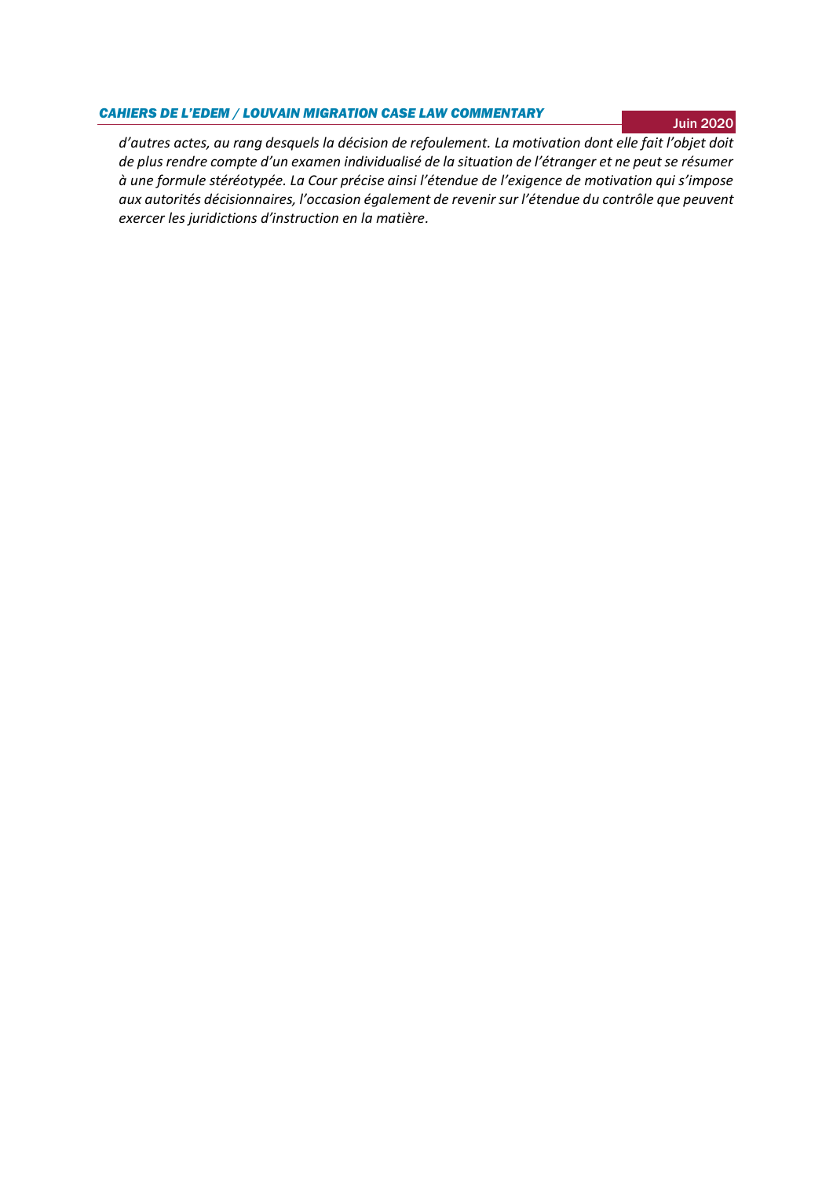*d'autres actes, au rang desquels la décision de refoulement. La motivation dont elle fait l'objet doit de plus rendre compte d'un examen individualisé de la situation de l'étranger et ne peut se résumer à une formule stéréotypée. La Cour précise ainsi l'étendue de l'exigence de motivation qui s'impose aux autorités décisionnaires, l'occasion également de revenir sur l'étendue du contrôle que peuvent exercer les juridictions d'instruction en la matière.*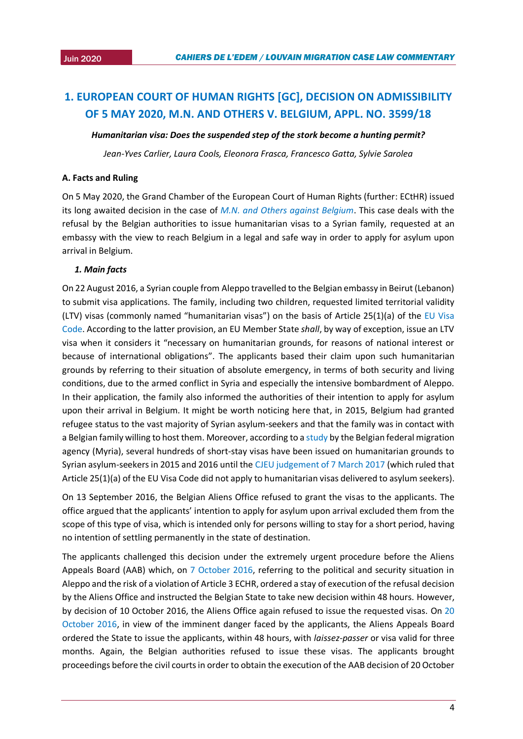## 1. EUROPEAN COURT OF HUMAN RIGHTS [GC], DECISION ON ADMISSIBILITY OF 5 MAY 2020, M.N. AND OTHERS V. BELGIUM, APPL. NO. 3599/18

***Humanitarian visa: Does the suspended step of the stork become a hunting permit?***

*Jean-Yves Carlier, Laura Cools, Eleonora Frasca, Francesco Gatta, Sylvie Sarolea*

### A. Facts and Ruling

On 5 May 2020, the Grand Chamber of the European Court of Human Rights (further: ECtHR) issued its long awaited decision in the case of *M.N. and Others against Belgium*. This case deals with the refusal by the Belgian authorities to issue humanitarian visas to a Syrian family, requested at an embassy with the view to reach Belgium in a legal and safe way in order to apply for asylum upon arrival in Belgium.

#### *1. Main facts*

On 22 August 2016, a Syrian couple from Aleppo travelled to the Belgian embassy in Beirut (Lebanon) to submit visa applications. The family, including two children, requested limited territorial validity (LTV) visas (commonly named "humanitarian visas") on the basis of Article 25(1)(a) of the EU Visa Code. According to the latter provision, an EU Member State *shall*, by way of exception, issue an LTV visa when it considers it "necessary on humanitarian grounds, for reasons of national interest or because of international obligations". The applicants based their claim upon such humanitarian grounds by referring to their situation of absolute emergency, in terms of both security and living conditions, due to the armed conflict in Syria and especially the intensive bombardment of Aleppo. In their application, the family also informed the authorities of their intention to apply for asylum upon their arrival in Belgium. It might be worth noticing here that, in 2015, Belgium had granted refugee status to the vast majority of Syrian asylum-seekers and that the family was in contact with a Belgian family willing to host them. Moreover, according to a study by the Belgian federal migration agency (Myria), several hundreds of short-stay visas have been issued on humanitarian grounds to Syrian asylum-seekers in 2015 and 2016 until the CJEU judgement of 7 March 2017 (which ruled that Article 25(1)(a) of the EU Visa Code did not apply to humanitarian visas delivered to asylum seekers).

On 13 September 2016, the Belgian Aliens Office refused to grant the visas to the applicants. The office argued that the applicants' intention to apply for asylum upon arrival excluded them from the scope of this type of visa, which is intended only for persons willing to stay for a short period, having no intention of settling permanently in the state of destination.

The applicants challenged this decision under the extremely urgent procedure before the Aliens Appeals Board (AAB) which, on 7 October 2016, referring to the political and security situation in Aleppo and the risk of a violation of Article 3 ECHR, ordered a stay of execution of the refusal decision by the Aliens Office and instructed the Belgian State to take new decision within 48 hours. However, by decision of 10 October 2016, the Aliens Office again refused to issue the requested visas. On 20 October 2016, in view of the imminent danger faced by the applicants, the Aliens Appeals Board ordered the State to issue the applicants, within 48 hours, with *laissez-passer* or visa valid for three months. Again, the Belgian authorities refused to issue these visas. The applicants brought proceedings before the civil courts in order to obtain the execution of the AAB decision of 20 October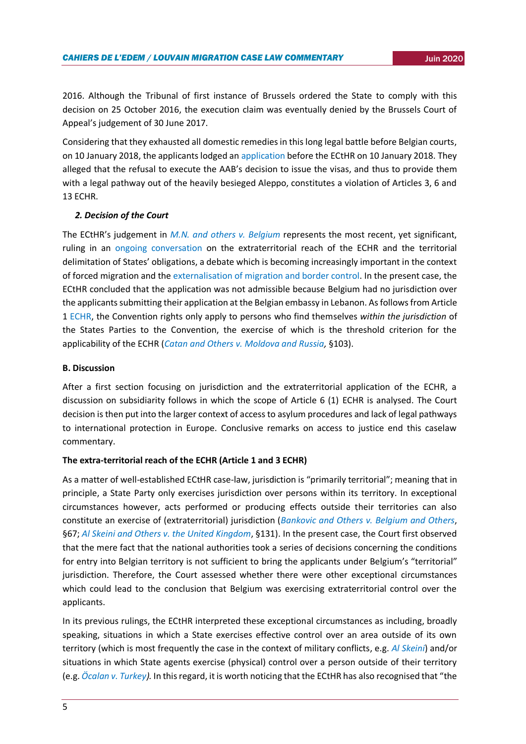2016. Although the Tribunal of first instance of Brussels ordered the State to comply with this decision on 25 October 2016, the execution claim was eventually denied by the Brussels Court of Appeal's judgement of 30 June 2017.

Considering that they exhausted all domestic remedies in this long legal battle before Belgian courts, on 10 January 2018, the applicants lodged an application before the ECtHR on 10 January 2018. They alleged that the refusal to execute the AAB's decision to issue the visas, and thus to provide them with a legal pathway out of the heavily besieged Aleppo, constitutes a violation of Articles 3, 6 and 13 ECHR.

### *2. Decision of the Court*

The ECtHR's judgement in *M.N. and others v. Belgium* represents the most recent, yet significant, ruling in an ongoing conversation on the extraterritorial reach of the ECHR and the territorial delimitation of States' obligations, a debate which is becoming increasingly important in the context of forced migration and the externalisation of migration and border control. In the present case, the ECtHR concluded that the application was not admissible because Belgium had no jurisdiction over the applicants submitting their application at the Belgian embassy in Lebanon. As follows from Article 1 ECHR, the Convention rights only apply to persons who find themselves *within the jurisdiction* of the States Parties to the Convention, the exercise of which is the threshold criterion for the applicability of the ECHR (*Catan and Others v. Moldova and Russia*, §103).

## B. Discussion

After a first section focusing on jurisdiction and the extraterritorial application of the ECHR, a discussion on subsidiarity follows in which the scope of Article 6 (1) ECHR is analysed. The Court decision is then put into the larger context of access to asylum procedures and lack of legal pathways to international protection in Europe. Conclusive remarks on access to justice end this caselaw commentary.

### The extra-territorial reach of the ECHR (Article 1 and 3 ECHR)

As a matter of well-established ECtHR case-law, jurisdiction is "primarily territorial"; meaning that in principle, a State Party only exercises jurisdiction over persons within its territory. In exceptional circumstances however, acts performed or producing effects outside their territories can also constitute an exercise of (extraterritorial) jurisdiction (*Bankovic and Others v. Belgium and Others*, §67; *Al Skeini and Others v. the United Kingdom*, §131). In the present case, the Court first observed that the mere fact that the national authorities took a series of decisions concerning the conditions for entry into Belgian territory is not sufficient to bring the applicants under Belgium's "territorial" jurisdiction. Therefore, the Court assessed whether there were other exceptional circumstances which could lead to the conclusion that Belgium was exercising extraterritorial control over the applicants.

In its previous rulings, the ECtHR interpreted these exceptional circumstances as including, broadly speaking, situations in which a State exercises effective control over an area outside of its own territory (which is most frequently the case in the context of military conflicts, e.g. *Al Skeini*) and/or situations in which State agents exercise (physical) control over a person outside of their territory (e.g. *Öcalan v. Turkey).* In this regard, it is worth noticing that the ECtHR has also recognised that "the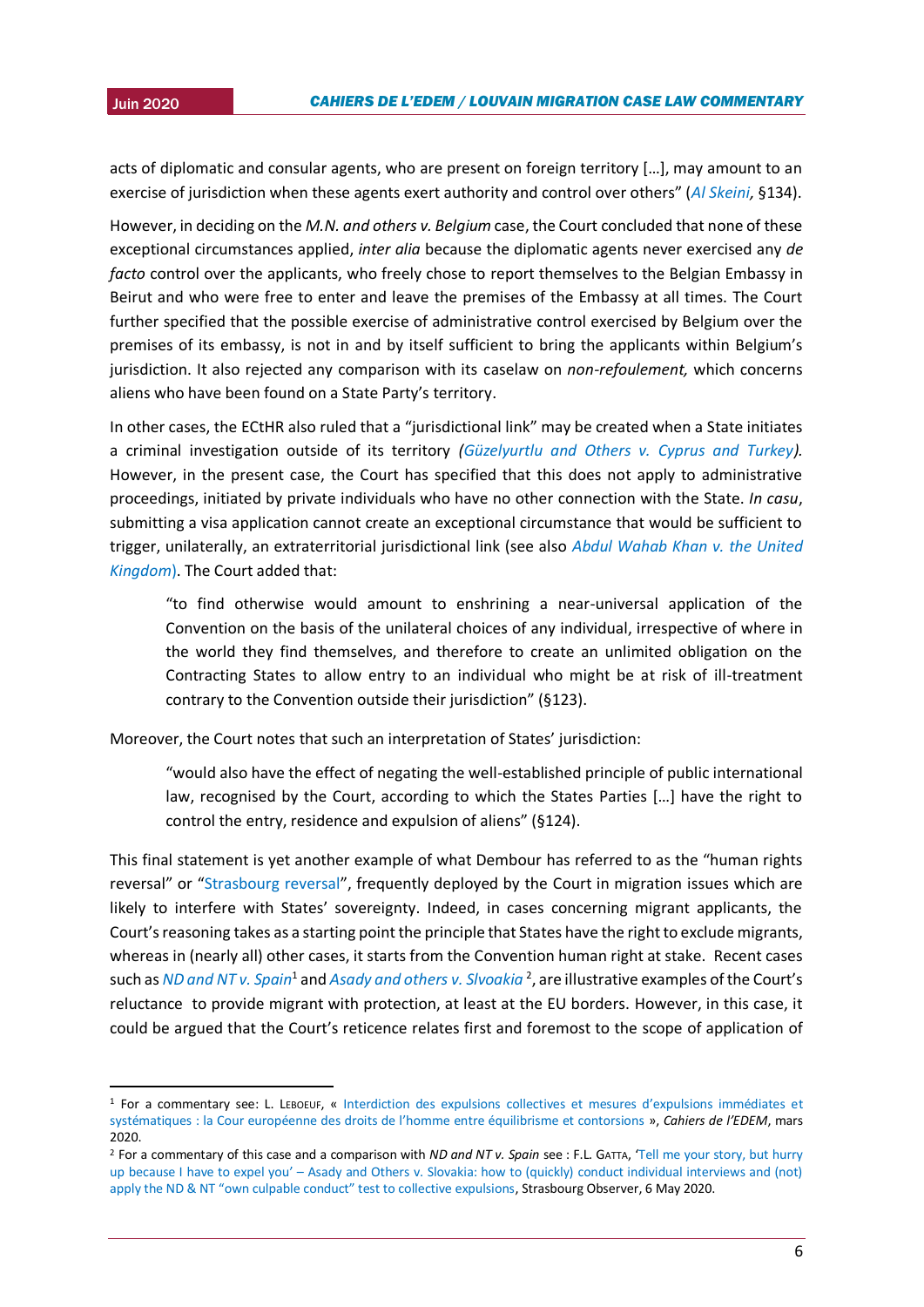acts of diplomatic and consular agents, who are present on foreign territory […], may amount to an exercise of jurisdiction when these agents exert authority and control over others" (*Al Skeini,* §134).

However, in deciding on the *M.N. and others v. Belgium* case, the Court concluded that none of these exceptional circumstances applied, *inter alia* because the diplomatic agents never exercised any *de facto* control over the applicants, who freely chose to report themselves to the Belgian Embassy in Beirut and who were free to enter and leave the premises of the Embassy at all times. The Court further specified that the possible exercise of administrative control exercised by Belgium over the premises of its embassy, is not in and by itself sufficient to bring the applicants within Belgium's jurisdiction. It also rejected any comparison with its caselaw on *non-refoulement,* which concerns aliens who have been found on a State Party's territory.

In other cases, the ECtHR also ruled that a "jurisdictional link" may be created when a State initiates a criminal investigation outside of its territory *(Güzelyurtlu and Others v. Cyprus and Turkey).* However, in the present case, the Court has specified that this does not apply to administrative proceedings, initiated by private individuals who have no other connection with the State. *In casu*, submitting a visa application cannot create an exceptional circumstance that would be sufficient to trigger, unilaterally, an extraterritorial jurisdictional link (see also *Abdul Wahab Khan v. the United Kingdom*). The Court added that:

> "to find otherwise would amount to enshrining a near-universal application of the Convention on the basis of the unilateral choices of any individual, irrespective of where in the world they find themselves, and therefore to create an unlimited obligation on the Contracting States to allow entry to an individual who might be at risk of ill-treatment contrary to the Convention outside their jurisdiction" (§123).

Moreover, the Court notes that such an interpretation of States' jurisdiction:

> "would also have the effect of negating the well-established principle of public international law, recognised by the Court, according to which the States Parties […] have the right to control the entry, residence and expulsion of aliens" (§124).

This final statement is yet another example of what Dembour has referred to as the "human rights reversal" or "Strasbourg reversal", frequently deployed by the Court in migration issues which are likely to interfere with States' sovereignty. Indeed, in cases concerning migrant applicants, the Court's reasoning takes as a starting point the principle that States have the right to exclude migrants, whereas in (nearly all) other cases, it starts from the Convention human right at stake. Recent cases such as *ND and NT v. Spain*[1] and *Asady and others v. Slvoakia*[2], are illustrative examples of the Court's reluctance to provide migrant with protection, at least at the EU borders. However, in this case, it could be argued that the Court's reticence relates first and foremost to the scope of application of

---

[1] For a commentary see: L. Leboeuf, « Interdiction des expulsions collectives et mesures d'expulsions immédiates et systématiques : la Cour européenne des droits de l'homme entre équilibrisme et contorsions », *Cahiers de l'EDEM*, mars 2020.

[2] For a commentary of this case and a comparison with *ND and NT v. Spain* see : F.L. Gatta, 'Tell me your story, but hurry up because I have to expel you' – Asady and Others v. Slovakia: how to (quickly) conduct individual interviews and (not) apply the ND & NT "own culpable conduct" test to collective expulsions, Strasbourg Observer, 6 May 2020.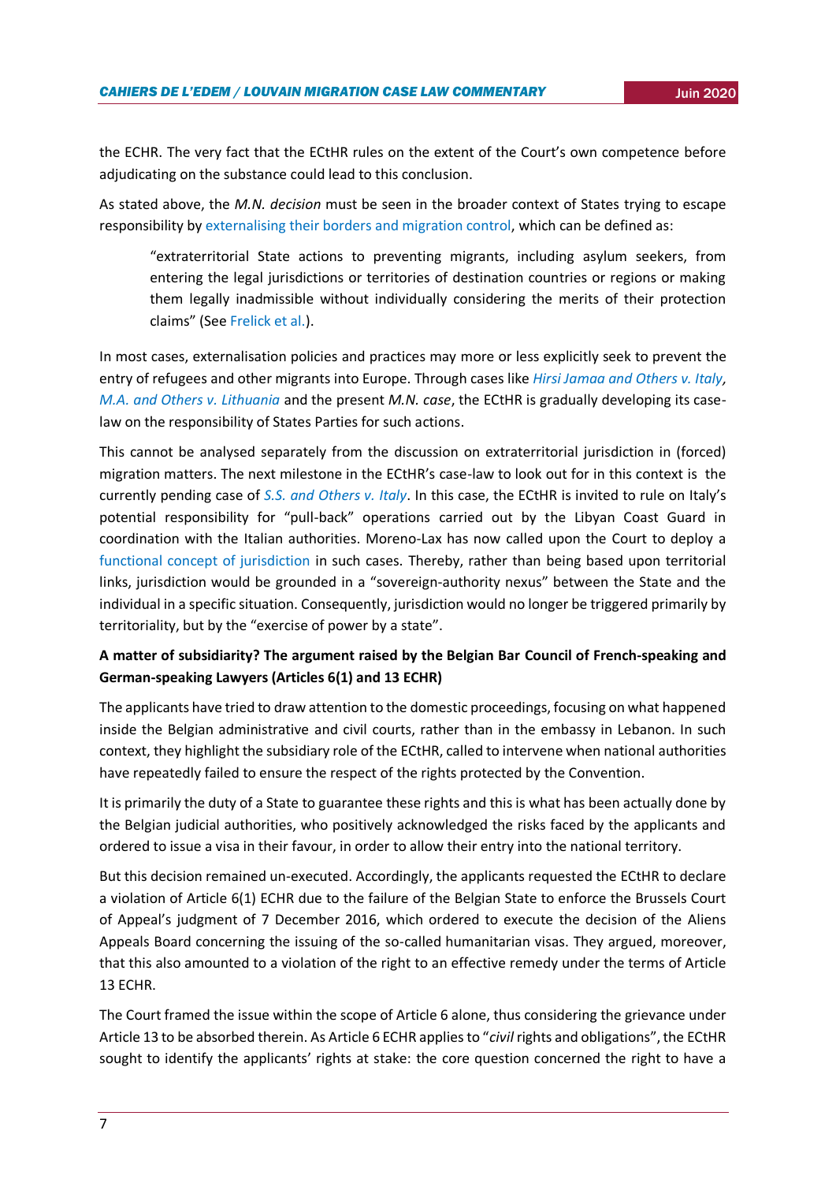the ECHR. The very fact that the ECtHR rules on the extent of the Court's own competence before adjudicating on the substance could lead to this conclusion.

As stated above, the *M.N. decision* must be seen in the broader context of States trying to escape responsibility by externalising their borders and migration control, which can be defined as:

> "extraterritorial State actions to preventing migrants, including asylum seekers, from entering the legal jurisdictions or territories of destination countries or regions or making them legally inadmissible without individually considering the merits of their protection claims" (See Frelick et al.).

In most cases, externalisation policies and practices may more or less explicitly seek to prevent the entry of refugees and other migrants into Europe. Through cases like *Hirsi Jamaa and Others v. Italy*, *M.A. and Others v. Lithuania* and the present *M.N. case*, the ECtHR is gradually developing its case-law on the responsibility of States Parties for such actions.

This cannot be analysed separately from the discussion on extraterritorial jurisdiction in (forced) migration matters. The next milestone in the ECtHR's case-law to look out for in this context is the currently pending case of *S.S. and Others v. Italy*. In this case, the ECtHR is invited to rule on Italy's potential responsibility for "pull-back" operations carried out by the Libyan Coast Guard in coordination with the Italian authorities. Moreno-Lax has now called upon the Court to deploy a functional concept of jurisdiction in such cases. Thereby, rather than being based upon territorial links, jurisdiction would be grounded in a "sovereign-authority nexus" between the State and the individual in a specific situation. Consequently, jurisdiction would no longer be triggered primarily by territoriality, but by the "exercise of power by a state".

**A matter of subsidiarity? The argument raised by the Belgian Bar Council of French-speaking and German-speaking Lawyers (Articles 6(1) and 13 ECHR)**

The applicants have tried to draw attention to the domestic proceedings, focusing on what happened inside the Belgian administrative and civil courts, rather than in the embassy in Lebanon. In such context, they highlight the subsidiary role of the ECtHR, called to intervene when national authorities have repeatedly failed to ensure the respect of the rights protected by the Convention.

It is primarily the duty of a State to guarantee these rights and this is what has been actually done by the Belgian judicial authorities, who positively acknowledged the risks faced by the applicants and ordered to issue a visa in their favour, in order to allow their entry into the national territory.

But this decision remained un-executed. Accordingly, the applicants requested the ECtHR to declare a violation of Article 6(1) ECHR due to the failure of the Belgian State to enforce the Brussels Court of Appeal's judgment of 7 December 2016, which ordered to execute the decision of the Aliens Appeals Board concerning the issuing of the so-called humanitarian visas. They argued, moreover, that this also amounted to a violation of the right to an effective remedy under the terms of Article 13 ECHR.

The Court framed the issue within the scope of Article 6 alone, thus considering the grievance under Article 13 to be absorbed therein. As Article 6 ECHR applies to "*civil* rights and obligations", the ECtHR sought to identify the applicants' rights at stake: the core question concerned the right to have a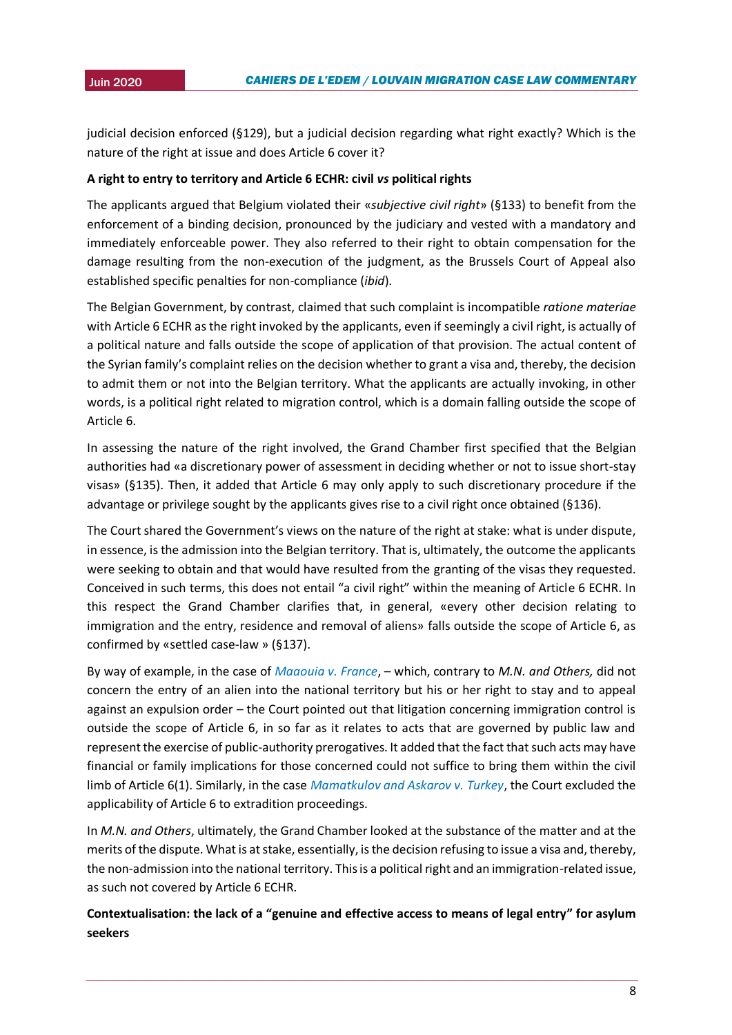judicial decision enforced (§129), but a judicial decision regarding what right exactly? Which is the nature of the right at issue and does Article 6 cover it?

**A right to entry to territory and Article 6 ECHR: civil *vs* political rights**

The applicants argued that Belgium violated their «*subjective civil right*» (§133) to benefit from the enforcement of a binding decision, pronounced by the judiciary and vested with a mandatory and immediately enforceable power. They also referred to their right to obtain compensation for the damage resulting from the non-execution of the judgment, as the Brussels Court of Appeal also established specific penalties for non-compliance (*ibid*).

The Belgian Government, by contrast, claimed that such complaint is incompatible *ratione materiae* with Article 6 ECHR as the right invoked by the applicants, even if seemingly a civil right, is actually of a political nature and falls outside the scope of application of that provision. The actual content of the Syrian family's complaint relies on the decision whether to grant a visa and, thereby, the decision to admit them or not into the Belgian territory. What the applicants are actually invoking, in other words, is a political right related to migration control, which is a domain falling outside the scope of Article 6.

In assessing the nature of the right involved, the Grand Chamber first specified that the Belgian authorities had «a discretionary power of assessment in deciding whether or not to issue short-stay visas» (§135). Then, it added that Article 6 may only apply to such discretionary procedure if the advantage or privilege sought by the applicants gives rise to a civil right once obtained (§136).

The Court shared the Government's views on the nature of the right at stake: what is under dispute, in essence, is the admission into the Belgian territory. That is, ultimately, the outcome the applicants were seeking to obtain and that would have resulted from the granting of the visas they requested. Conceived in such terms, this does not entail "a civil right" within the meaning of Article 6 ECHR. In this respect the Grand Chamber clarifies that, in general, «every other decision relating to immigration and the entry, residence and removal of aliens» falls outside the scope of Article 6, as confirmed by «settled case-law » (§137).

By way of example, in the case of *Maaouia v. France*, – which, contrary to *M.N. and Others,* did not concern the entry of an alien into the national territory but his or her right to stay and to appeal against an expulsion order – the Court pointed out that litigation concerning immigration control is outside the scope of Article 6, in so far as it relates to acts that are governed by public law and represent the exercise of public-authority prerogatives. It added that the fact that such acts may have financial or family implications for those concerned could not suffice to bring them within the civil limb of Article 6(1). Similarly, in the case *Mamatkulov and Askarov v. Turkey*, the Court excluded the applicability of Article 6 to extradition proceedings.

In *M.N. and Others*, ultimately, the Grand Chamber looked at the substance of the matter and at the merits of the dispute. What is at stake, essentially, is the decision refusing to issue a visa and, thereby, the non-admission into the national territory. This is a political right and an immigration-related issue, as such not covered by Article 6 ECHR.

**Contextualisation: the lack of a "genuine and effective access to means of legal entry" for asylum seekers**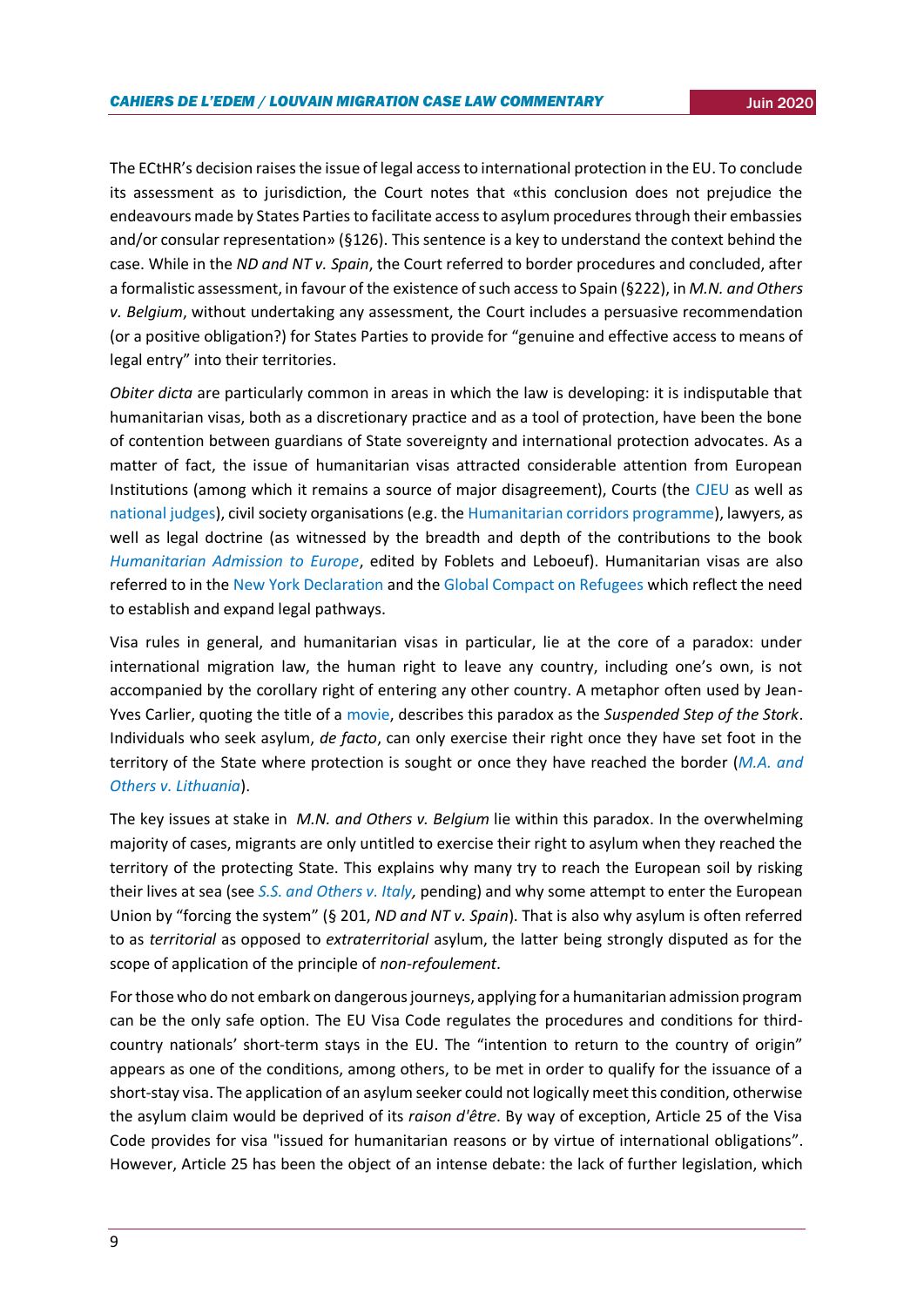The ECtHR's decision raises the issue of legal access to international protection in the EU. To conclude its assessment as to jurisdiction, the Court notes that «this conclusion does not prejudice the endeavours made by States Parties to facilitate access to asylum procedures through their embassies and/or consular representation» (§126). This sentence is a key to understand the context behind the case. While in the *ND and NT v. Spain*, the Court referred to border procedures and concluded, after a formalistic assessment, in favour of the existence of such access to Spain (§222), in *M.N. and Others v. Belgium*, without undertaking any assessment, the Court includes a persuasive recommendation (or a positive obligation?) for States Parties to provide for "genuine and effective access to means of legal entry" into their territories.

*Obiter dicta* are particularly common in areas in which the law is developing: it is indisputable that humanitarian visas, both as a discretionary practice and as a tool of protection, have been the bone of contention between guardians of State sovereignty and international protection advocates. As a matter of fact, the issue of humanitarian visas attracted considerable attention from European Institutions (among which it remains a source of major disagreement), Courts (the CJEU as well as national judges), civil society organisations (e.g. the Humanitarian corridors programme), lawyers, as well as legal doctrine (as witnessed by the breadth and depth of the contributions to the book *Humanitarian Admission to Europe*, edited by Foblets and Leboeuf). Humanitarian visas are also referred to in the New York Declaration and the Global Compact on Refugees which reflect the need to establish and expand legal pathways.

Visa rules in general, and humanitarian visas in particular, lie at the core of a paradox: under international migration law, the human right to leave any country, including one's own, is not accompanied by the corollary right of entering any other country. A metaphor often used by Jean-Yves Carlier, quoting the title of a movie, describes this paradox as the *Suspended Step of the Stork*. Individuals who seek asylum, *de facto*, can only exercise their right once they have set foot in the territory of the State where protection is sought or once they have reached the border (*M.A. and Others v. Lithuania*).

The key issues at stake in *M.N. and Others v. Belgium* lie within this paradox. In the overwhelming majority of cases, migrants are only untitled to exercise their right to asylum when they reached the territory of the protecting State. This explains why many try to reach the European soil by risking their lives at sea (see *S.S. and Others v. Italy,* pending) and why some attempt to enter the European Union by "forcing the system" (§ 201, *ND and NT v. Spain*). That is also why asylum is often referred to as *territorial* as opposed to *extraterritorial* asylum, the latter being strongly disputed as for the scope of application of the principle of *non-refoulement*.

For those who do not embark on dangerous journeys, applying for a humanitarian admission program can be the only safe option. The EU Visa Code regulates the procedures and conditions for third-country nationals' short-term stays in the EU. The "intention to return to the country of origin" appears as one of the conditions, among others, to be met in order to qualify for the issuance of a short-stay visa. The application of an asylum seeker could not logically meet this condition, otherwise the asylum claim would be deprived of its *raison d'être*. By way of exception, Article 25 of the Visa Code provides for visa "issued for humanitarian reasons or by virtue of international obligations". However, Article 25 has been the object of an intense debate: the lack of further legislation, which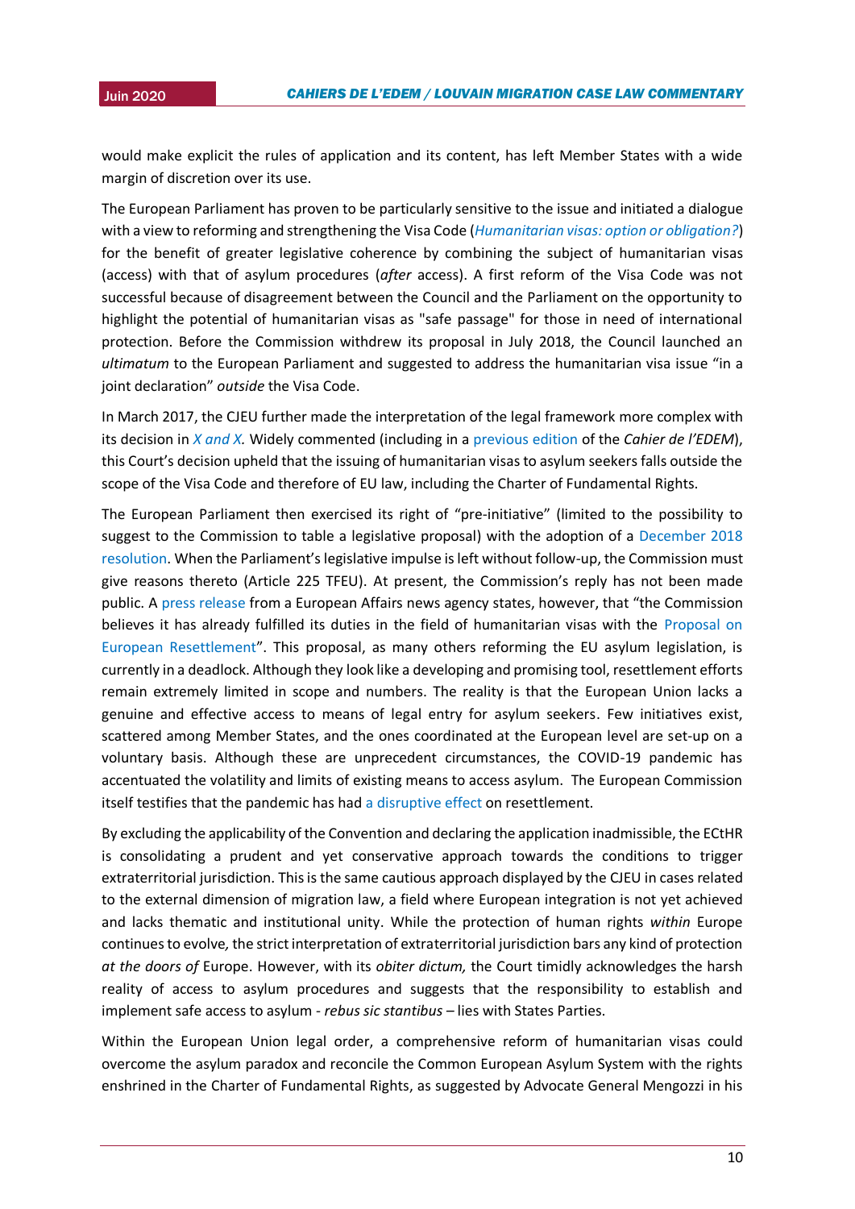would make explicit the rules of application and its content, has left Member States with a wide margin of discretion over its use.

The European Parliament has proven to be particularly sensitive to the issue and initiated a dialogue with a view to reforming and strengthening the Visa Code (*Humanitarian visas: option or obligation?*) for the benefit of greater legislative coherence by combining the subject of humanitarian visas (access) with that of asylum procedures (*after* access). A first reform of the Visa Code was not successful because of disagreement between the Council and the Parliament on the opportunity to highlight the potential of humanitarian visas as "safe passage" for those in need of international protection. Before the Commission withdrew its proposal in July 2018, the Council launched an *ultimatum* to the European Parliament and suggested to address the humanitarian visa issue "in a joint declaration" *outside* the Visa Code.

In March 2017, the CJEU further made the interpretation of the legal framework more complex with its decision in *X and X.* Widely commented (including in a previous edition of the *Cahier de l'EDEM*), this Court's decision upheld that the issuing of humanitarian visas to asylum seekers falls outside the scope of the Visa Code and therefore of EU law, including the Charter of Fundamental Rights.

The European Parliament then exercised its right of "pre-initiative" (limited to the possibility to suggest to the Commission to table a legislative proposal) with the adoption of a December 2018 resolution. When the Parliament's legislative impulse is left without follow-up, the Commission must give reasons thereto (Article 225 TFEU). At present, the Commission's reply has not been made public. A press release from a European Affairs news agency states, however, that "the Commission believes it has already fulfilled its duties in the field of humanitarian visas with the Proposal on European Resettlement". This proposal, as many others reforming the EU asylum legislation, is currently in a deadlock. Although they look like a developing and promising tool, resettlement efforts remain extremely limited in scope and numbers. The reality is that the European Union lacks a genuine and effective access to means of legal entry for asylum seekers. Few initiatives exist, scattered among Member States, and the ones coordinated at the European level are set-up on a voluntary basis. Although these are unprecedent circumstances, the COVID-19 pandemic has accentuated the volatility and limits of existing means to access asylum. The European Commission itself testifies that the pandemic has had a disruptive effect on resettlement.

By excluding the applicability of the Convention and declaring the application inadmissible, the ECtHR is consolidating a prudent and yet conservative approach towards the conditions to trigger extraterritorial jurisdiction. This is the same cautious approach displayed by the CJEU in cases related to the external dimension of migration law, a field where European integration is not yet achieved and lacks thematic and institutional unity. While the protection of human rights *within* Europe continues to evolve, the strict interpretation of extraterritorial jurisdiction bars any kind of protection *at the doors of* Europe. However, with its *obiter dictum,* the Court timidly acknowledges the harsh reality of access to asylum procedures and suggests that the responsibility to establish and implement safe access to asylum - *rebus sic stantibus* – lies with States Parties.

Within the European Union legal order, a comprehensive reform of humanitarian visas could overcome the asylum paradox and reconcile the Common European Asylum System with the rights enshrined in the Charter of Fundamental Rights, as suggested by Advocate General Mengozzi in his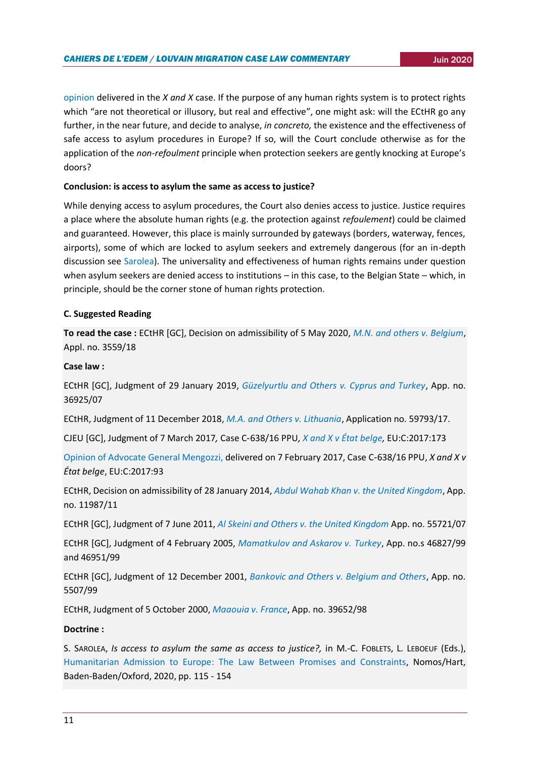opinion delivered in the *X and X* case. If the purpose of any human rights system is to protect rights which "are not theoretical or illusory, but real and effective", one might ask: will the ECtHR go any further, in the near future, and decide to analyse, *in concreto,* the existence and the effectiveness of safe access to asylum procedures in Europe? If so, will the Court conclude otherwise as for the application of the *non-refoulment* principle when protection seekers are gently knocking at Europe's doors?

**Conclusion: is access to asylum the same as access to justice?**

While denying access to asylum procedures, the Court also denies access to justice. Justice requires a place where the absolute human rights (e.g. the protection against *refoulement*) could be claimed and guaranteed. However, this place is mainly surrounded by gateways (borders, waterway, fences, airports), some of which are locked to asylum seekers and extremely dangerous (for an in-depth discussion see Sarolea). The universality and effectiveness of human rights remains under question when asylum seekers are denied access to institutions – in this case, to the Belgian State – which, in principle, should be the corner stone of human rights protection.

### C. Suggested Reading

**To read the case :** ECtHR [GC], Decision on admissibility of 5 May 2020, *M.N. and others v. Belgium*, Appl. no. 3559/18

**Case law :**

ECtHR [GC], Judgment of 29 January 2019, *Güzelyurtlu and Others v. Cyprus and Turkey*, App. no. 36925/07

ECtHR, Judgment of 11 December 2018, *M.A. and Others v. Lithuania*, Application no. 59793/17.

CJEU [GC], Judgment of 7 March 2017, Case C-638/16 PPU, *X and X v État belge,* EU:C:2017:173

Opinion of Advocate General Mengozzi, delivered on 7 February 2017, Case C-638/16 PPU, *X and X v État belge*, EU:C:2017:93

ECtHR, Decision on admissibility of 28 January 2014, *Abdul Wahab Khan v. the United Kingdom*, App. no. 11987/11

ECtHR [GC], Judgment of 7 June 2011, *Al Skeini and Others v. the United Kingdom* App. no. 55721/07

ECtHR [GC], Judgment of 4 February 2005, *Mamatkulov and Askarov v. Turkey*, App. no.s 46827/99 and 46951/99

ECtHR [GC], Judgment of 12 December 2001, *Bankovic and Others v. Belgium and Others*, App. no. 5507/99

ECtHR, Judgment of 5 October 2000, *Maaouia v. France*, App. no. 39652/98

**Doctrine :**

S. Sarolea, *Is access to asylum the same as access to justice?,* in M.-C. Foblets, L. Leboeuf (Eds.), Humanitarian Admission to Europe: The Law Between Promises and Constraints, Nomos/Hart, Baden-Baden/Oxford, 2020, pp. 115 - 154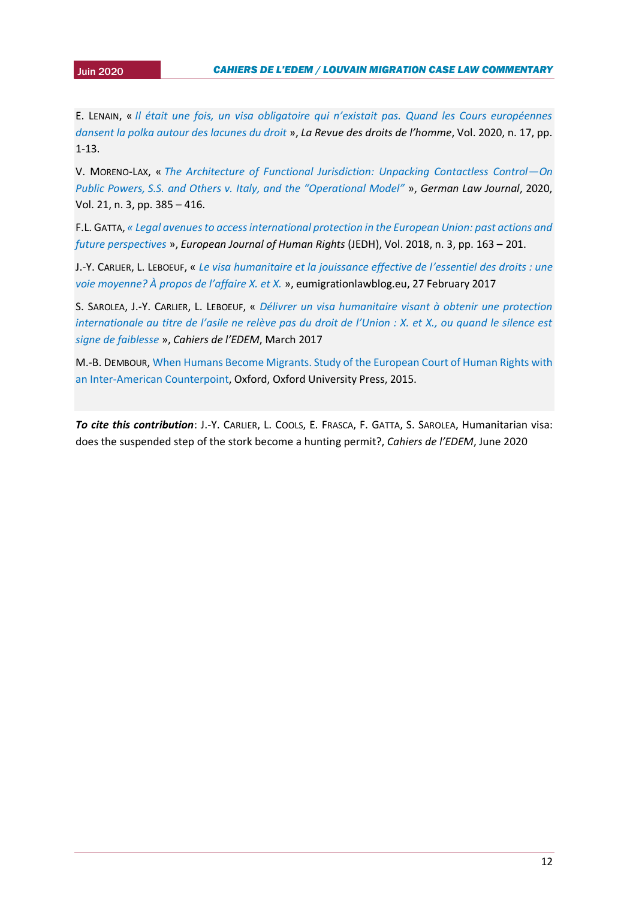E. LENAIN, « *Il était une fois, un visa obligatoire qui n'existait pas. Quand les Cours européennes dansent la polka autour des lacunes du droit* », *La Revue des droits de l'homme*, Vol. 2020, n. 17, pp. 1-13.

V. MORENO-LAX, « *The Architecture of Functional Jurisdiction: Unpacking Contactless Control—On Public Powers, S.S. and Others v. Italy, and the "Operational Model"* », *German Law Journal*, 2020, Vol. 21, n. 3, pp. 385 – 416.

F.L. GATTA, *« Legal avenues to access international protection in the European Union: past actions and future perspectives* », *European Journal of Human Rights* (JEDH), Vol. 2018, n. 3, pp. 163 – 201.

J.-Y. CARLIER, L. LEBOEUF, « *Le visa humanitaire et la jouissance effective de l'essentiel des droits : une voie moyenne? À propos de l'affaire X. et X.* », eumigrationlawblog.eu, 27 February 2017

S. SAROLEA, J.-Y. CARLIER, L. LEBOEUF, « *Délivrer un visa humanitaire visant à obtenir une protection internationale au titre de l'asile ne relève pas du droit de l'Union : X. et X., ou quand le silence est signe de faiblesse* », *Cahiers de l'EDEM*, March 2017

M.-B. DEMBOUR, When Humans Become Migrants. Study of the European Court of Human Rights with an Inter-American Counterpoint, Oxford, Oxford University Press, 2015.

***To cite this contribution***: J.-Y. CARLIER, L. COOLS, E. FRASCA, F. GATTA, S. SAROLEA, Humanitarian visa: does the suspended step of the stork become a hunting permit?, *Cahiers de l'EDEM*, June 2020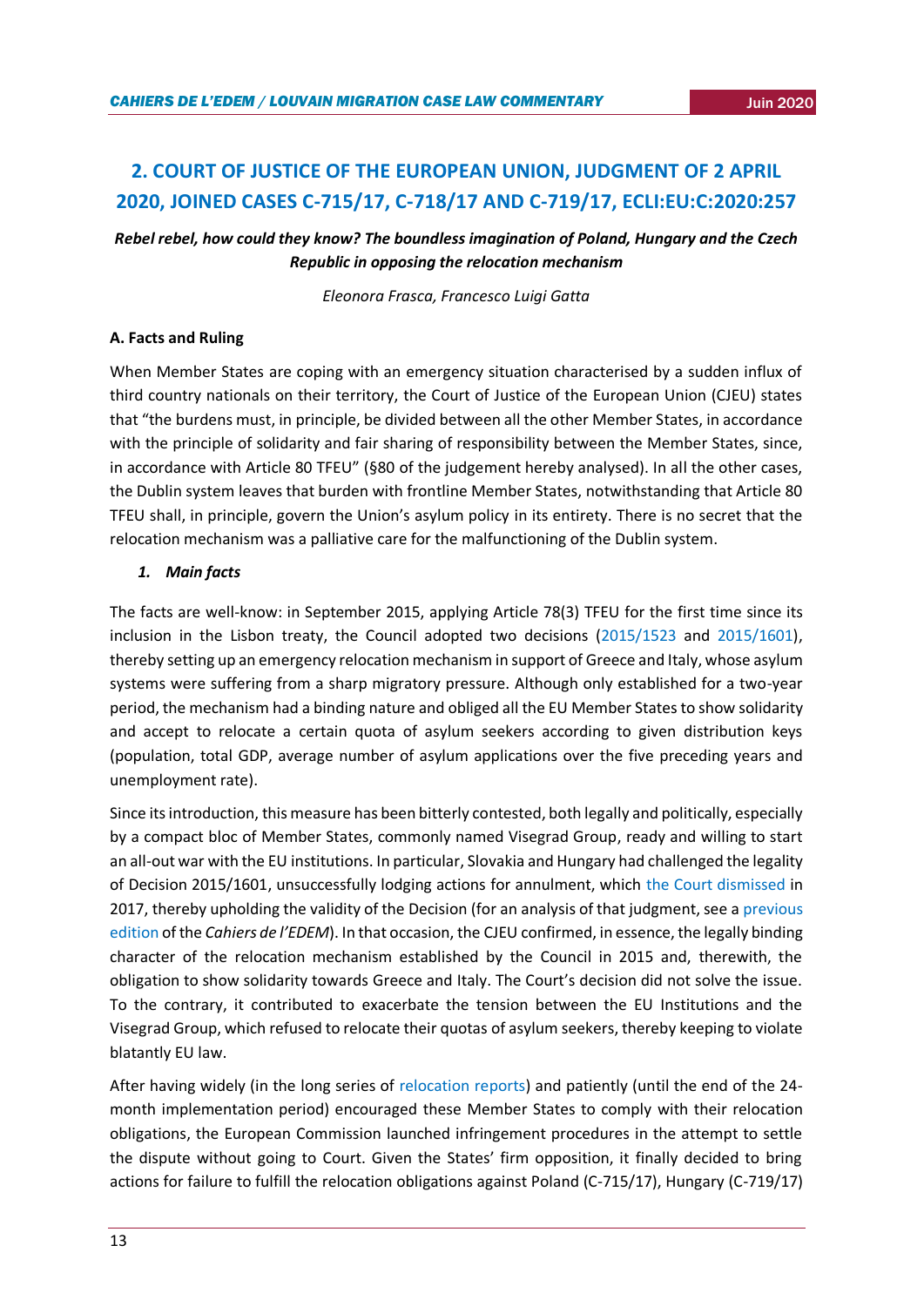## 2. COURT OF JUSTICE OF THE EUROPEAN UNION, JUDGMENT OF 2 APRIL 2020, JOINED CASES C-715/17, C-718/17 AND C-719/17, ECLI:EU:C:2020:257

***Rebel rebel, how could they know? The boundless imagination of Poland, Hungary and the Czech Republic in opposing the relocation mechanism***

*Eleonora Frasca, Francesco Luigi Gatta*

### A. Facts and Ruling

When Member States are coping with an emergency situation characterised by a sudden influx of third country nationals on their territory, the Court of Justice of the European Union (CJEU) states that "the burdens must, in principle, be divided between all the other Member States, in accordance with the principle of solidarity and fair sharing of responsibility between the Member States, since, in accordance with Article 80 TFEU" (§80 of the judgement hereby analysed). In all the other cases, the Dublin system leaves that burden with frontline Member States, notwithstanding that Article 80 TFEU shall, in principle, govern the Union's asylum policy in its entirety. There is no secret that the relocation mechanism was a palliative care for the malfunctioning of the Dublin system.

#### *1. Main facts*

The facts are well-know: in September 2015, applying Article 78(3) TFEU for the first time since its inclusion in the Lisbon treaty, the Council adopted two decisions (2015/1523 and 2015/1601), thereby setting up an emergency relocation mechanism in support of Greece and Italy, whose asylum systems were suffering from a sharp migratory pressure. Although only established for a two-year period, the mechanism had a binding nature and obliged all the EU Member States to show solidarity and accept to relocate a certain quota of asylum seekers according to given distribution keys (population, total GDP, average number of asylum applications over the five preceding years and unemployment rate).

Since its introduction, this measure has been bitterly contested, both legally and politically, especially by a compact bloc of Member States, commonly named Visegrad Group, ready and willing to start an all-out war with the EU institutions. In particular, Slovakia and Hungary had challenged the legality of Decision 2015/1601, unsuccessfully lodging actions for annulment, which the Court dismissed in 2017, thereby upholding the validity of the Decision (for an analysis of that judgment, see a previous edition of the *Cahiers de l'EDEM*). In that occasion, the CJEU confirmed, in essence, the legally binding character of the relocation mechanism established by the Council in 2015 and, therewith, the obligation to show solidarity towards Greece and Italy. The Court's decision did not solve the issue. To the contrary, it contributed to exacerbate the tension between the EU Institutions and the Visegrad Group, which refused to relocate their quotas of asylum seekers, thereby keeping to violate blatantly EU law.

After having widely (in the long series of relocation reports) and patiently (until the end of the 24-month implementation period) encouraged these Member States to comply with their relocation obligations, the European Commission launched infringement procedures in the attempt to settle the dispute without going to Court. Given the States' firm opposition, it finally decided to bring actions for failure to fulfill the relocation obligations against Poland (C-715/17), Hungary (C-719/17)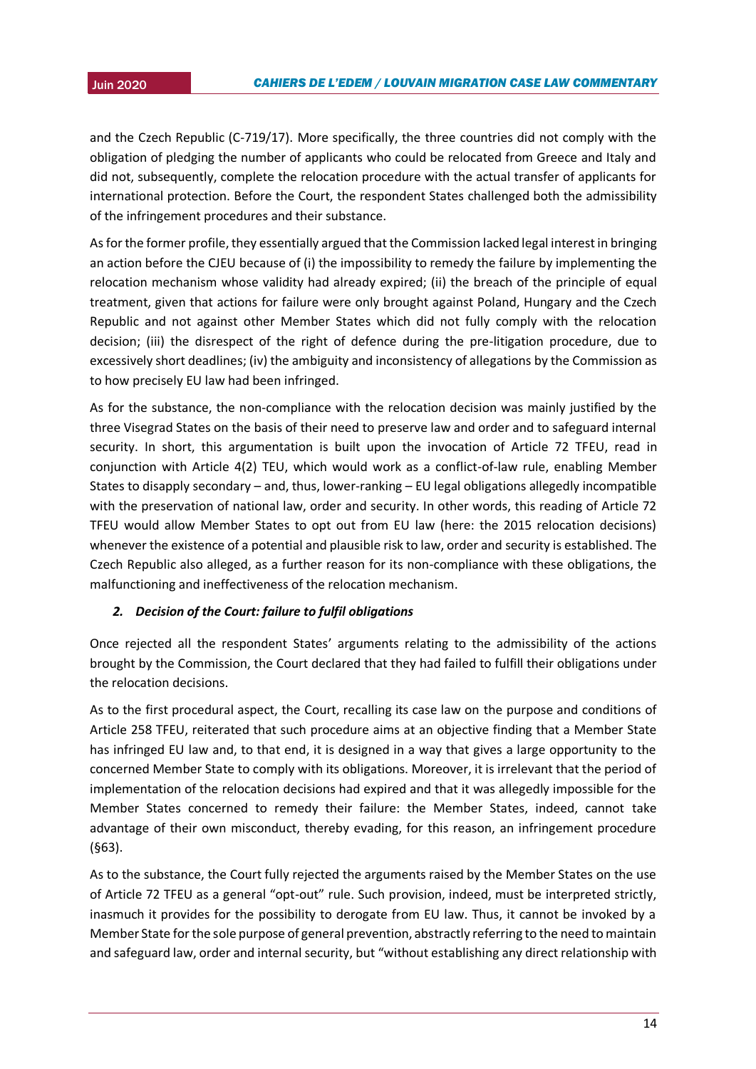and the Czech Republic (C-719/17). More specifically, the three countries did not comply with the obligation of pledging the number of applicants who could be relocated from Greece and Italy and did not, subsequently, complete the relocation procedure with the actual transfer of applicants for international protection. Before the Court, the respondent States challenged both the admissibility of the infringement procedures and their substance.

As for the former profile, they essentially argued that the Commission lacked legal interest in bringing an action before the CJEU because of (i) the impossibility to remedy the failure by implementing the relocation mechanism whose validity had already expired; (ii) the breach of the principle of equal treatment, given that actions for failure were only brought against Poland, Hungary and the Czech Republic and not against other Member States which did not fully comply with the relocation decision; (iii) the disrespect of the right of defence during the pre-litigation procedure, due to excessively short deadlines; (iv) the ambiguity and inconsistency of allegations by the Commission as to how precisely EU law had been infringed.

As for the substance, the non-compliance with the relocation decision was mainly justified by the three Visegrad States on the basis of their need to preserve law and order and to safeguard internal security. In short, this argumentation is built upon the invocation of Article 72 TFEU, read in conjunction with Article 4(2) TEU, which would work as a conflict-of-law rule, enabling Member States to disapply secondary – and, thus, lower-ranking – EU legal obligations allegedly incompatible with the preservation of national law, order and security. In other words, this reading of Article 72 TFEU would allow Member States to opt out from EU law (here: the 2015 relocation decisions) whenever the existence of a potential and plausible risk to law, order and security is established. The Czech Republic also alleged, as a further reason for its non-compliance with these obligations, the malfunctioning and ineffectiveness of the relocation mechanism.

### *2. Decision of the Court: failure to fulfil obligations*

Once rejected all the respondent States' arguments relating to the admissibility of the actions brought by the Commission, the Court declared that they had failed to fulfill their obligations under the relocation decisions.

As to the first procedural aspect, the Court, recalling its case law on the purpose and conditions of Article 258 TFEU, reiterated that such procedure aims at an objective finding that a Member State has infringed EU law and, to that end, it is designed in a way that gives a large opportunity to the concerned Member State to comply with its obligations. Moreover, it is irrelevant that the period of implementation of the relocation decisions had expired and that it was allegedly impossible for the Member States concerned to remedy their failure: the Member States, indeed, cannot take advantage of their own misconduct, thereby evading, for this reason, an infringement procedure (§63).

As to the substance, the Court fully rejected the arguments raised by the Member States on the use of Article 72 TFEU as a general "opt-out" rule. Such provision, indeed, must be interpreted strictly, inasmuch it provides for the possibility to derogate from EU law. Thus, it cannot be invoked by a Member State for the sole purpose of general prevention, abstractly referring to the need to maintain and safeguard law, order and internal security, but "without establishing any direct relationship with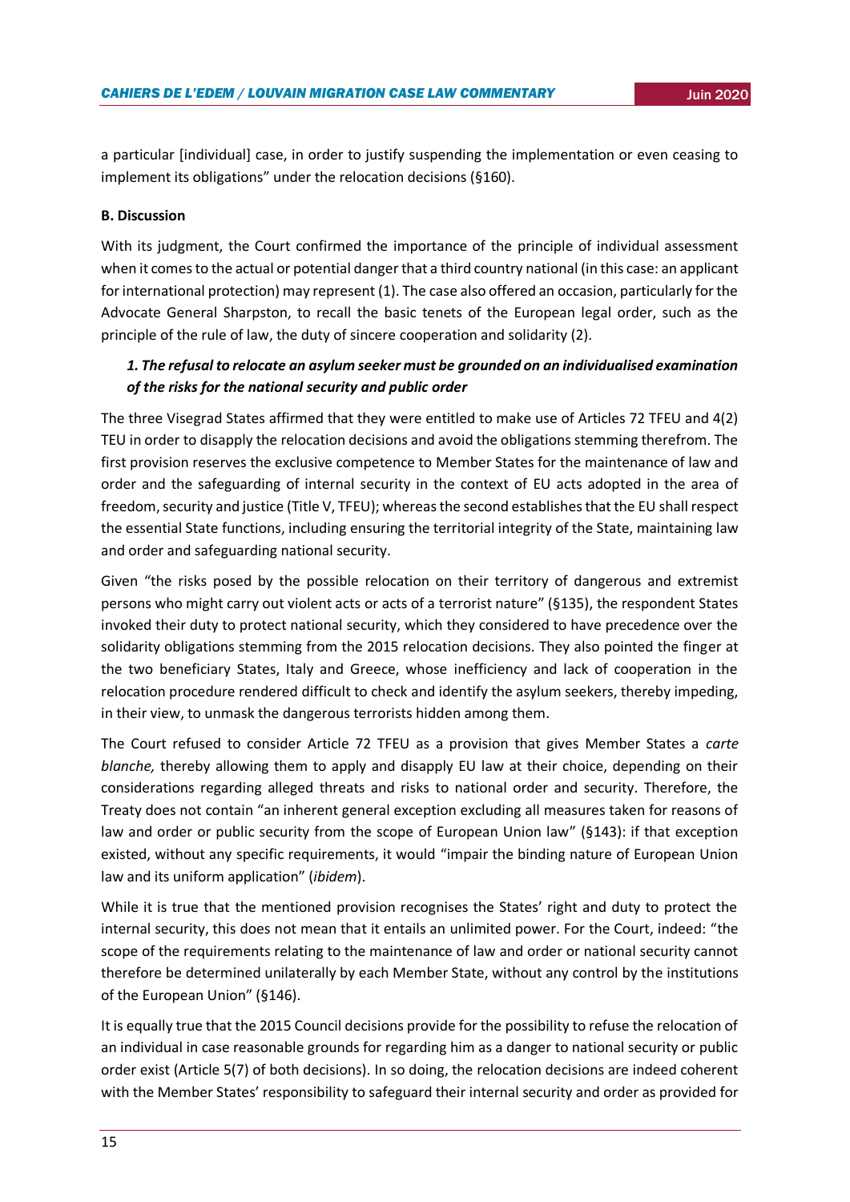a particular [individual] case, in order to justify suspending the implementation or even ceasing to implement its obligations" under the relocation decisions (§160).

**B. Discussion**

With its judgment, the Court confirmed the importance of the principle of individual assessment when it comes to the actual or potential danger that a third country national (in this case: an applicant for international protection) may represent (1). The case also offered an occasion, particularly for the Advocate General Sharpston, to recall the basic tenets of the European legal order, such as the principle of the rule of law, the duty of sincere cooperation and solidarity (2).

***1. The refusal to relocate an asylum seeker must be grounded on an individualised examination of the risks for the national security and public order***

The three Visegrad States affirmed that they were entitled to make use of Articles 72 TFEU and 4(2) TEU in order to disapply the relocation decisions and avoid the obligations stemming therefrom. The first provision reserves the exclusive competence to Member States for the maintenance of law and order and the safeguarding of internal security in the context of EU acts adopted in the area of freedom, security and justice (Title V, TFEU); whereas the second establishes that the EU shall respect the essential State functions, including ensuring the territorial integrity of the State, maintaining law and order and safeguarding national security.

Given "the risks posed by the possible relocation on their territory of dangerous and extremist persons who might carry out violent acts or acts of a terrorist nature" (§135), the respondent States invoked their duty to protect national security, which they considered to have precedence over the solidarity obligations stemming from the 2015 relocation decisions. They also pointed the finger at the two beneficiary States, Italy and Greece, whose inefficiency and lack of cooperation in the relocation procedure rendered difficult to check and identify the asylum seekers, thereby impeding, in their view, to unmask the dangerous terrorists hidden among them.

The Court refused to consider Article 72 TFEU as a provision that gives Member States a *carte blanche,* thereby allowing them to apply and disapply EU law at their choice, depending on their considerations regarding alleged threats and risks to national order and security. Therefore, the Treaty does not contain "an inherent general exception excluding all measures taken for reasons of law and order or public security from the scope of European Union law" (§143): if that exception existed, without any specific requirements, it would "impair the binding nature of European Union law and its uniform application" (*ibidem*).

While it is true that the mentioned provision recognises the States' right and duty to protect the internal security, this does not mean that it entails an unlimited power. For the Court, indeed: "the scope of the requirements relating to the maintenance of law and order or national security cannot therefore be determined unilaterally by each Member State, without any control by the institutions of the European Union" (§146).

It is equally true that the 2015 Council decisions provide for the possibility to refuse the relocation of an individual in case reasonable grounds for regarding him as a danger to national security or public order exist (Article 5(7) of both decisions). In so doing, the relocation decisions are indeed coherent with the Member States' responsibility to safeguard their internal security and order as provided for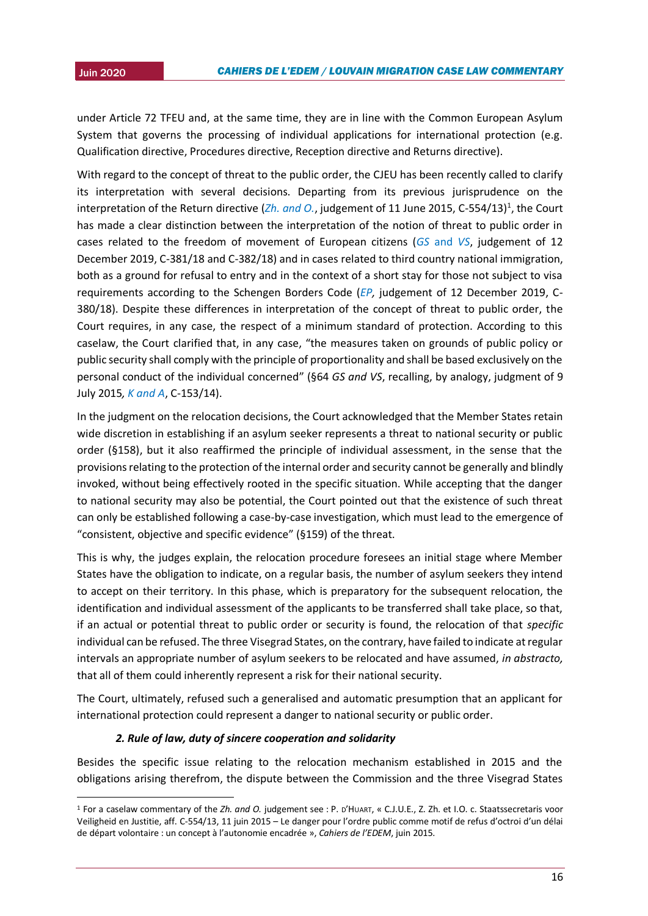under Article 72 TFEU and, at the same time, they are in line with the Common European Asylum System that governs the processing of individual applications for international protection (e.g. Qualification directive, Procedures directive, Reception directive and Returns directive).

With regard to the concept of threat to the public order, the CJEU has been recently called to clarify its interpretation with several decisions. Departing from its previous jurisprudence on the interpretation of the Return directive (*Zh. and O.*, judgement of 11 June 2015, C-554/13)[1], the Court has made a clear distinction between the interpretation of the notion of threat to public order in cases related to the freedom of movement of European citizens (*GS* and *VS*, judgement of 12 December 2019, C-381/18 and C-382/18) and in cases related to third country national immigration, both as a ground for refusal to entry and in the context of a short stay for those not subject to visa requirements according to the Schengen Borders Code (*EP,* judgement of 12 December 2019, C-380/18). Despite these differences in interpretation of the concept of threat to public order, the Court requires, in any case, the respect of a minimum standard of protection. According to this caselaw, the Court clarified that, in any case, "the measures taken on grounds of public policy or public security shall comply with the principle of proportionality and shall be based exclusively on the personal conduct of the individual concerned" (§64 *GS and VS*, recalling, by analogy, judgment of 9 July 2015*, K and A*, C-153/14).

In the judgment on the relocation decisions, the Court acknowledged that the Member States retain wide discretion in establishing if an asylum seeker represents a threat to national security or public order (§158), but it also reaffirmed the principle of individual assessment, in the sense that the provisions relating to the protection of the internal order and security cannot be generally and blindly invoked, without being effectively rooted in the specific situation. While accepting that the danger to national security may also be potential, the Court pointed out that the existence of such threat can only be established following a case-by-case investigation, which must lead to the emergence of "consistent, objective and specific evidence" (§159) of the threat.

This is why, the judges explain, the relocation procedure foresees an initial stage where Member States have the obligation to indicate, on a regular basis, the number of asylum seekers they intend to accept on their territory. In this phase, which is preparatory for the subsequent relocation, the identification and individual assessment of the applicants to be transferred shall take place, so that, if an actual or potential threat to public order or security is found, the relocation of that *specific* individual can be refused. The three Visegrad States, on the contrary, have failed to indicate at regular intervals an appropriate number of asylum seekers to be relocated and have assumed, *in abstracto,* that all of them could inherently represent a risk for their national security.

The Court, ultimately, refused such a generalised and automatic presumption that an applicant for international protection could represent a danger to national security or public order.

#### *2. Rule of law, duty of sincere cooperation and solidarity*

Besides the specific issue relating to the relocation mechanism established in 2015 and the obligations arising therefrom, the dispute between the Commission and the three Visegrad States

---

[1] For a caselaw commentary of the *Zh. and O.* judgement see : P. D'HUART, « C.J.U.E., Z. Zh. et I.O. c. Staatssecretaris voor Veiligheid en Justitie, aff. C-554/13, 11 juin 2015 – Le danger pour l'ordre public comme motif de refus d'octroi d'un délai de départ volontaire : un concept à l'autonomie encadrée », *Cahiers de l'EDEM*, juin 2015.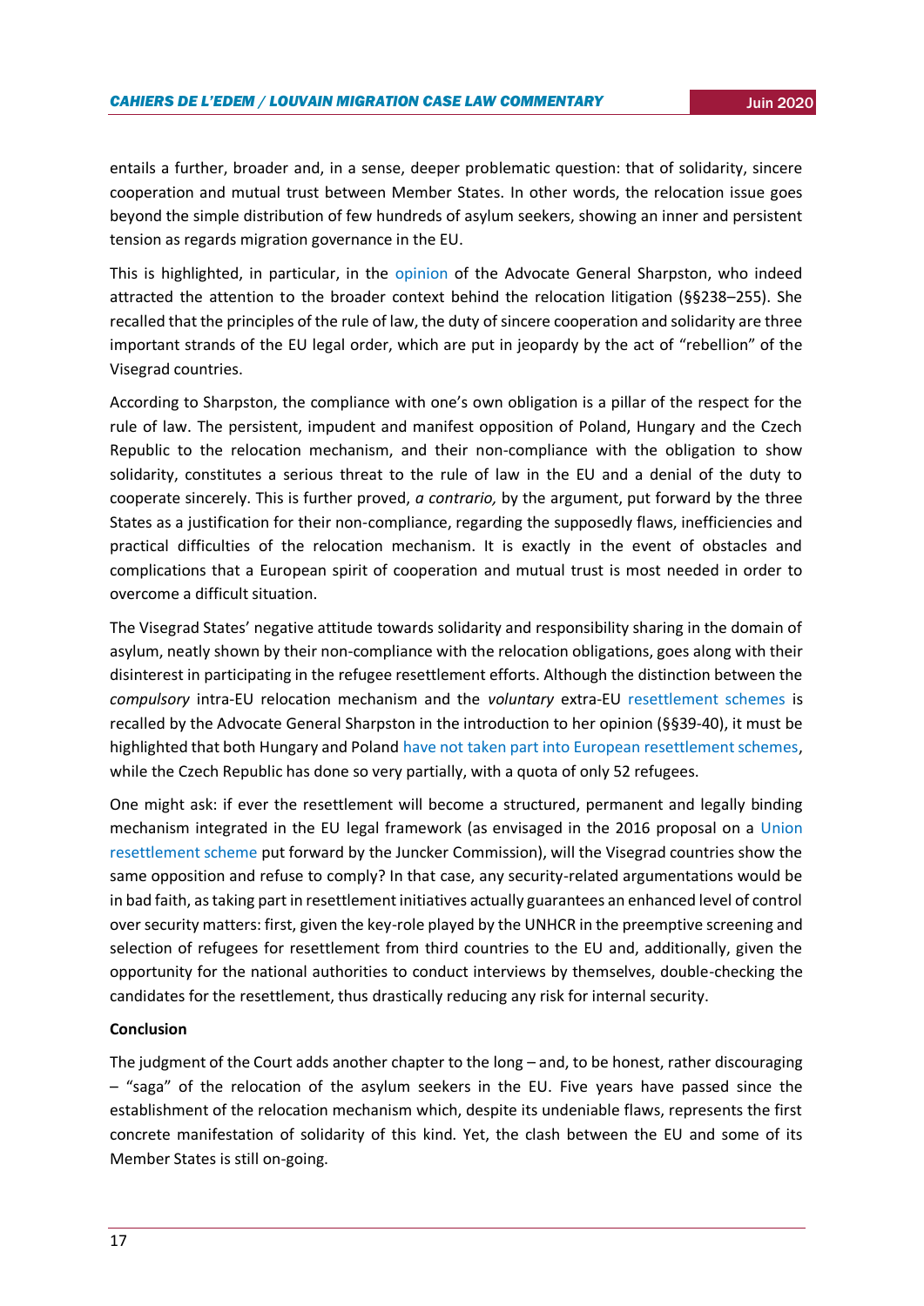entails a further, broader and, in a sense, deeper problematic question: that of solidarity, sincere cooperation and mutual trust between Member States. In other words, the relocation issue goes beyond the simple distribution of few hundreds of asylum seekers, showing an inner and persistent tension as regards migration governance in the EU.

This is highlighted, in particular, in the opinion of the Advocate General Sharpston, who indeed attracted the attention to the broader context behind the relocation litigation (§§238–255). She recalled that the principles of the rule of law, the duty of sincere cooperation and solidarity are three important strands of the EU legal order, which are put in jeopardy by the act of "rebellion" of the Visegrad countries.

According to Sharpston, the compliance with one's own obligation is a pillar of the respect for the rule of law. The persistent, impudent and manifest opposition of Poland, Hungary and the Czech Republic to the relocation mechanism, and their non-compliance with the obligation to show solidarity, constitutes a serious threat to the rule of law in the EU and a denial of the duty to cooperate sincerely. This is further proved, *a contrario,* by the argument, put forward by the three States as a justification for their non-compliance, regarding the supposedly flaws, inefficiencies and practical difficulties of the relocation mechanism. It is exactly in the event of obstacles and complications that a European spirit of cooperation and mutual trust is most needed in order to overcome a difficult situation.

The Visegrad States' negative attitude towards solidarity and responsibility sharing in the domain of asylum, neatly shown by their non-compliance with the relocation obligations, goes along with their disinterest in participating in the refugee resettlement efforts. Although the distinction between the *compulsory* intra-EU relocation mechanism and the *voluntary* extra-EU resettlement schemes is recalled by the Advocate General Sharpston in the introduction to her opinion (§§39-40), it must be highlighted that both Hungary and Poland have not taken part into European resettlement schemes, while the Czech Republic has done so very partially, with a quota of only 52 refugees.

One might ask: if ever the resettlement will become a structured, permanent and legally binding mechanism integrated in the EU legal framework (as envisaged in the 2016 proposal on a Union resettlement scheme put forward by the Juncker Commission), will the Visegrad countries show the same opposition and refuse to comply? In that case, any security-related argumentations would be in bad faith, as taking part in resettlement initiatives actually guarantees an enhanced level of control over security matters: first, given the key-role played by the UNHCR in the preemptive screening and selection of refugees for resettlement from third countries to the EU and, additionally, given the opportunity for the national authorities to conduct interviews by themselves, double-checking the candidates for the resettlement, thus drastically reducing any risk for internal security.

**Conclusion**

The judgment of the Court adds another chapter to the long – and, to be honest, rather discouraging – "saga" of the relocation of the asylum seekers in the EU. Five years have passed since the establishment of the relocation mechanism which, despite its undeniable flaws, represents the first concrete manifestation of solidarity of this kind. Yet, the clash between the EU and some of its Member States is still on-going.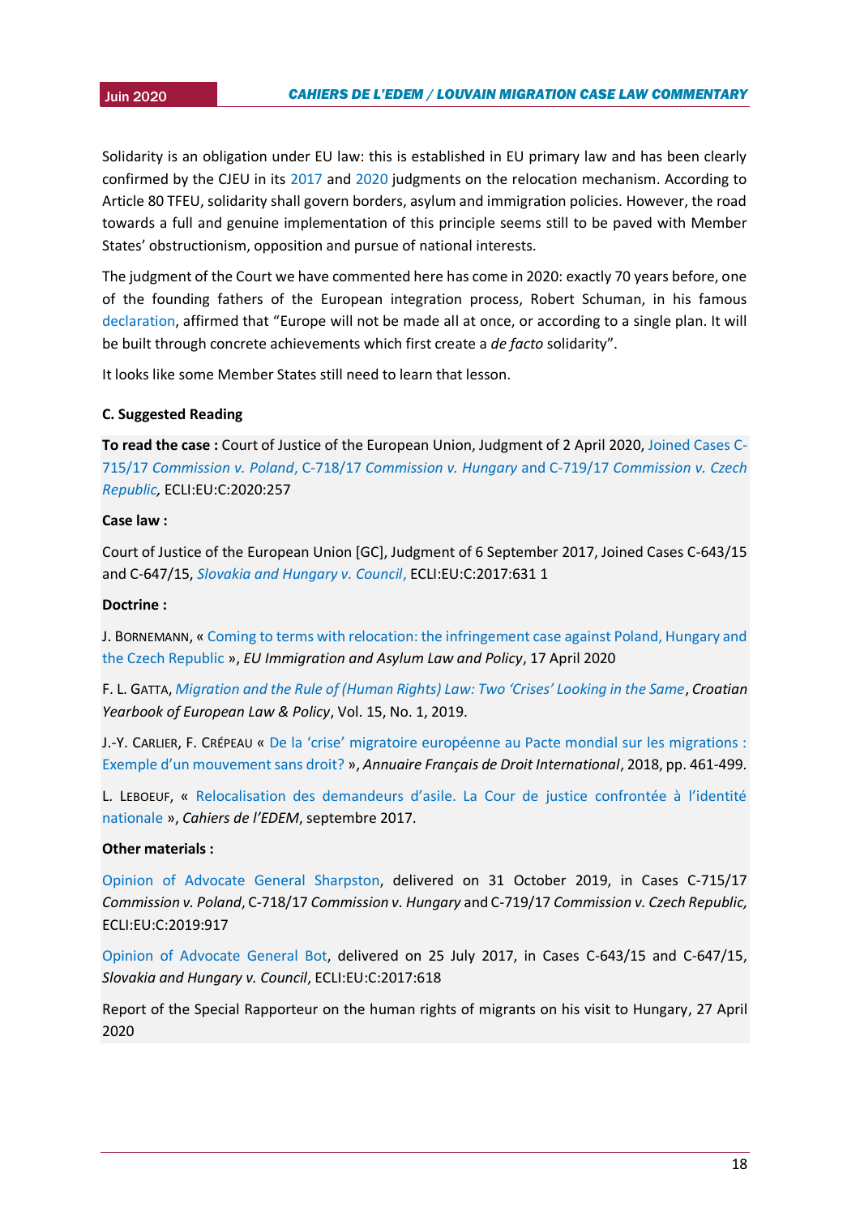Solidarity is an obligation under EU law: this is established in EU primary law and has been clearly confirmed by the CJEU in its 2017 and 2020 judgments on the relocation mechanism. According to Article 80 TFEU, solidarity shall govern borders, asylum and immigration policies. However, the road towards a full and genuine implementation of this principle seems still to be paved with Member States' obstructionism, opposition and pursue of national interests.

The judgment of the Court we have commented here has come in 2020: exactly 70 years before, one of the founding fathers of the European integration process, Robert Schuman, in his famous declaration, affirmed that "Europe will not be made all at once, or according to a single plan. It will be built through concrete achievements which first create a *de facto* solidarity".

It looks like some Member States still need to learn that lesson.

**C. Suggested Reading**

**To read the case :** Court of Justice of the European Union, Judgment of 2 April 2020, Joined Cases C-715/17 *Commission v. Poland*, C-718/17 *Commission v. Hungary* and C-719/17 *Commission v. Czech Republic,* ECLI:EU:C:2020:257

**Case law :**

Court of Justice of the European Union [GC], Judgment of 6 September 2017, Joined Cases C-643/15 and C-647/15, *Slovakia and Hungary v. Council*, ECLI:EU:C:2017:631 1

**Doctrine :**

J. Bornemann, « Coming to terms with relocation: the infringement case against Poland, Hungary and the Czech Republic », *EU Immigration and Asylum Law and Policy*, 17 April 2020

F. L. Gatta, *Migration and the Rule of (Human Rights) Law: Two 'Crises' Looking in the Same*, *Croatian Yearbook of European Law & Policy*, Vol. 15, No. 1, 2019.

J.-Y. Carlier, F. Crépeau « De la 'crise' migratoire européenne au Pacte mondial sur les migrations : Exemple d'un mouvement sans droit? », *Annuaire Français de Droit International*, 2018, pp. 461-499.

L. Leboeuf, « Relocalisation des demandeurs d'asile. La Cour de justice confrontée à l'identité nationale », *Cahiers de l'EDEM*, septembre 2017.

**Other materials :**

Opinion of Advocate General Sharpston, delivered on 31 October 2019, in Cases C-715/17 *Commission v. Poland*, C-718/17 *Commission v. Hungary* and C-719/17 *Commission v. Czech Republic,* ECLI:EU:C:2019:917

Opinion of Advocate General Bot, delivered on 25 July 2017, in Cases C-643/15 and C-647/15, *Slovakia and Hungary v. Council*, ECLI:EU:C:2017:618

Report of the Special Rapporteur on the human rights of migrants on his visit to Hungary, 27 April 2020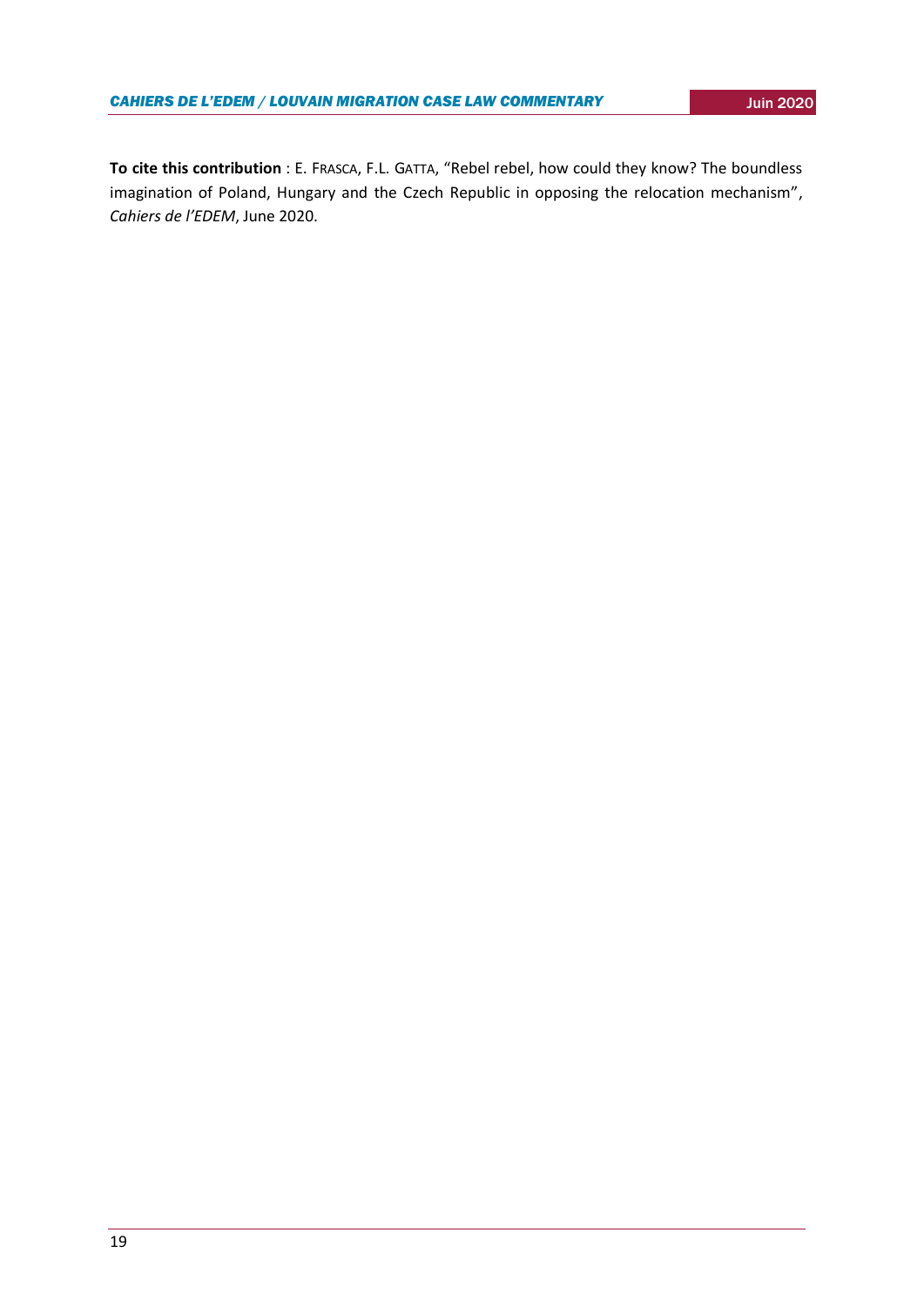**To cite this contribution** : E. FRASCA, F.L. GATTA, "Rebel rebel, how could they know? The boundless imagination of Poland, Hungary and the Czech Republic in opposing the relocation mechanism", *Cahiers de l'EDEM*, June 2020.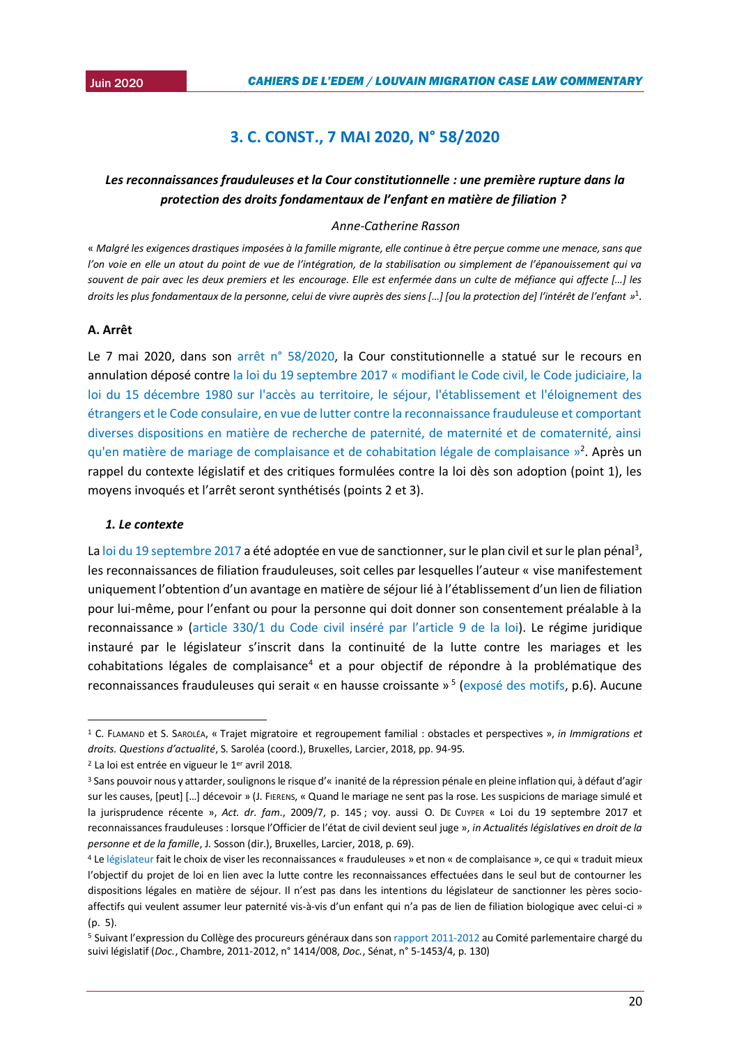## 3. C. CONST., 7 MAI 2020, N° 58/2020

### *Les reconnaissances frauduleuses et la Cour constitutionnelle : une première rupture dans la protection des droits fondamentaux de l'enfant en matière de filiation ?*

*Anne-Catherine Rasson*

« *Malgré les exigences drastiques imposées à la famille migrante, elle continue à être perçue comme une menace, sans que l'on voie en elle un atout du point de vue de l'intégration, de la stabilisation ou simplement de l'épanouissement qui va souvent de pair avec les deux premiers et les encourage. Elle est enfermée dans un culte de méfiance qui affecte […] les droits les plus fondamentaux de la personne, celui de vivre auprès des siens […] [ou la protection de] l'intérêt de l'enfant* »[1].

#### A. Arrêt

Le 7 mai 2020, dans son arrêt n° 58/2020, la Cour constitutionnelle a statué sur le recours en annulation déposé contre la loi du 19 septembre 2017 « modifiant le Code civil, le Code judiciaire, la loi du 15 décembre 1980 sur l'accès au territoire, le séjour, l'établissement et l'éloignement des étrangers et le Code consulaire, en vue de lutter contre la reconnaissance frauduleuse et comportant diverses dispositions en matière de recherche de paternité, de maternité et de comaternité, ainsi qu'en matière de mariage de complaisance et de cohabitation légale de complaisance »[2]. Après un rappel du contexte législatif et des critiques formulées contre la loi dès son adoption (point 1), les moyens invoqués et l'arrêt seront synthétisés (points 2 et 3).

##### *1. Le contexte*

La loi du 19 septembre 2017 a été adoptée en vue de sanctionner, sur le plan civil et sur le plan pénal[3], les reconnaissances de filiation frauduleuses, soit celles par lesquelles l'auteur « vise manifestement uniquement l'obtention d'un avantage en matière de séjour lié à l'établissement d'un lien de filiation pour lui-même, pour l'enfant ou pour la personne qui doit donner son consentement préalable à la reconnaissance » (article 330/1 du Code civil inséré par l'article 9 de la loi). Le régime juridique instauré par le législateur s'inscrit dans la continuité de la lutte contre les mariages et les cohabitations légales de complaisance[4] et a pour objectif de répondre à la problématique des reconnaissances frauduleuses qui serait « en hausse croissante »[5] (exposé des motifs, p.6). Aucune

---

[1] C. Flamand et S. Saroléa, « Trajet migratoire et regroupement familial : obstacles et perspectives », *in Immigrations et droits. Questions d'actualité*, S. Saroléa (coord.), Bruxelles, Larcier, 2018, pp. 94-95.

[2] La loi est entrée en vigueur le 1er avril 2018.

[3] Sans pouvoir nous y attarder, soulignons le risque d'« inanité de la répression pénale en pleine inflation qui, à défaut d'agir sur les causes, [peut] […] décevoir » (J. Fierens, « Quand le mariage ne sent pas la rose. Les suspicions de mariage simulé et la jurisprudence récente », *Act. dr. fam.*, 2009/7, p. 145 ; voy. aussi O. De Cuyper « Loi du 19 septembre 2017 et reconnaissances frauduleuses : lorsque l'Officier de l'état de civil devient seul juge », *in Actualités législatives en droit de la personne et de la famille*, J. Sosson (dir.), Bruxelles, Larcier, 2018, p. 69).

[4] Le législateur fait le choix de viser les reconnaissances « frauduleuses » et non « de complaisance », ce qui « traduit mieux l'objectif du projet de loi en lien avec la lutte contre les reconnaissances effectuées dans le seul but de contourner les dispositions légales en matière de séjour. Il n'est pas dans les intentions du législateur de sanctionner les pères socio-affectifs qui veulent assumer leur paternité vis-à-vis d'un enfant qui n'a pas de lien de filiation biologique avec celui-ci » (p. 5).

[5] Suivant l'expression du Collège des procureurs généraux dans son rapport 2011-2012 au Comité parlementaire chargé du suivi législatif (*Doc.*, Chambre, 2011-2012, n° 1414/008, *Doc.*, Sénat, n° 5-1453/4, p. 130)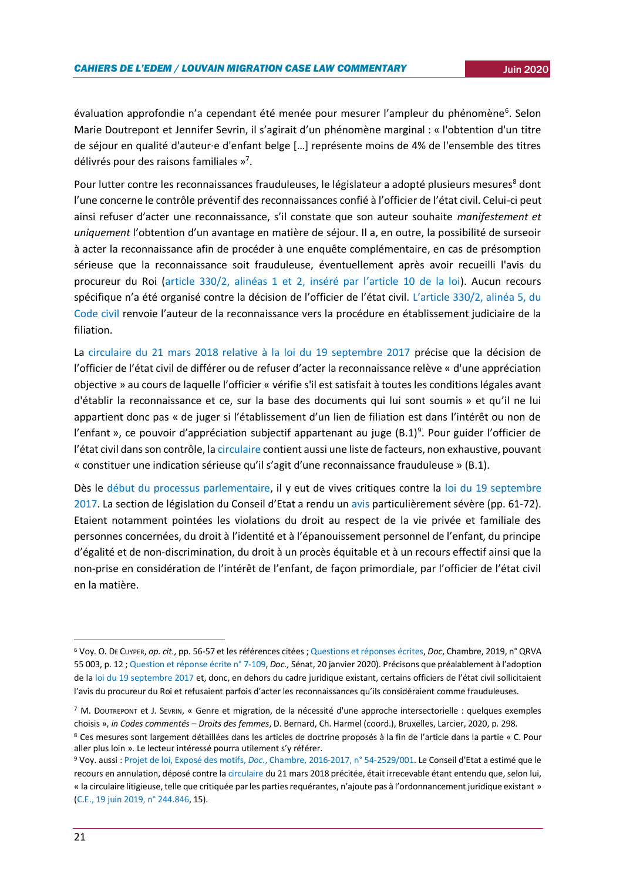évaluation approfondie n'a cependant été menée pour mesurer l'ampleur du phénomène[6]. Selon Marie Doutrepont et Jennifer Sevrin, il s'agirait d'un phénomène marginal : « l'obtention d'un titre de séjour en qualité d'auteur·e d'enfant belge […] représente moins de 4% de l'ensemble des titres délivrés pour des raisons familiales »[7].

Pour lutter contre les reconnaissances frauduleuses, le législateur a adopté plusieurs mesures[8] dont l'une concerne le contrôle préventif des reconnaissances confié à l'officier de l'état civil. Celui-ci peut ainsi refuser d'acter une reconnaissance, s'il constate que son auteur souhaite *manifestement et uniquement* l'obtention d'un avantage en matière de séjour. Il a, en outre, la possibilité de surseoir à acter la reconnaissance afin de procéder à une enquête complémentaire, en cas de présomption sérieuse que la reconnaissance soit frauduleuse, éventuellement après avoir recueilli l'avis du procureur du Roi (article 330/2, alinéas 1 et 2, inséré par l'article 10 de la loi). Aucun recours spécifique n'a été organisé contre la décision de l'officier de l'état civil. L'article 330/2, alinéa 5, du Code civil renvoie l'auteur de la reconnaissance vers la procédure en établissement judiciaire de la filiation.

La circulaire du 21 mars 2018 relative à la loi du 19 septembre 2017 précise que la décision de l'officier de l'état civil de différer ou de refuser d'acter la reconnaissance relève « d'une appréciation objective » au cours de laquelle l'officier « vérifie s'il est satisfait à toutes les conditions légales avant d'établir la reconnaissance et ce, sur la base des documents qui lui sont soumis » et qu'il ne lui appartient donc pas « de juger si l'établissement d'un lien de filiation est dans l'intérêt ou non de l'enfant », ce pouvoir d'appréciation subjectif appartenant au juge (B.1)[9]. Pour guider l'officier de l'état civil dans son contrôle, la circulaire contient aussi une liste de facteurs, non exhaustive, pouvant « constituer une indication sérieuse qu'il s'agit d'une reconnaissance frauduleuse » (B.1).

Dès le début du processus parlementaire, il y eut de vives critiques contre la loi du 19 septembre 2017. La section de législation du Conseil d'Etat a rendu un avis particulièrement sévère (pp. 61-72). Etaient notamment pointées les violations du droit au respect de la vie privée et familiale des personnes concernées, du droit à l'identité et à l'épanouissement personnel de l'enfant, du principe d'égalité et de non-discrimination, du droit à un procès équitable et à un recours effectif ainsi que la non-prise en considération de l'intérêt de l'enfant, de façon primordiale, par l'officier de l'état civil en la matière.

---

[6] Voy. O. De Cuyper, *op. cit.,* pp. 56-57 et les références citées ; Questions et réponses écrites, *Doc*, Chambre, 2019, n° QRVA 55 003, p. 12 ; Question et réponse écrite n° 7-109, *Doc.,* Sénat, 20 janvier 2020). Précisons que préalablement à l'adoption de la loi du 19 septembre 2017 et, donc, en dehors du cadre juridique existant, certains officiers de l'état civil sollicitaient l'avis du procureur du Roi et refusaient parfois d'acter les reconnaissances qu'ils considéraient comme frauduleuses.

[7] M. Doutrepont et J. Sevrin, « Genre et migration, de la nécessité d'une approche intersectorielle : quelques exemples choisis », *in Codes commentés – Droits des femmes*, D. Bernard, Ch. Harmel (coord.), Bruxelles, Larcier, 2020, p. 298.

[8] Ces mesures sont largement détaillées dans les articles de doctrine proposés à la fin de l'article dans la partie « C. Pour aller plus loin ». Le lecteur intéressé pourra utilement s'y référer.

[9] Voy. aussi : Projet de loi, Exposé des motifs, *Doc.*, Chambre, 2016-2017, n° 54-2529/001. Le Conseil d'Etat a estimé que le recours en annulation, déposé contre la circulaire du 21 mars 2018 précitée, était irrecevable étant entendu que, selon lui, « la circulaire litigieuse, telle que critiquée par les parties requérantes, n'ajoute pas à l'ordonnancement juridique existant » (C.E., 19 juin 2019, n° 244.846, 15).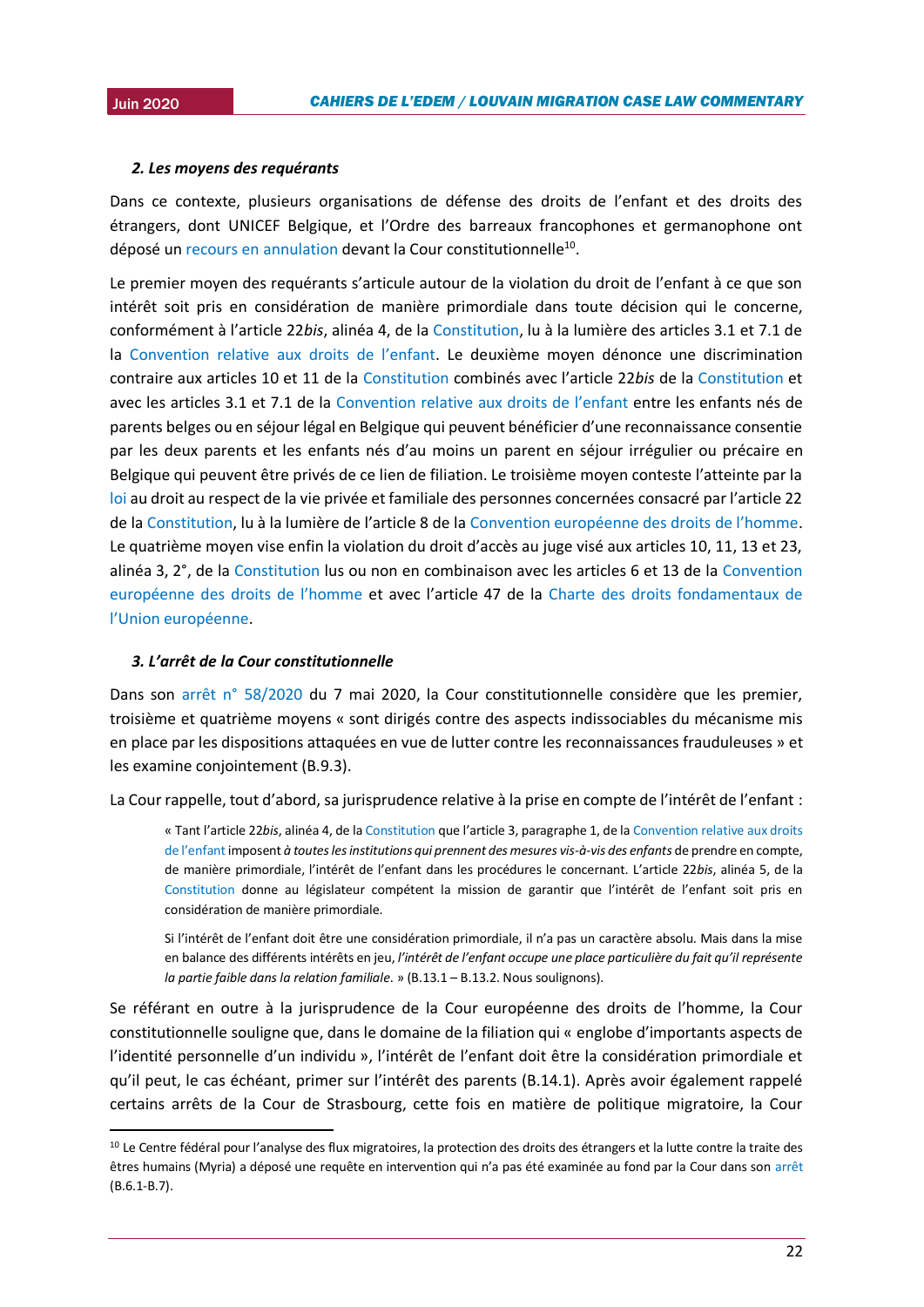### 2. Les moyens des requérants

Dans ce contexte, plusieurs organisations de défense des droits de l'enfant et des droits des étrangers, dont UNICEF Belgique, et l'Ordre des barreaux francophones et germanophone ont déposé un recours en annulation devant la Cour constitutionnelle[10].

Le premier moyen des requérants s'articule autour de la violation du droit de l'enfant à ce que son intérêt soit pris en considération de manière primordiale dans toute décision qui le concerne, conformément à l'article 22*bis*, alinéa 4, de la Constitution, lu à la lumière des articles 3.1 et 7.1 de la Convention relative aux droits de l'enfant. Le deuxième moyen dénonce une discrimination contraire aux articles 10 et 11 de la Constitution combinés avec l'article 22*bis* de la Constitution et avec les articles 3.1 et 7.1 de la Convention relative aux droits de l'enfant entre les enfants nés de parents belges ou en séjour légal en Belgique qui peuvent bénéficier d'une reconnaissance consentie par les deux parents et les enfants nés d'au moins un parent en séjour irrégulier ou précaire en Belgique qui peuvent être privés de ce lien de filiation. Le troisième moyen conteste l'atteinte par la loi au droit au respect de la vie privée et familiale des personnes concernées consacré par l'article 22 de la Constitution, lu à la lumière de l'article 8 de la Convention européenne des droits de l'homme. Le quatrième moyen vise enfin la violation du droit d'accès au juge visé aux articles 10, 11, 13 et 23, alinéa 3, 2°, de la Constitution lus ou non en combinaison avec les articles 6 et 13 de la Convention européenne des droits de l'homme et avec l'article 47 de la Charte des droits fondamentaux de l'Union européenne.

### 3. L'arrêt de la Cour constitutionnelle

Dans son arrêt n° 58/2020 du 7 mai 2020, la Cour constitutionnelle considère que les premier, troisième et quatrième moyens « sont dirigés contre des aspects indissociables du mécanisme mis en place par les dispositions attaquées en vue de lutter contre les reconnaissances frauduleuses » et les examine conjointement (B.9.3).

La Cour rappelle, tout d'abord, sa jurisprudence relative à la prise en compte de l'intérêt de l'enfant :

> « Tant l'article 22*bis*, alinéa 4, de la Constitution que l'article 3, paragraphe 1, de la Convention relative aux droits de l'enfant imposent *à toutes les institutions qui prennent des mesures vis-à-vis des enfants* de prendre en compte, de manière primordiale, l'intérêt de l'enfant dans les procédures le concernant. L'article 22*bis*, alinéa 5, de la Constitution donne au législateur compétent la mission de garantir que l'intérêt de l'enfant soit pris en considération de manière primordiale.
>
> Si l'intérêt de l'enfant doit être une considération primordiale, il n'a pas un caractère absolu. Mais dans la mise en balance des différents intérêts en jeu, *l'intérêt de l'enfant occupe une place particulière du fait qu'il représente la partie faible dans la relation familiale*. » (B.13.1 – B.13.2. Nous soulignons).

Se référant en outre à la jurisprudence de la Cour européenne des droits de l'homme, la Cour constitutionnelle souligne que, dans le domaine de la filiation qui « englobe d'importants aspects de l'identité personnelle d'un individu », l'intérêt de l'enfant doit être la considération primordiale et qu'il peut, le cas échéant, primer sur l'intérêt des parents (B.14.1). Après avoir également rappelé certains arrêts de la Cour de Strasbourg, cette fois en matière de politique migratoire, la Cour

---

[10] Le Centre fédéral pour l'analyse des flux migratoires, la protection des droits des étrangers et la lutte contre la traite des êtres humains (Myria) a déposé une requête en intervention qui n'a pas été examinée au fond par la Cour dans son arrêt (B.6.1-B.7).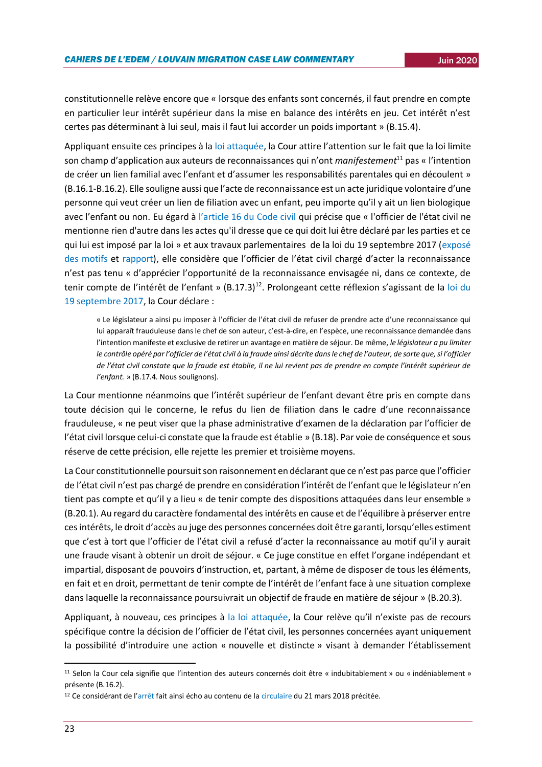constitutionnelle relève encore que « lorsque des enfants sont concernés, il faut prendre en compte en particulier leur intérêt supérieur dans la mise en balance des intérêts en jeu. Cet intérêt n'est certes pas déterminant à lui seul, mais il faut lui accorder un poids important » (B.15.4).

Appliquant ensuite ces principes à la loi attaquée, la Cour attire l'attention sur le fait que la loi limite son champ d'application aux auteurs de reconnaissances qui n'ont *manifestement*[11] pas « l'intention de créer un lien familial avec l'enfant et d'assumer les responsabilités parentales qui en découlent » (B.16.1-B.16.2). Elle souligne aussi que l'acte de reconnaissance est un acte juridique volontaire d'une personne qui veut créer un lien de filiation avec un enfant, peu importe qu'il y ait un lien biologique avec l'enfant ou non. Eu égard à l'article 16 du Code civil qui précise que « l'officier de l'état civil ne mentionne rien d'autre dans les actes qu'il dresse que ce qui doit lui être déclaré par les parties et ce qui lui est imposé par la loi » et aux travaux parlementaires de la loi du 19 septembre 2017 (exposé des motifs et rapport), elle considère que l'officier de l'état civil chargé d'acter la reconnaissance n'est pas tenu « d'apprécier l'opportunité de la reconnaissance envisagée ni, dans ce contexte, de tenir compte de l'intérêt de l'enfant » (B.17.3)[12]. Prolongeant cette réflexion s'agissant de la loi du 19 septembre 2017, la Cour déclare :

> « Le législateur a ainsi pu imposer à l'officier de l'état civil de refuser de prendre acte d'une reconnaissance qui lui apparaît frauduleuse dans le chef de son auteur, c'est-à-dire, en l'espèce, une reconnaissance demandée dans l'intention manifeste et exclusive de retirer un avantage en matière de séjour. De même, *le législateur a pu limiter le contrôle opéré par l'officier de l'état civil à la fraude ainsi décrite dans le chef de l'auteur, de sorte que, si l'officier de l'état civil constate que la fraude est établie, il ne lui revient pas de prendre en compte l'intérêt supérieur de l'enfant.* » (B.17.4. Nous soulignons).

La Cour mentionne néanmoins que l'intérêt supérieur de l'enfant devant être pris en compte dans toute décision qui le concerne, le refus du lien de filiation dans le cadre d'une reconnaissance frauduleuse, « ne peut viser que la phase administrative d'examen de la déclaration par l'officier de l'état civil lorsque celui-ci constate que la fraude est établie » (B.18). Par voie de conséquence et sous réserve de cette précision, elle rejette les premier et troisième moyens.

La Cour constitutionnelle poursuit son raisonnement en déclarant que ce n'est pas parce que l'officier de l'état civil n'est pas chargé de prendre en considération l'intérêt de l'enfant que le législateur n'en tient pas compte et qu'il y a lieu « de tenir compte des dispositions attaquées dans leur ensemble » (B.20.1). Au regard du caractère fondamental des intérêts en cause et de l'équilibre à préserver entre ces intérêts, le droit d'accès au juge des personnes concernées doit être garanti, lorsqu'elles estiment que c'est à tort que l'officier de l'état civil a refusé d'acter la reconnaissance au motif qu'il y aurait une fraude visant à obtenir un droit de séjour. « Ce juge constitue en effet l'organe indépendant et impartial, disposant de pouvoirs d'instruction, et, partant, à même de disposer de tous les éléments, en fait et en droit, permettant de tenir compte de l'intérêt de l'enfant face à une situation complexe dans laquelle la reconnaissance poursuivrait un objectif de fraude en matière de séjour » (B.20.3).

Appliquant, à nouveau, ces principes à la loi attaquée, la Cour relève qu'il n'existe pas de recours spécifique contre la décision de l'officier de l'état civil, les personnes concernées ayant uniquement la possibilité d'introduire une action « nouvelle et distincte » visant à demander l'établissement

---

[11] Selon la Cour cela signifie que l'intention des auteurs concernés doit être « indubitablement » ou « indéniablement » présente (B.16.2).

[12] Ce considérant de l'arrêt fait ainsi écho au contenu de la circulaire du 21 mars 2018 précitée.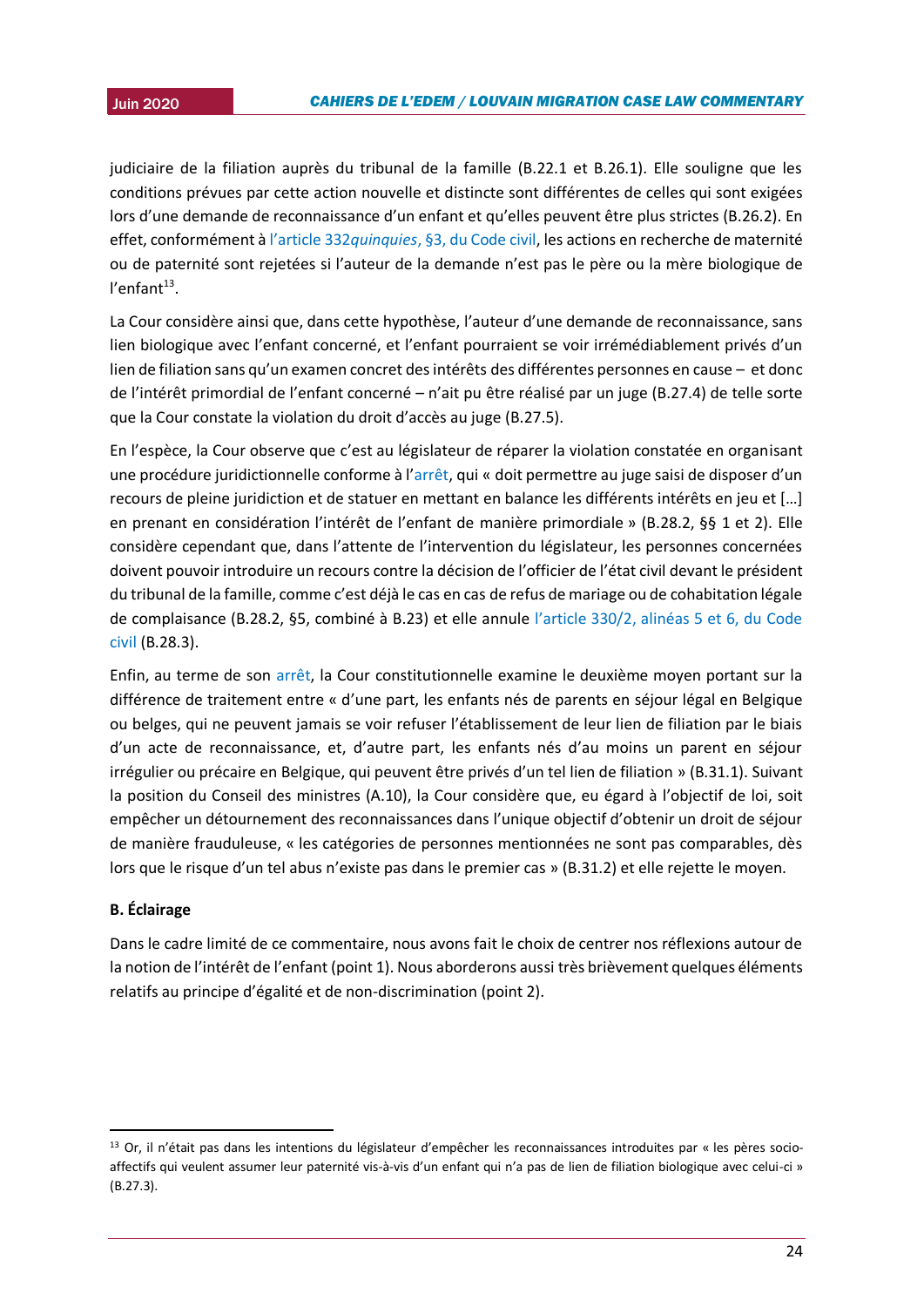judiciaire de la filiation auprès du tribunal de la famille (B.22.1 et B.26.1). Elle souligne que les conditions prévues par cette action nouvelle et distincte sont différentes de celles qui sont exigées lors d'une demande de reconnaissance d'un enfant et qu'elles peuvent être plus strictes (B.26.2). En effet, conformément à l'article 332*quinquies*, §3, du Code civil, les actions en recherche de maternité ou de paternité sont rejetées si l'auteur de la demande n'est pas le père ou la mère biologique de l'enfant[13].

La Cour considère ainsi que, dans cette hypothèse, l'auteur d'une demande de reconnaissance, sans lien biologique avec l'enfant concerné, et l'enfant pourraient se voir irrémédiablement privés d'un lien de filiation sans qu'un examen concret des intérêts des différentes personnes en cause – et donc de l'intérêt primordial de l'enfant concerné – n'ait pu être réalisé par un juge (B.27.4) de telle sorte que la Cour constate la violation du droit d'accès au juge (B.27.5).

En l'espèce, la Cour observe que c'est au législateur de réparer la violation constatée en organisant une procédure juridictionnelle conforme à l'arrêt, qui « doit permettre au juge saisi de disposer d'un recours de pleine juridiction et de statuer en mettant en balance les différents intérêts en jeu et […] en prenant en considération l'intérêt de l'enfant de manière primordiale » (B.28.2, §§ 1 et 2). Elle considère cependant que, dans l'attente de l'intervention du législateur, les personnes concernées doivent pouvoir introduire un recours contre la décision de l'officier de l'état civil devant le président du tribunal de la famille, comme c'est déjà le cas en cas de refus de mariage ou de cohabitation légale de complaisance (B.28.2, §5, combiné à B.23) et elle annule l'article 330/2, alinéas 5 et 6, du Code civil (B.28.3).

Enfin, au terme de son arrêt, la Cour constitutionnelle examine le deuxième moyen portant sur la différence de traitement entre « d'une part, les enfants nés de parents en séjour légal en Belgique ou belges, qui ne peuvent jamais se voir refuser l'établissement de leur lien de filiation par le biais d'un acte de reconnaissance, et, d'autre part, les enfants nés d'au moins un parent en séjour irrégulier ou précaire en Belgique, qui peuvent être privés d'un tel lien de filiation » (B.31.1). Suivant la position du Conseil des ministres (A.10), la Cour considère que, eu égard à l'objectif de loi, soit empêcher un détournement des reconnaissances dans l'unique objectif d'obtenir un droit de séjour de manière frauduleuse, « les catégories de personnes mentionnées ne sont pas comparables, dès lors que le risque d'un tel abus n'existe pas dans le premier cas » (B.31.2) et elle rejette le moyen.

**B. Éclairage**

Dans le cadre limité de ce commentaire, nous avons fait le choix de centrer nos réflexions autour de la notion de l'intérêt de l'enfant (point 1). Nous aborderons aussi très brièvement quelques éléments relatifs au principe d'égalité et de non-discrimination (point 2).

---

[13] Or, il n'était pas dans les intentions du législateur d'empêcher les reconnaissances introduites par « les pères socio-affectifs qui veulent assumer leur paternité vis-à-vis d'un enfant qui n'a pas de lien de filiation biologique avec celui-ci » (B.27.3).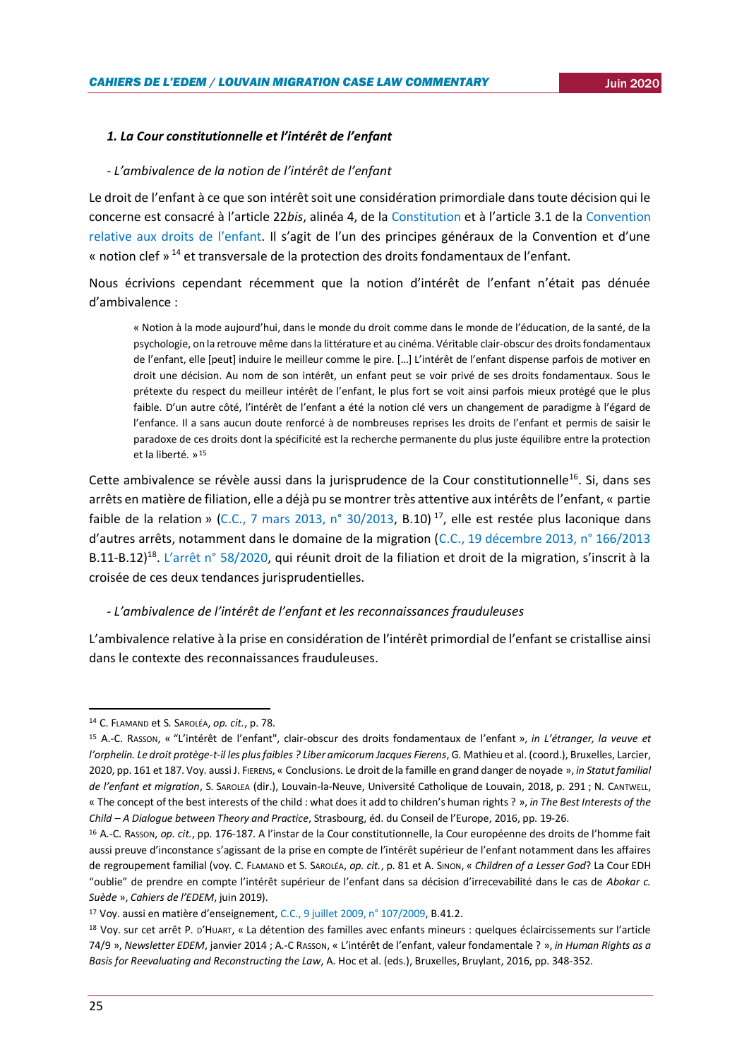### *1. La Cour constitutionnelle et l'intérêt de l'enfant*

*- L'ambivalence de la notion de l'intérêt de l'enfant*

Le droit de l'enfant à ce que son intérêt soit une considération primordiale dans toute décision qui le concerne est consacré à l'article 22*bis*, alinéa 4, de la Constitution et à l'article 3.1 de la Convention relative aux droits de l'enfant. Il s'agit de l'un des principes généraux de la Convention et d'une « notion clef »[14] et transversale de la protection des droits fondamentaux de l'enfant.

Nous écrivions cependant récemment que la notion d'intérêt de l'enfant n'était pas dénuée d'ambivalence :

> « Notion à la mode aujourd'hui, dans le monde du droit comme dans le monde de l'éducation, de la santé, de la psychologie, on la retrouve même dans la littérature et au cinéma. Véritable clair-obscur des droits fondamentaux de l'enfant, elle [peut] induire le meilleur comme le pire. […] L'intérêt de l'enfant dispense parfois de motiver en droit une décision. Au nom de son intérêt, un enfant peut se voir privé de ses droits fondamentaux. Sous le prétexte du respect du meilleur intérêt de l'enfant, le plus fort se voit ainsi parfois mieux protégé que le plus faible. D'un autre côté, l'intérêt de l'enfant a été la notion clé vers un changement de paradigme à l'égard de l'enfance. Il a sans aucun doute renforcé à de nombreuses reprises les droits de l'enfant et permis de saisir le paradoxe de ces droits dont la spécificité est la recherche permanente du plus juste équilibre entre la protection et la liberté. »[15]

Cette ambivalence se révèle aussi dans la jurisprudence de la Cour constitutionnelle[16]. Si, dans ses arrêts en matière de filiation, elle a déjà pu se montrer très attentive aux intérêts de l'enfant, « partie faible de la relation » (C.C., 7 mars 2013, n° 30/2013, B.10)[17], elle est restée plus laconique dans d'autres arrêts, notamment dans le domaine de la migration (C.C., 19 décembre 2013, n° 166/2013 B.11-B.12)[18]. L'arrêt n° 58/2020, qui réunit droit de la filiation et droit de la migration, s'inscrit à la croisée de ces deux tendances jurisprudentielles.

*- L'ambivalence de l'intérêt de l'enfant et les reconnaissances frauduleuses*

L'ambivalence relative à la prise en considération de l'intérêt primordial de l'enfant se cristallise ainsi dans le contexte des reconnaissances frauduleuses.

---

[14] C. Flamand et S. Saroléa, *op. cit.*, p. 78.

[15] A.-C. Rasson, « "L'intérêt de l'enfant", clair-obscur des droits fondamentaux de l'enfant », *in L'étranger, la veuve et l'orphelin. Le droit protège-t-il les plus faibles ? Liber amicorum Jacques Fierens*, G. Mathieu et al. (coord.), Bruxelles, Larcier, 2020, pp. 161 et 187. Voy. aussi J. Fierens, « Conclusions. Le droit de la famille en grand danger de noyade », *in Statut familial de l'enfant et migration*, S. Sarolea (dir.), Louvain-la-Neuve, Université Catholique de Louvain, 2018, p. 291 ; N. Cantwell, « The concept of the best interests of the child : what does it add to children's human rights ? », *in The Best Interests of the Child – A Dialogue between Theory and Practice*, Strasbourg, éd. du Conseil de l'Europe, 2016, pp. 19-26.

[16] A.-C. Rasson, *op. cit.*, pp. 176-187. A l'instar de la Cour constitutionnelle, la Cour européenne des droits de l'homme fait aussi preuve d'inconstance s'agissant de la prise en compte de l'intérêt supérieur de l'enfant notamment dans les affaires de regroupement familial (voy. C. Flamand et S. Saroléa, *op. cit.*, p. 81 et A. Sinon, « *Children of a Lesser God*? La Cour EDH "oublie" de prendre en compte l'intérêt supérieur de l'enfant dans sa décision d'irrecevabilité dans le cas de *Abokar c. Suède* », *Cahiers de l'EDEM*, juin 2019).

[17] Voy. aussi en matière d'enseignement, C.C., 9 juillet 2009, n° 107/2009, B.41.2.

[18] Voy. sur cet arrêt P. d'Huart, « La détention des familles avec enfants mineurs : quelques éclaircissements sur l'article 74/9 », *Newsletter EDEM*, janvier 2014 ; A.-C Rasson, « L'intérêt de l'enfant, valeur fondamentale ? », *in Human Rights as a Basis for Reevaluating and Reconstructing the Law*, A. Hoc et al. (eds.), Bruxelles, Bruylant, 2016, pp. 348-352.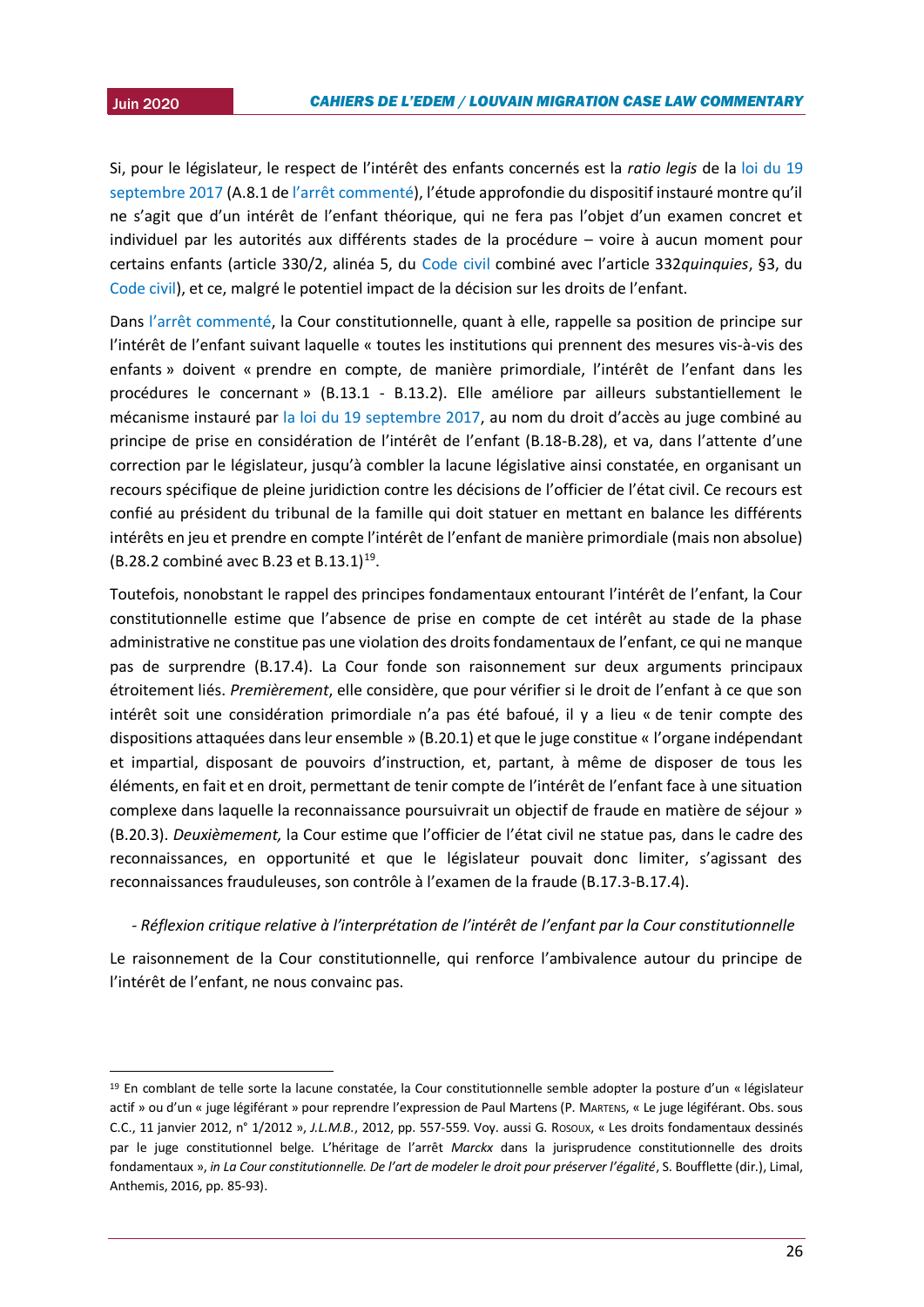Si, pour le législateur, le respect de l'intérêt des enfants concernés est la *ratio legis* de la loi du 19 septembre 2017 (A.8.1 de l'arrêt commenté), l'étude approfondie du dispositif instauré montre qu'il ne s'agit que d'un intérêt de l'enfant théorique, qui ne fera pas l'objet d'un examen concret et individuel par les autorités aux différents stades de la procédure – voire à aucun moment pour certains enfants (article 330/2, alinéa 5, du Code civil combiné avec l'article 332*quinquies*, §3, du Code civil), et ce, malgré le potentiel impact de la décision sur les droits de l'enfant.

Dans l'arrêt commenté, la Cour constitutionnelle, quant à elle, rappelle sa position de principe sur l'intérêt de l'enfant suivant laquelle « toutes les institutions qui prennent des mesures vis-à-vis des enfants » doivent « prendre en compte, de manière primordiale, l'intérêt de l'enfant dans les procédures le concernant » (B.13.1 - B.13.2). Elle améliore par ailleurs substantiellement le mécanisme instauré par la loi du 19 septembre 2017, au nom du droit d'accès au juge combiné au principe de prise en considération de l'intérêt de l'enfant (B.18-B.28), et va, dans l'attente d'une correction par le législateur, jusqu'à combler la lacune législative ainsi constatée, en organisant un recours spécifique de pleine juridiction contre les décisions de l'officier de l'état civil. Ce recours est confié au président du tribunal de la famille qui doit statuer en mettant en balance les différents intérêts en jeu et prendre en compte l'intérêt de l'enfant de manière primordiale (mais non absolue) (B.28.2 combiné avec B.23 et B.13.1)[19].

Toutefois, nonobstant le rappel des principes fondamentaux entourant l'intérêt de l'enfant, la Cour constitutionnelle estime que l'absence de prise en compte de cet intérêt au stade de la phase administrative ne constitue pas une violation des droits fondamentaux de l'enfant, ce qui ne manque pas de surprendre (B.17.4). La Cour fonde son raisonnement sur deux arguments principaux étroitement liés. *Premièrement*, elle considère, que pour vérifier si le droit de l'enfant à ce que son intérêt soit une considération primordiale n'a pas été bafoué, il y a lieu « de tenir compte des dispositions attaquées dans leur ensemble » (B.20.1) et que le juge constitue « l'organe indépendant et impartial, disposant de pouvoirs d'instruction, et, partant, à même de disposer de tous les éléments, en fait et en droit, permettant de tenir compte de l'intérêt de l'enfant face à une situation complexe dans laquelle la reconnaissance poursuivrait un objectif de fraude en matière de séjour » (B.20.3). *Deuxièmement,* la Cour estime que l'officier de l'état civil ne statue pas, dans le cadre des reconnaissances, en opportunité et que le législateur pouvait donc limiter, s'agissant des reconnaissances frauduleuses, son contrôle à l'examen de la fraude (B.17.3-B.17.4).

*- Réflexion critique relative à l'interprétation de l'intérêt de l'enfant par la Cour constitutionnelle*

Le raisonnement de la Cour constitutionnelle, qui renforce l'ambivalence autour du principe de l'intérêt de l'enfant, ne nous convainc pas.

---

[19] En comblant de telle sorte la lacune constatée, la Cour constitutionnelle semble adopter la posture d'un « législateur actif » ou d'un « juge légiférant » pour reprendre l'expression de Paul Martens (P. Martens, « Le juge légiférant. Obs. sous C.C., 11 janvier 2012, n° 1/2012 », *J.L.M.B.*, 2012, pp. 557-559. Voy. aussi G. Rosoux, « Les droits fondamentaux dessinés par le juge constitutionnel belge. L'héritage de l'arrêt *Marckx* dans la jurisprudence constitutionnelle des droits fondamentaux », *in La Cour constitutionnelle. De l'art de modeler le droit pour préserver l'égalité*, S. Bouflette (dir.), Limal, Anthemis, 2016, pp. 85-93).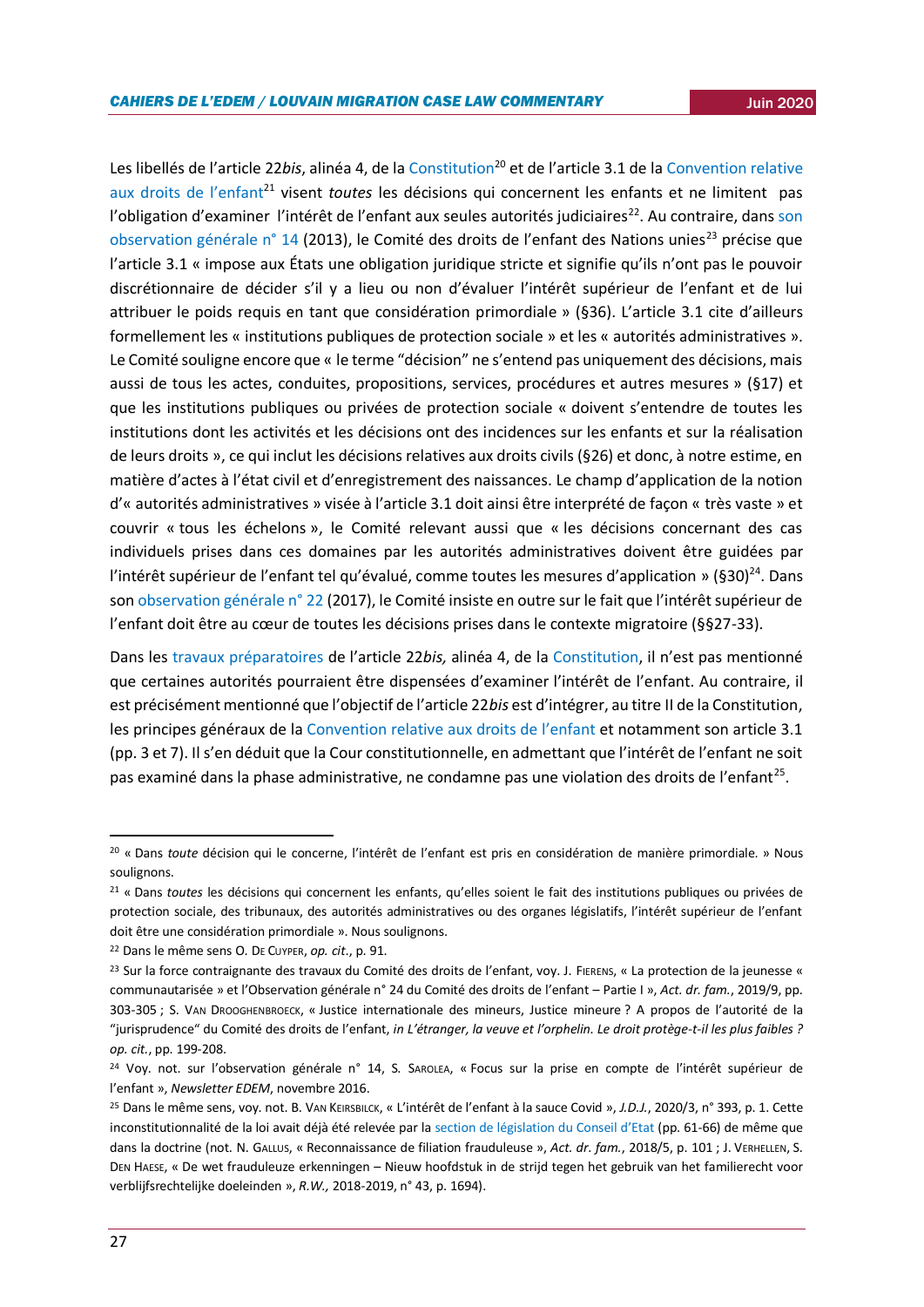Les libellés de l'article 22*bis*, alinéa 4, de la Constitution[20] et de l'article 3.1 de la Convention relative aux droits de l'enfant[21] visent *toutes* les décisions qui concernent les enfants et ne limitent pas l'obligation d'examiner l'intérêt de l'enfant aux seules autorités judiciaires[22]. Au contraire, dans son observation générale n° 14 (2013), le Comité des droits de l'enfant des Nations unies[23] précise que l'article 3.1 « impose aux États une obligation juridique stricte et signifie qu'ils n'ont pas le pouvoir discrétionnaire de décider s'il y a lieu ou non d'évaluer l'intérêt supérieur de l'enfant et de lui attribuer le poids requis en tant que considération primordiale » (§36). L'article 3.1 cite d'ailleurs formellement les « institutions publiques de protection sociale » et les « autorités administratives ». Le Comité souligne encore que « le terme "décision" ne s'entend pas uniquement des décisions, mais aussi de tous les actes, conduites, propositions, services, procédures et autres mesures » (§17) et que les institutions publiques ou privées de protection sociale « doivent s'entendre de toutes les institutions dont les activités et les décisions ont des incidences sur les enfants et sur la réalisation de leurs droits », ce qui inclut les décisions relatives aux droits civils (§26) et donc, à notre estime, en matière d'actes à l'état civil et d'enregistrement des naissances. Le champ d'application de la notion d'« autorités administratives » visée à l'article 3.1 doit ainsi être interprété de façon « très vaste » et couvrir « tous les échelons », le Comité relevant aussi que « les décisions concernant des cas individuels prises dans ces domaines par les autorités administratives doivent être guidées par l'intérêt supérieur de l'enfant tel qu'évalué, comme toutes les mesures d'application » (§30)[24]. Dans son observation générale n° 22 (2017), le Comité insiste en outre sur le fait que l'intérêt supérieur de l'enfant doit être au cœur de toutes les décisions prises dans le contexte migratoire (§§27-33).

Dans les travaux préparatoires de l'article 22*bis,* alinéa 4, de la Constitution, il n'est pas mentionné que certaines autorités pourraient être dispensées d'examiner l'intérêt de l'enfant. Au contraire, il est précisément mentionné que l'objectif de l'article 22*bis* est d'intégrer, au titre II de la Constitution, les principes généraux de la Convention relative aux droits de l'enfant et notamment son article 3.1 (pp. 3 et 7). Il s'en déduit que la Cour constitutionnelle, en admettant que l'intérêt de l'enfant ne soit pas examiné dans la phase administrative, ne condamne pas une violation des droits de l'enfant[25].

---

[20] « Dans *toute* décision qui le concerne, l'intérêt de l'enfant est pris en considération de manière primordiale. » Nous soulignons.

[21] « Dans *toutes* les décisions qui concernent les enfants, qu'elles soient le fait des institutions publiques ou privées de protection sociale, des tribunaux, des autorités administratives ou des organes législatifs, l'intérêt supérieur de l'enfant doit être une considération primordiale ». Nous soulignons.

[22] Dans le même sens O. De Cuyper, *op. cit.*, p. 91.

[23] Sur la force contraignante des travaux du Comité des droits de l'enfant, voy. J. Fierens, « La protection de la jeunesse « communautarisée » et l'Observation générale n° 24 du Comité des droits de l'enfant – Partie I », *Act. dr. fam.*, 2019/9, pp. 303-305 ; S. Van Drooghenbroeck, « Justice internationale des mineurs, Justice mineure ? A propos de l'autorité de la "jurisprudence" du Comité des droits de l'enfant, *in L'étranger, la veuve et l'orphelin. Le droit protège-t-il les plus faibles ? op. cit.*, pp. 199-208.

[24] Voy. not. sur l'observation générale n° 14, S. Sarolea, « Focus sur la prise en compte de l'intérêt supérieur de l'enfant », *Newsletter EDEM*, novembre 2016.

[25] Dans le même sens, voy. not. B. Van Keirsbilck, « L'intérêt de l'enfant à la sauce Covid », *J.D.J.*, 2020/3, n° 393, p. 1. Cette inconstitutionnalité de la loi avait déjà été relevée par la section de législation du Conseil d'Etat (pp. 61-66) de même que dans la doctrine (not. N. Gallus, « Reconnaissance de filiation frauduleuse », *Act. dr. fam.*, 2018/5, p. 101 ; J. Verhellen, S. Den Haese, « De wet frauduleuze erkenningen – Nieuw hoofdstuk in de strijd tegen het gebruik van het familierecht voor verblijfsrechtelijke doeleinden », *R.W.,* 2018-2019, n° 43, p. 1694).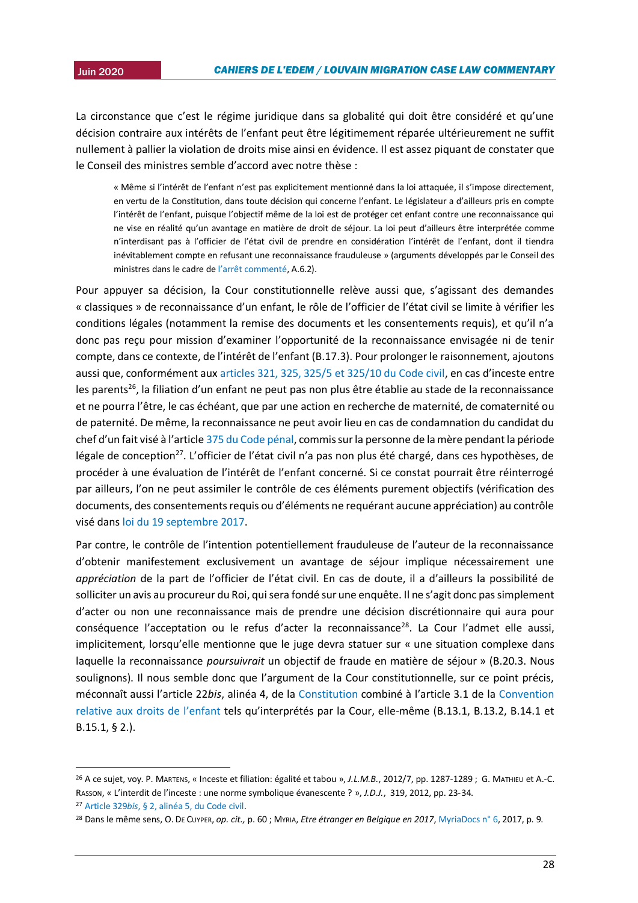La circonstance que c'est le régime juridique dans sa globalité qui doit être considéré et qu'une décision contraire aux intérêts de l'enfant peut être légitimement réparée ultérieurement ne suffit nullement à pallier la violation de droits mise ainsi en évidence. Il est assez piquant de constater que le Conseil des ministres semble d'accord avec notre thèse :

> « Même si l'intérêt de l'enfant n'est pas explicitement mentionné dans la loi attaquée, il s'impose directement, en vertu de la Constitution, dans toute décision qui concerne l'enfant. Le législateur a d'ailleurs pris en compte l'intérêt de l'enfant, puisque l'objectif même de la loi est de protéger cet enfant contre une reconnaissance qui ne vise en réalité qu'un avantage en matière de droit de séjour. La loi peut d'ailleurs être interprétée comme n'interdisant pas à l'officier de l'état civil de prendre en considération l'intérêt de l'enfant, dont il tiendra inévitablement compte en refusant une reconnaissance frauduleuse » (arguments développés par le Conseil des ministres dans le cadre de l'arrêt commenté, A.6.2).

Pour appuyer sa décision, la Cour constitutionnelle relève aussi que, s'agissant des demandes « classiques » de reconnaissance d'un enfant, le rôle de l'officier de l'état civil se limite à vérifier les conditions légales (notamment la remise des documents et les consentements requis), et qu'il n'a donc pas reçu pour mission d'examiner l'opportunité de la reconnaissance envisagée ni de tenir compte, dans ce contexte, de l'intérêt de l'enfant (B.17.3). Pour prolonger le raisonnement, ajoutons aussi que, conformément aux articles 321, 325, 325/5 et 325/10 du Code civil, en cas d'inceste entre les parents[26], la filiation d'un enfant ne peut pas non plus être établie au stade de la reconnaissance et ne pourra l'être, le cas échéant, que par une action en recherche de maternité, de comaternité ou de paternité. De même, la reconnaissance ne peut avoir lieu en cas de condamnation du candidat du chef d'un fait visé à l'article 375 du Code pénal, commis sur la personne de la mère pendant la période légale de conception[27]. L'officier de l'état civil n'a pas non plus été chargé, dans ces hypothèses, de procéder à une évaluation de l'intérêt de l'enfant concerné. Si ce constat pourrait être réinterrogé par ailleurs, l'on ne peut assimiler le contrôle de ces éléments purement objectifs (vérification des documents, des consentements requis ou d'éléments ne requérant aucune appréciation) au contrôle visé dans loi du 19 septembre 2017.

Par contre, le contrôle de l'intention potentiellement frauduleuse de l'auteur de la reconnaissance d'obtenir manifestement exclusivement un avantage de séjour implique nécessairement une *appréciation* de la part de l'officier de l'état civil. En cas de doute, il a d'ailleurs la possibilité de solliciter un avis au procureur du Roi, qui sera fondé sur une enquête. Il ne s'agit donc pas simplement d'acter ou non une reconnaissance mais de prendre une décision discrétionnaire qui aura pour conséquence l'acceptation ou le refus d'acter la reconnaissance[28]. La Cour l'admet elle aussi, implicitement, lorsqu'elle mentionne que le juge devra statuer sur « une situation complexe dans laquelle la reconnaissance *poursuivrait* un objectif de fraude en matière de séjour » (B.20.3. Nous soulignons). Il nous semble donc que l'argument de la Cour constitutionnelle, sur ce point précis, méconnaît aussi l'article 22*bis*, alinéa 4, de la Constitution combiné à l'article 3.1 de la Convention relative aux droits de l'enfant tels qu'interprétés par la Cour, elle-même (B.13.1, B.13.2, B.14.1 et B.15.1, § 2.).

---

[26] A ce sujet, voy. P. Martens, « Inceste et filiation: égalité et tabou », *J.L.M.B.*, 2012/7, pp. 1287-1289 ; G. Mathieu et A.-C. Rasson, « L'interdit de l'inceste : une norme symbolique évanescente ? », *J.D.J.*, 319, 2012, pp. 23-34.

[27] Article 329*bis*, § 2, alinéa 5, du Code civil.

[28] Dans le même sens, O. De Cuyper, *op. cit.*, p. 60 ; Myria, *Etre étranger en Belgique en 2017*, MyriaDocs n° 6, 2017, p. 9.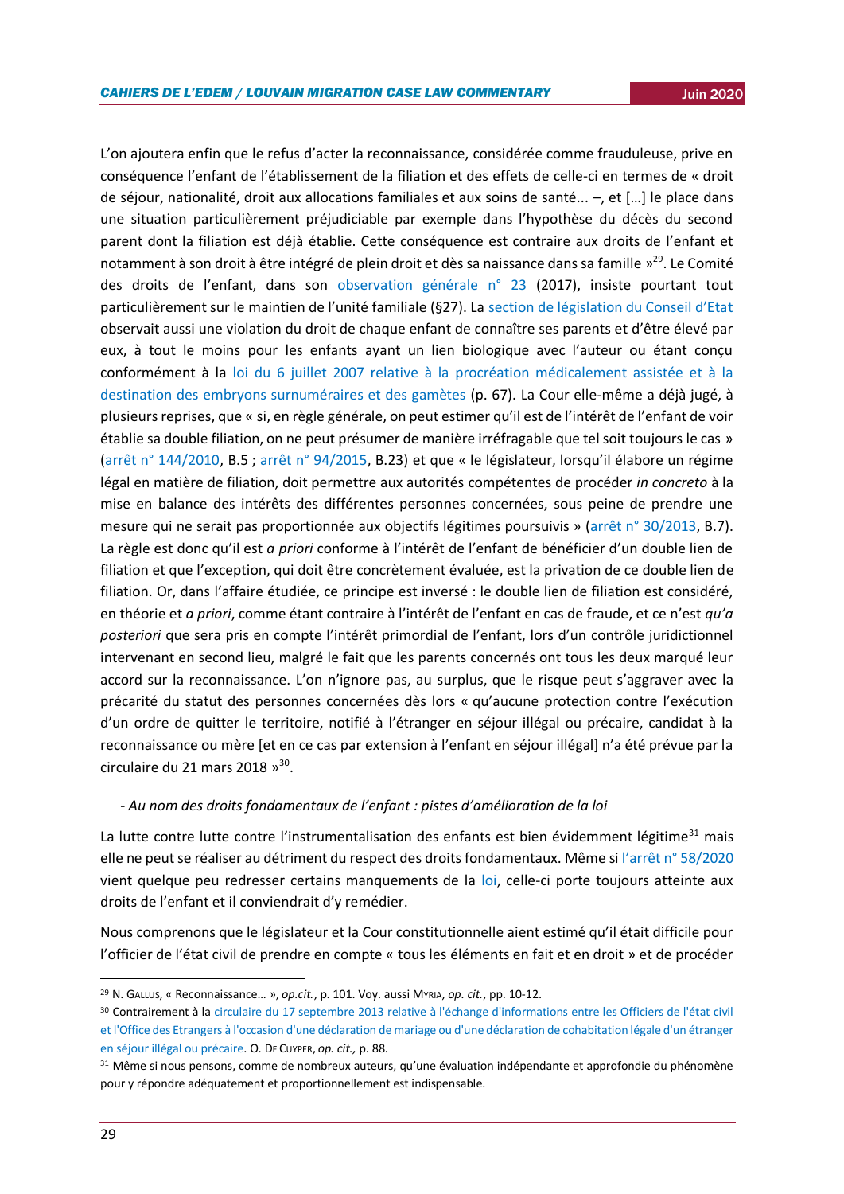L'on ajoutera enfin que le refus d'acter la reconnaissance, considérée comme frauduleuse, prive en conséquence l'enfant de l'établissement de la filiation et des effets de celle-ci en termes de « droit de séjour, nationalité, droit aux allocations familiales et aux soins de santé... –, et […] le place dans une situation particulièrement préjudiciable par exemple dans l'hypothèse du décès du second parent dont la filiation est déjà établie. Cette conséquence est contraire aux droits de l'enfant et notamment à son droit à être intégré de plein droit et dès sa naissance dans sa famille »[29]. Le Comité des droits de l'enfant, dans son observation générale n° 23 (2017), insiste pourtant tout particulièrement sur le maintien de l'unité familiale (§27). La section de législation du Conseil d'Etat observait aussi une violation du droit de chaque enfant de connaître ses parents et d'être élevé par eux, à tout le moins pour les enfants ayant un lien biologique avec l'auteur ou étant conçu conformément à la loi du 6 juillet 2007 relative à la procréation médicalement assistée et à la destination des embryons surnuméraires et des gamètes (p. 67). La Cour elle-même a déjà jugé, à plusieurs reprises, que « si, en règle générale, on peut estimer qu'il est de l'intérêt de l'enfant de voir établie sa double filiation, on ne peut présumer de manière irréfragable que tel soit toujours le cas » (arrêt n° 144/2010, B.5 ; arrêt n° 94/2015, B.23) et que « le législateur, lorsqu'il élabore un régime légal en matière de filiation, doit permettre aux autorités compétentes de procéder *in concreto* à la mise en balance des intérêts des différentes personnes concernées, sous peine de prendre une mesure qui ne serait pas proportionnée aux objectifs légitimes poursuivis » (arrêt n° 30/2013, B.7). La règle est donc qu'il est *a priori* conforme à l'intérêt de l'enfant de bénéficier d'un double lien de filiation et que l'exception, qui doit être concrètement évaluée, est la privation de ce double lien de filiation. Or, dans l'affaire étudiée, ce principe est inversé : le double lien de filiation est considéré, en théorie et *a priori*, comme étant contraire à l'intérêt de l'enfant en cas de fraude, et ce n'est *qu'a posteriori* que sera pris en compte l'intérêt primordial de l'enfant, lors d'un contrôle juridictionnel intervenant en second lieu, malgré le fait que les parents concernés ont tous les deux marqué leur accord sur la reconnaissance. L'on n'ignore pas, au surplus, que le risque peut s'aggraver avec la précarité du statut des personnes concernées dès lors « qu'aucune protection contre l'exécution d'un ordre de quitter le territoire, notifié à l'étranger en séjour illégal ou précaire, candidat à la reconnaissance ou mère [et en ce cas par extension à l'enfant en séjour illégal] n'a été prévue par la circulaire du 21 mars 2018 »[30].

*- Au nom des droits fondamentaux de l'enfant : pistes d'amélioration de la loi*

La lutte contre lutte contre l'instrumentalisation des enfants est bien évidemment légitime[31] mais elle ne peut se réaliser au détriment du respect des droits fondamentaux. Même si l'arrêt n° 58/2020 vient quelque peu redresser certains manquements de la loi, celle-ci porte toujours atteinte aux droits de l'enfant et il conviendrait d'y remédier.

Nous comprenons que le législateur et la Cour constitutionnelle aient estimé qu'il était difficile pour l'officier de l'état civil de prendre en compte « tous les éléments en fait et en droit » et de procéder

---

[29] N. Gallus, « Reconnaissance… », *op.cit.*, p. 101. Voy. aussi Myria, *op. cit.*, pp. 10-12.

[30] Contrairement à la circulaire du 17 septembre 2013 relative à l'échange d'informations entre les Officiers de l'état civil et l'Office des Etrangers à l'occasion d'une déclaration de mariage ou d'une déclaration de cohabitation légale d'un étranger en séjour illégal ou précaire. O. De Cuyper, *op. cit.,* p. 88.

[31] Même si nous pensons, comme de nombreux auteurs, qu'une évaluation indépendante et approfondie du phénomène pour y répondre adéquatement et proportionnellement est indispensable.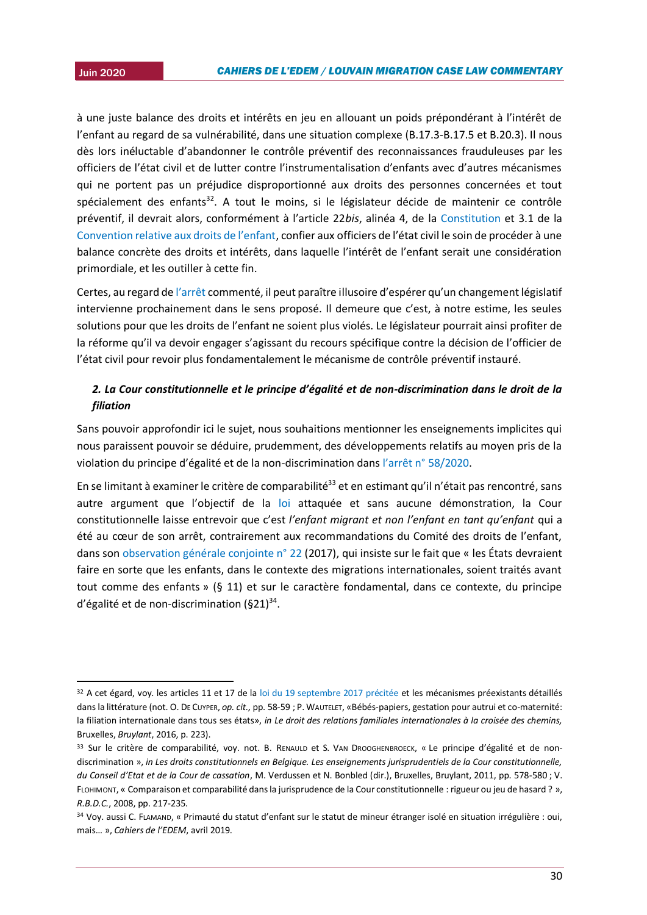à une juste balance des droits et intérêts en jeu en allouant un poids prépondérant à l'intérêt de l'enfant au regard de sa vulnérabilité, dans une situation complexe (B.17.3-B.17.5 et B.20.3). Il nous dès lors inéluctable d'abandonner le contrôle préventif des reconnaissances frauduleuses par les officiers de l'état civil et de lutter contre l'instrumentalisation d'enfants avec d'autres mécanismes qui ne portent pas un préjudice disproportionné aux droits des personnes concernées et tout spécialement des enfants[32]. A tout le moins, si le législateur décide de maintenir ce contrôle préventif, il devrait alors, conformément à l'article 22*bis*, alinéa 4, de la Constitution et 3.1 de la Convention relative aux droits de l'enfant, confier aux officiers de l'état civil le soin de procéder à une balance concrète des droits et intérêts, dans laquelle l'intérêt de l'enfant serait une considération primordiale, et les outiller à cette fin.

Certes, au regard de l'arrêt commenté, il peut paraître illusoire d'espérer qu'un changement législatif intervienne prochainement dans le sens proposé. Il demeure que c'est, à notre estime, les seules solutions pour que les droits de l'enfant ne soient plus violés. Le législateur pourrait ainsi profiter de la réforme qu'il va devoir engager s'agissant du recours spécifique contre la décision de l'officier de l'état civil pour revoir plus fondamentalement le mécanisme de contrôle préventif instauré.

### *2. La Cour constitutionnelle et le principe d'égalité et de non-discrimination dans le droit de la filiation*

Sans pouvoir approfondir ici le sujet, nous souhaitions mentionner les enseignements implicites qui nous paraissent pouvoir se déduire, prudemment, des développements relatifs au moyen pris de la violation du principe d'égalité et de la non-discrimination dans l'arrêt n° 58/2020.

En se limitant à examiner le critère de comparabilité[33] et en estimant qu'il n'était pas rencontré, sans autre argument que l'objectif de la loi attaquée et sans aucune démonstration, la Cour constitutionnelle laisse entrevoir que c'est *l'enfant migrant et non l'enfant en tant qu'enfant* qui a été au cœur de son arrêt, contrairement aux recommandations du Comité des droits de l'enfant, dans son observation générale conjointe n° 22 (2017), qui insiste sur le fait que « les États devraient faire en sorte que les enfants, dans le contexte des migrations internationales, soient traités avant tout comme des enfants » (§ 11) et sur le caractère fondamental, dans ce contexte, du principe d'égalité et de non-discrimination (§21)[34].

---

[32] A cet égard, voy. les articles 11 et 17 de la loi du 19 septembre 2017 précitée et les mécanismes préexistants détaillés dans la littérature (not. O. De Cuyper, *op. cit.,* pp. 58-59 ; P. Wautelet, «Bébés-papiers, gestation pour autrui et co-maternité: la filiation internationale dans tous ses états», *in Le droit des relations familiales internationales à la croisée des chemins,* Bruxelles, *Bruylant*, 2016, p. 223).

[33] Sur le critère de comparabilité, voy. not. B. Renauld et S. Van Drooghenbroeck, « Le principe d'égalité et de non-discrimination », *in Les droits constitutionnels en Belgique. Les enseignements jurisprudentiels de la Cour constitutionnelle, du Conseil d'Etat et de la Cour de cassation*, M. Verdussen et N. Bonbled (dir.), Bruxelles, Bruylant, 2011, pp. 578-580 ; V. Flohimont, « Comparaison et comparabilité dans la jurisprudence de la Cour constitutionnelle : rigueur ou jeu de hasard ? », *R.B.D.C.*, 2008, pp. 217-235.

[34] Voy. aussi C. Flamand, « Primauté du statut d'enfant sur le statut de mineur étranger isolé en situation irrégulière : oui, mais… », *Cahiers de l'EDEM*, avril 2019.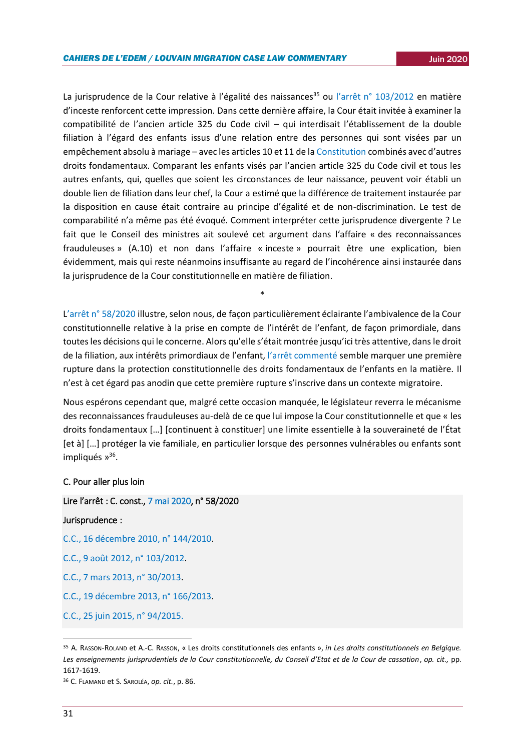La jurisprudence de la Cour relative à l'égalité des naissances[35] ou l'arrêt n° 103/2012 en matière d'inceste renforcent cette impression. Dans cette dernière affaire, la Cour était invitée à examiner la compatibilité de l'ancien article 325 du Code civil – qui interdisait l'établissement de la double filiation à l'égard des enfants issus d'une relation entre des personnes qui sont visées par un empêchement absolu à mariage – avec les articles 10 et 11 de la Constitution combinés avec d'autres droits fondamentaux. Comparant les enfants visés par l'ancien article 325 du Code civil et tous les autres enfants, qui, quelles que soient les circonstances de leur naissance, peuvent voir établi un double lien de filiation dans leur chef, la Cour a estimé que la différence de traitement instaurée par la disposition en cause était contraire au principe d'égalité et de non-discrimination. Le test de comparabilité n'a même pas été évoqué. Comment interpréter cette jurisprudence divergente ? Le fait que le Conseil des ministres ait soulevé cet argument dans l'affaire « des reconnaissances frauduleuses » (A.10) et non dans l'affaire « inceste » pourrait être une explication, bien évidemment, mais qui reste néanmoins insuffisante au regard de l'incohérence ainsi instaurée dans la jurisprudence de la Cour constitutionnelle en matière de filiation.

*

L'arrêt n° 58/2020 illustre, selon nous, de façon particulièrement éclairante l'ambivalence de la Cour constitutionnelle relative à la prise en compte de l'intérêt de l'enfant, de façon primordiale, dans toutes les décisions qui le concerne. Alors qu'elle s'était montrée jusqu'ici très attentive, dans le droit de la filiation, aux intérêts primordiaux de l'enfant, l'arrêt commenté semble marquer une première rupture dans la protection constitutionnelle des droits fondamentaux de l'enfants en la matière. Il n'est à cet égard pas anodin que cette première rupture s'inscrive dans un contexte migratoire.

Nous espérons cependant que, malgré cette occasion manquée, le législateur reverra le mécanisme des reconnaissances frauduleuses au-delà de ce que lui impose la Cour constitutionnelle et que « les droits fondamentaux […] [continuent à constituer] une limite essentielle à la souveraineté de l'État [et à] […] protéger la vie familiale, en particulier lorsque des personnes vulnérables ou enfants sont impliqués »[36].

C. Pour aller plus loin

Lire l'arrêt : C. const., 7 mai 2020, n° 58/2020

Jurisprudence :

C.C., 16 décembre 2010, n° 144/2010.

C.C., 9 août 2012, n° 103/2012.

C.C., 7 mars 2013, n° 30/2013.

C.C., 19 décembre 2013, n° 166/2013.

C.C., 25 juin 2015, n° 94/2015.

---

[35] A. Rasson-Roland et A.-C. Rasson, « Les droits constitutionnels des enfants », *in Les droits constitutionnels en Belgique. Les enseignements jurisprudentiels de la Cour constitutionnelle, du Conseil d'Etat et de la Cour de cassation*, *op. cit.*, pp. 1617-1619.

[36] C. Flamand et S. Saroléa, *op. cit.*, p. 86.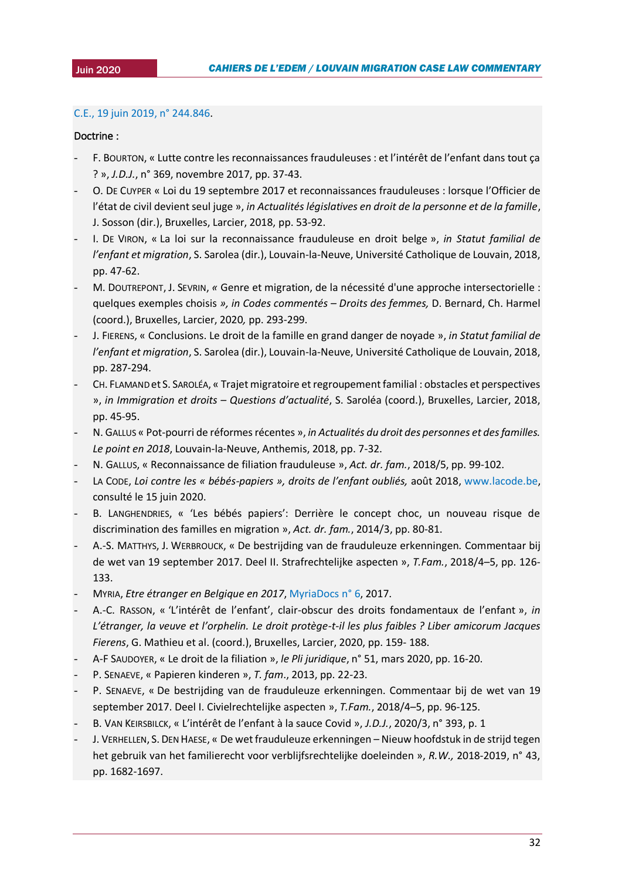C.E., 19 juin 2019, n° 244.846.

Doctrine :

- F. Bourton, « Lutte contre les reconnaissances frauduleuses : et l'intérêt de l'enfant dans tout ça ? », *J.D.J.*, n° 369, novembre 2017, pp. 37-43.
- O. De Cuyper « Loi du 19 septembre 2017 et reconnaissances frauduleuses : lorsque l'Officier de l'état de civil devient seul juge », *in Actualités législatives en droit de la personne et de la famille*, J. Sosson (dir.), Bruxelles, Larcier, 2018, pp. 53-92.
- I. De Viron, « La loi sur la reconnaissance frauduleuse en droit belge », *in Statut familial de l'enfant et migration*, S. Sarolea (dir.), Louvain-la-Neuve, Université Catholique de Louvain, 2018, pp. 47-62.
- M. Doutrepont, J. Sevrin, « Genre et migration, de la nécessité d'une approche intersectorielle : quelques exemples choisis », *in Codes commentés – Droits des femmes,* D. Bernard, Ch. Harmel (coord.), Bruxelles, Larcier, 2020, pp. 293-299.
- J. Fierens, « Conclusions. Le droit de la famille en grand danger de noyade », *in Statut familial de l'enfant et migration*, S. Sarolea (dir.), Louvain-la-Neuve, Université Catholique de Louvain, 2018, pp. 287-294.
- Ch. Flamand et S. Saroléa, « Trajet migratoire et regroupement familial : obstacles et perspectives », *in Immigration et droits – Questions d'actualité*, S. Saroléa (coord.), Bruxelles, Larcier, 2018, pp. 45-95.
- N. Gallus « Pot-pourri de réformes récentes », *in Actualités du droit des personnes et des familles. Le point en 2018*, Louvain-la-Neuve, Anthemis, 2018, pp. 7-32.
- N. Gallus, « Reconnaissance de filiation frauduleuse », *Act. dr. fam.*, 2018/5, pp. 99-102.
- La Code, *Loi contre les « bébés-papiers », droits de l'enfant oubliés,* août 2018, www.lacode.be, consulté le 15 juin 2020.
- B. Langhendries, « 'Les bébés papiers': Derrière le concept choc, un nouveau risque de discrimination des familles en migration », *Act. dr. fam.*, 2014/3, pp. 80-81.
- A.-S. Matthys, J. Werbrouck, « De bestrijding van de frauduleuze erkenningen. Commentaar bij de wet van 19 september 2017. Deel II. Strafrechtelijke aspecten », *T.Fam.*, 2018/4–5, pp. 126-133.
- Myria, *Etre étranger en Belgique en 2017*, MyriaDocs n° 6, 2017.
- A.-C. Rasson, « 'L'intérêt de l'enfant', clair-obscur des droits fondamentaux de l'enfant », *in L'étranger, la veuve et l'orphelin. Le droit protège-t-il les plus faibles ? Liber amicorum Jacques Fierens*, G. Mathieu et al. (coord.), Bruxelles, Larcier, 2020, pp. 159- 188.
- A-F Saudoyer, « Le droit de la filiation », *le Pli juridique*, n° 51, mars 2020, pp. 16-20.
- P. Senaeve, « Papieren kinderen », *T. fam*., 2013, pp. 22-23.
- P. Senaeve, « De bestrijding van de frauduleuze erkenningen. Commentaar bij de wet van 19 september 2017. Deel I. Civielrechtelijke aspecten », *T.Fam.*, 2018/4–5, pp. 96-125.
- B. Van Keirsbilck, « L'intérêt de l'enfant à la sauce Covid », *J.D.J.*, 2020/3, n° 393, p. 1
- J. Verhellen, S. Den Haese, « De wet frauduleuze erkenningen – Nieuw hoofdstuk in de strijd tegen het gebruik van het familierecht voor verblijfsrechtelijke doeleinden », *R.W.,* 2018-2019, n° 43, pp. 1682-1697.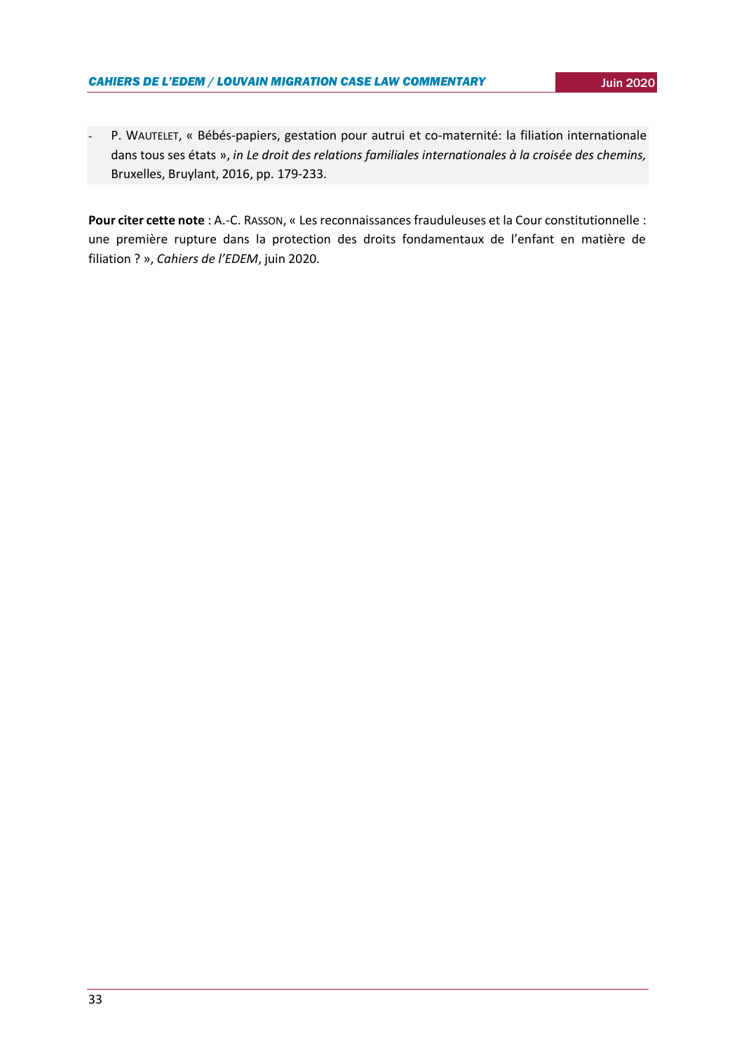- P. WAUTELET, « Bébés-papiers, gestation pour autrui et co-maternité: la filiation internationale dans tous ses états », *in Le droit des relations familiales internationales à la croisée des chemins,* Bruxelles, Bruylant, 2016, pp. 179-233.

**Pour citer cette note** : A.-C. RASSON, « Les reconnaissances frauduleuses et la Cour constitutionnelle : une première rupture dans la protection des droits fondamentaux de l'enfant en matière de filiation ? », *Cahiers de l'EDEM*, juin 2020.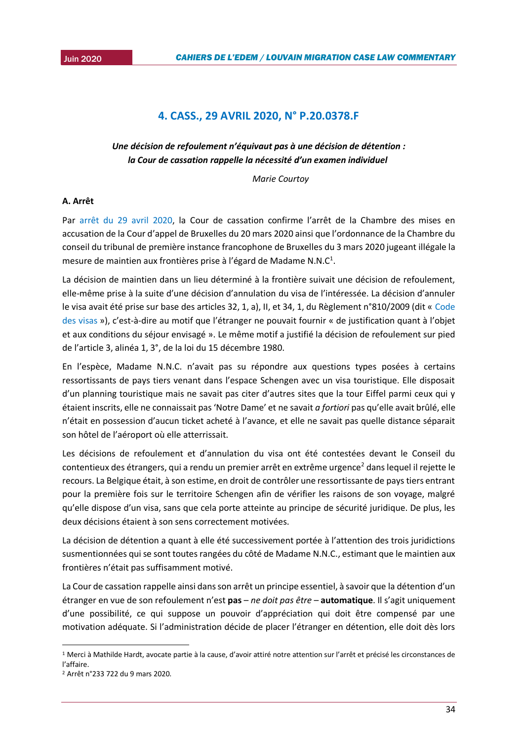## 4. CASS., 29 AVRIL 2020, N° P.20.0378.F

***Une décision de refoulement n'équivaut pas à une décision de détention : la Cour de cassation rappelle la nécessité d'un examen individuel***

*Marie Courtoy*

### A. Arrêt

Par arrêt du 29 avril 2020, la Cour de cassation confirme l'arrêt de la Chambre des mises en accusation de la Cour d'appel de Bruxelles du 20 mars 2020 ainsi que l'ordonnance de la Chambre du conseil du tribunal de première instance francophone de Bruxelles du 3 mars 2020 jugeant illégale la mesure de maintien aux frontières prise à l'égard de Madame N.N.C[1].

La décision de maintien dans un lieu déterminé à la frontière suivait une décision de refoulement, elle-même prise à la suite d'une décision d'annulation du visa de l'intéressée. La décision d'annuler le visa avait été prise sur base des articles 32, 1, a), II, et 34, 1, du Règlement n°810/2009 (dit « Code des visas »), c'est-à-dire au motif que l'étranger ne pouvait fournir « de justification quant à l'objet et aux conditions du séjour envisagé ». Le même motif a justifié la décision de refoulement sur pied de l'article 3, alinéa 1, 3°, de la loi du 15 décembre 1980.

En l'espèce, Madame N.N.C. n'avait pas su répondre aux questions types posées à certains ressortissants de pays tiers venant dans l'espace Schengen avec un visa touristique. Elle disposait d'un planning touristique mais ne savait pas citer d'autres sites que la tour Eiffel parmi ceux qui y étaient inscrits, elle ne connaissait pas 'Notre Dame' et ne savait *a fortiori* pas qu'elle avait brûlé, elle n'était en possession d'aucun ticket acheté à l'avance, et elle ne savait pas quelle distance séparait son hôtel de l'aéroport où elle atterrissait.

Les décisions de refoulement et d'annulation du visa ont été contestées devant le Conseil du contentieux des étrangers, qui a rendu un premier arrêt en extrême urgence[2] dans lequel il rejette le recours. La Belgique était, à son estime, en droit de contrôler une ressortissante de pays tiers entrant pour la première fois sur le territoire Schengen afin de vérifier les raisons de son voyage, malgré qu'elle dispose d'un visa, sans que cela porte atteinte au principe de sécurité juridique. De plus, les deux décisions étaient à son sens correctement motivées.

La décision de détention a quant à elle été successivement portée à l'attention des trois juridictions susmentionnées qui se sont toutes rangées du côté de Madame N.N.C., estimant que le maintien aux frontières n'était pas suffisamment motivé.

La Cour de cassation rappelle ainsi dans son arrêt un principe essentiel, à savoir que la détention d'un étranger en vue de son refoulement n'est **pas** – *ne doit pas être* – **automatique**. Il s'agit uniquement d'une possibilité, ce qui suppose un pouvoir d'appréciation qui doit être compensé par une motivation adéquate. Si l'administration décide de placer l'étranger en détention, elle doit dès lors

---

[1] Merci à Mathilde Hardt, avocate partie à la cause, d'avoir attiré notre attention sur l'arrêt et précisé les circonstances de l'affaire.

[2] Arrêt n°233 722 du 9 mars 2020.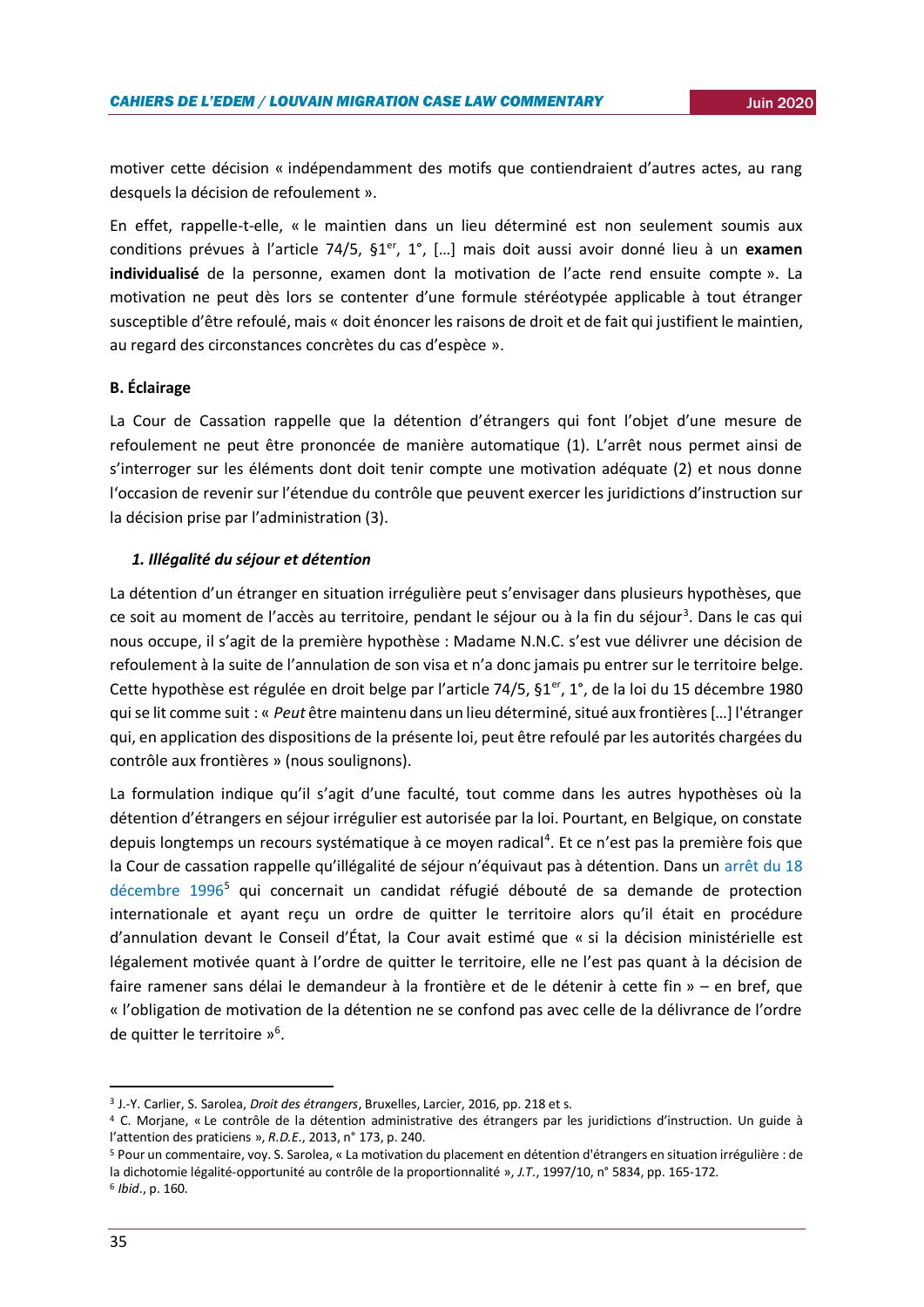motiver cette décision « indépendamment des motifs que contiendraient d'autres actes, au rang desquels la décision de refoulement ».

En effet, rappelle-t-elle, « le maintien dans un lieu déterminé est non seulement soumis aux conditions prévues à l'article 74/5, §1er, 1°, […] mais doit aussi avoir donné lieu à un **examen individualisé** de la personne, examen dont la motivation de l'acte rend ensuite compte ». La motivation ne peut dès lors se contenter d'une formule stéréotypée applicable à tout étranger susceptible d'être refoulé, mais « doit énoncer les raisons de droit et de fait qui justifient le maintien, au regard des circonstances concrètes du cas d'espèce ».

**B. Éclairage**

La Cour de Cassation rappelle que la détention d'étrangers qui font l'objet d'une mesure de refoulement ne peut être prononcée de manière automatique (1). L'arrêt nous permet ainsi de s'interroger sur les éléments dont doit tenir compte une motivation adéquate (2) et nous donne l'occasion de revenir sur l'étendue du contrôle que peuvent exercer les juridictions d'instruction sur la décision prise par l'administration (3).

### *1. Illégalité du séjour et détention*

La détention d'un étranger en situation irrégulière peut s'envisager dans plusieurs hypothèses, que ce soit au moment de l'accès au territoire, pendant le séjour ou à la fin du séjour[3]. Dans le cas qui nous occupe, il s'agit de la première hypothèse : Madame N.N.C. s'est vue délivrer une décision de refoulement à la suite de l'annulation de son visa et n'a donc jamais pu entrer sur le territoire belge. Cette hypothèse est régulée en droit belge par l'article 74/5, §1er, 1°, de la loi du 15 décembre 1980 qui se lit comme suit : « *Peut* être maintenu dans un lieu déterminé, situé aux frontières […] l'étranger qui, en application des dispositions de la présente loi, peut être refoulé par les autorités chargées du contrôle aux frontières » (nous soulignons).

La formulation indique qu'il s'agit d'une faculté, tout comme dans les autres hypothèses où la détention d'étrangers en séjour irrégulier est autorisée par la loi. Pourtant, en Belgique, on constate depuis longtemps un recours systématique à ce moyen radical[4]. Et ce n'est pas la première fois que la Cour de cassation rappelle qu'illégalité de séjour n'équivaut pas à détention. Dans un arrêt du 18 décembre 1996[5] qui concernait un candidat réfugié débouté de sa demande de protection internationale et ayant reçu un ordre de quitter le territoire alors qu'il était en procédure d'annulation devant le Conseil d'État, la Cour avait estimé que « si la décision ministérielle est légalement motivée quant à l'ordre de quitter le territoire, elle ne l'est pas quant à la décision de faire ramener sans délai le demandeur à la frontière et de le détenir à cette fin » – en bref, que « l'obligation de motivation de la détention ne se confond pas avec celle de la délivrance de l'ordre de quitter le territoire »[6].

---

[3] J.-Y. Carlier, S. Sarolea, *Droit des étrangers*, Bruxelles, Larcier, 2016, pp. 218 et s.

[4] C. Morjane, « Le contrôle de la détention administrative des étrangers par les juridictions d'instruction. Un guide à l'attention des praticiens », *R.D.E.*, 2013, n° 173, p. 240.

[5] Pour un commentaire, voy. S. Sarolea, « La motivation du placement en détention d'étrangers en situation irrégulière : de la dichotomie légalité-opportunité au contrôle de la proportionnalité », *J.T.*, 1997/10, n° 5834, pp. 165-172.

[6] *Ibid*., p. 160.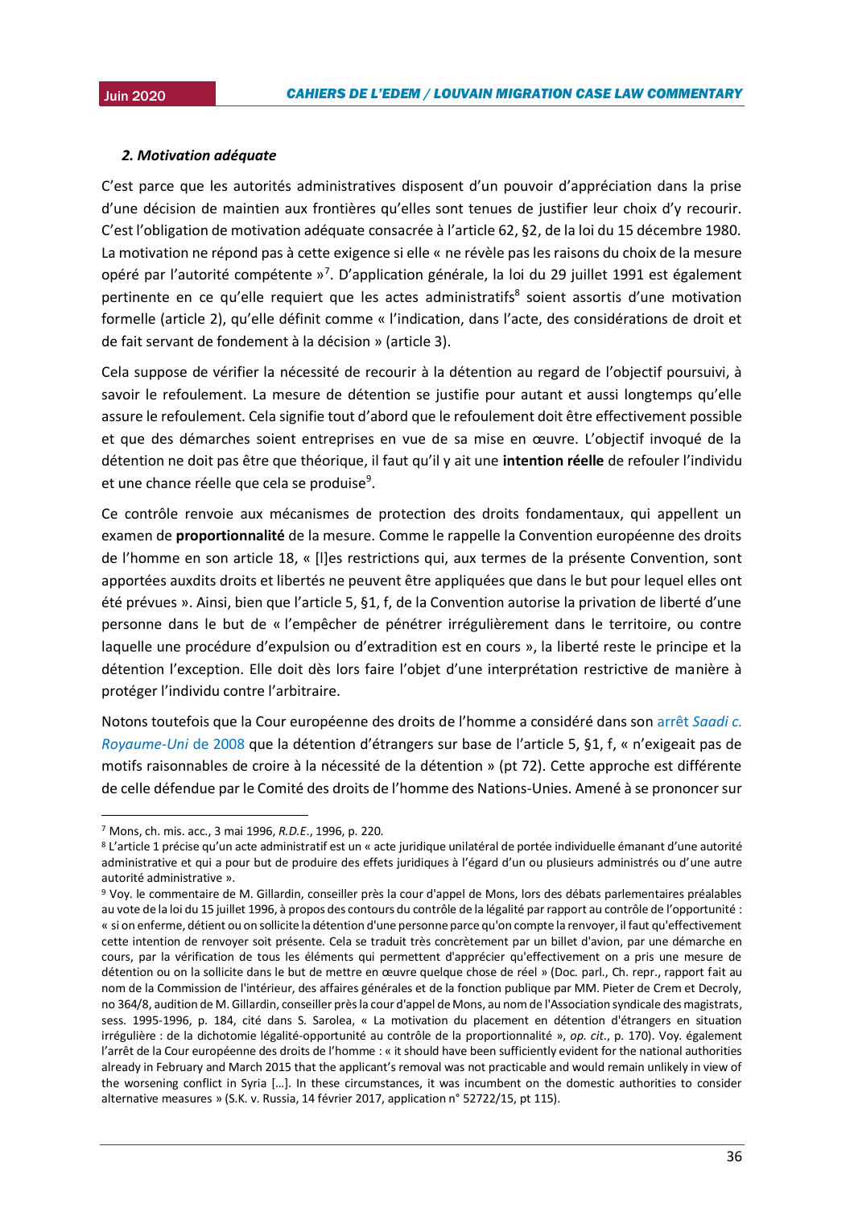### *2. Motivation adéquate*

C'est parce que les autorités administratives disposent d'un pouvoir d'appréciation dans la prise d'une décision de maintien aux frontières qu'elles sont tenues de justifier leur choix d'y recourir. C'est l'obligation de motivation adéquate consacrée à l'article 62, §2, de la loi du 15 décembre 1980. La motivation ne répond pas à cette exigence si elle « ne révèle pas les raisons du choix de la mesure opéré par l'autorité compétente »[7]. D'application générale, la loi du 29 juillet 1991 est également pertinente en ce qu'elle requiert que les actes administratifs[8] soient assortis d'une motivation formelle (article 2), qu'elle définit comme « l'indication, dans l'acte, des considérations de droit et de fait servant de fondement à la décision » (article 3).

Cela suppose de vérifier la nécessité de recourir à la détention au regard de l'objectif poursuivi, à savoir le refoulement. La mesure de détention se justifie pour autant et aussi longtemps qu'elle assure le refoulement. Cela signifie tout d'abord que le refoulement doit être effectivement possible et que des démarches soient entreprises en vue de sa mise en œuvre. L'objectif invoqué de la détention ne doit pas être que théorique, il faut qu'il y ait une **intention réelle** de refouler l'individu et une chance réelle que cela se produise[9].

Ce contrôle renvoie aux mécanismes de protection des droits fondamentaux, qui appellent un examen de **proportionnalité** de la mesure. Comme le rappelle la Convention européenne des droits de l'homme en son article 18, « [l]es restrictions qui, aux termes de la présente Convention, sont apportées auxdits droits et libertés ne peuvent être appliquées que dans le but pour lequel elles ont été prévues ». Ainsi, bien que l'article 5, §1, f, de la Convention autorise la privation de liberté d'une personne dans le but de « l'empêcher de pénétrer irrégulièrement dans le territoire, ou contre laquelle une procédure d'expulsion ou d'extradition est en cours », la liberté reste le principe et la détention l'exception. Elle doit dès lors faire l'objet d'une interprétation restrictive de manière à protéger l'individu contre l'arbitraire.

Notons toutefois que la Cour européenne des droits de l'homme a considéré dans son arrêt *Saadi c. Royaume-Uni* de 2008 que la détention d'étrangers sur base de l'article 5, §1, f, « n'exigeait pas de motifs raisonnables de croire à la nécessité de la détention » (pt 72). Cette approche est différente de celle défendue par le Comité des droits de l'homme des Nations-Unies. Amené à se prononcer sur

---

[7] Mons, ch. mis. acc., 3 mai 1996, *R.D.E.*, 1996, p. 220.

[8] L'article 1 précise qu'un acte administratif est un « acte juridique unilatéral de portée individuelle émanant d'une autorité administrative et qui a pour but de produire des effets juridiques à l'égard d'un ou plusieurs administrés ou d'une autre autorité administrative ».

[9] Voy. le commentaire de M. Gillardin, conseiller près la cour d'appel de Mons, lors des débats parlementaires préalables au vote de la loi du 15 juillet 1996, à propos des contours du contrôle de la légalité par rapport au contrôle de l'opportunité : « si on enferme, détient ou on sollicite la détention d'une personne parce qu'on compte la renvoyer, il faut qu'effectivement cette intention de renvoyer soit présente. Cela se traduit très concrètement par un billet d'avion, par une démarche en cours, par la vérification de tous les éléments qui permettent d'apprécier qu'effectivement on a pris une mesure de détention ou on la sollicite dans le but de mettre en œuvre quelque chose de réel » (Doc. parl., Ch. repr., rapport fait au nom de la Commission de l'intérieur, des affaires générales et de la fonction publique par MM. Pieter de Crem et Decroly, no 364/8, audition de M. Gillardin, conseiller près la cour d'appel de Mons, au nom de l'Association syndicale des magistrats, sess. 1995-1996, p. 184, cité dans S. Sarolea, « La motivation du placement en détention d'étrangers en situation irrégulière : de la dichotomie légalité-opportunité au contrôle de la proportionnalité », *op. cit.*, p. 170). Voy. également l'arrêt de la Cour européenne des droits de l'homme : « it should have been sufficiently evident for the national authorities already in February and March 2015 that the applicant's removal was not practicable and would remain unlikely in view of the worsening conflict in Syria […]. In these circumstances, it was incumbent on the domestic authorities to consider alternative measures » (S.K. v. Russia, 14 février 2017, application n° 52722/15, pt 115).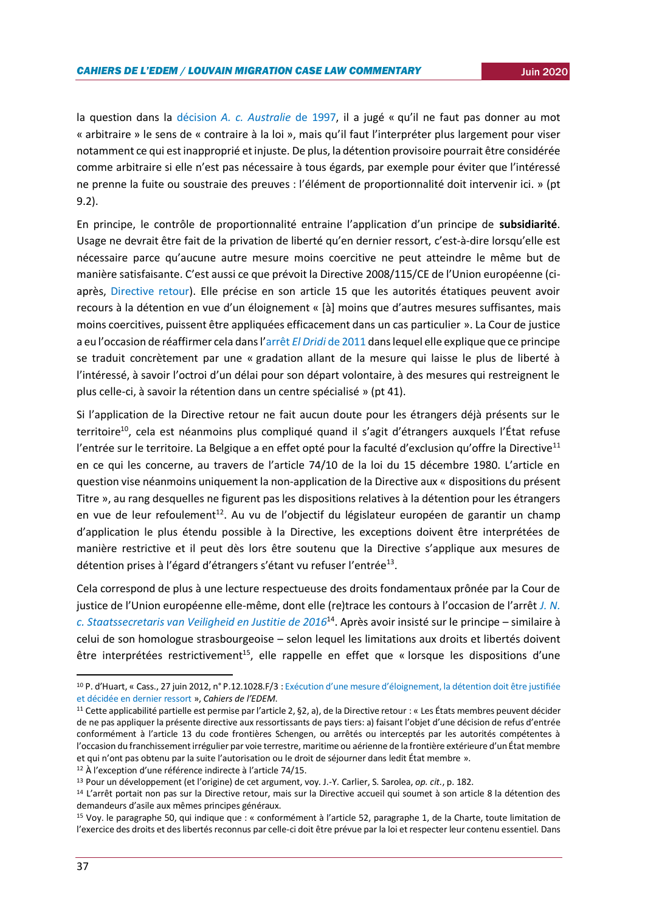la question dans la décision *A. c. Australie* de 1997, il a jugé « qu'il ne faut pas donner au mot « arbitraire » le sens de « contraire à la loi », mais qu'il faut l'interpréter plus largement pour viser notamment ce qui est inapproprié et injuste. De plus, la détention provisoire pourrait être considérée comme arbitraire si elle n'est pas nécessaire à tous égards, par exemple pour éviter que l'intéressé ne prenne la fuite ou soustraie des preuves : l'élément de proportionnalité doit intervenir ici. » (pt 9.2).

En principe, le contrôle de proportionnalité entraine l'application d'un principe de **subsidiarité**. Usage ne devrait être fait de la privation de liberté qu'en dernier ressort, c'est-à-dire lorsqu'elle est nécessaire parce qu'aucune autre mesure moins coercitive ne peut atteindre le même but de manière satisfaisante. C'est aussi ce que prévoit la Directive 2008/115/CE de l'Union européenne (ci-après, Directive retour). Elle précise en son article 15 que les autorités étatiques peuvent avoir recours à la détention en vue d'un éloignement « [à] moins que d'autres mesures suffisantes, mais moins coercitives, puissent être appliquées efficacement dans un cas particulier ». La Cour de justice a eu l'occasion de réaffirmer cela dans l'arrêt *El Dridi* de 2011 dans lequel elle explique que ce principe se traduit concrètement par une « gradation allant de la mesure qui laisse le plus de liberté à l'intéressé, à savoir l'octroi d'un délai pour son départ volontaire, à des mesures qui restreignent le plus celle-ci, à savoir la rétention dans un centre spécialisé » (pt 41).

Si l'application de la Directive retour ne fait aucun doute pour les étrangers déjà présents sur le territoire[10], cela est néanmoins plus compliqué quand il s'agit d'étrangers auxquels l'État refuse l'entrée sur le territoire. La Belgique a en effet opté pour la faculté d'exclusion qu'offre la Directive[11] en ce qui les concerne, au travers de l'article 74/10 de la loi du 15 décembre 1980. L'article en question vise néanmoins uniquement la non-application de la Directive aux « dispositions du présent Titre », au rang desquelles ne figurent pas les dispositions relatives à la détention pour les étrangers en vue de leur refoulement[12]. Au vu de l'objectif du législateur européen de garantir un champ d'application le plus étendu possible à la Directive, les exceptions doivent être interprétées de manière restrictive et il peut dès lors être soutenu que la Directive s'applique aux mesures de détention prises à l'égard d'étrangers s'étant vu refuser l'entrée[13].

Cela correspond de plus à une lecture respectueuse des droits fondamentaux prônée par la Cour de justice de l'Union européenne elle-même, dont elle (re)trace les contours à l'occasion de l'arrêt *J. N. c. Staatssecretaris van Veiligheid en Justitie de 2016*[14]. Après avoir insisté sur le principe – similaire à celui de son homologue strasbourgeoise – selon lequel les limitations aux droits et libertés doivent être interprétées restrictivement[15], elle rappelle en effet que « lorsque les dispositions d'une

---

[10] P. d'Huart, « Cass., 27 juin 2012, n° P.12.1028.F/3 : Exécution d'une mesure d'éloignement, la détention doit être justifiée et décidée en dernier ressort », *Cahiers de l'EDEM*.

[11] Cette applicabilité partielle est permise par l'article 2, §2, a), de la Directive retour : « Les États membres peuvent décider de ne pas appliquer la présente directive aux ressortissants de pays tiers: a) faisant l'objet d'une décision de refus d'entrée conformément à l'article 13 du code frontières Schengen, ou arrêtés ou interceptés par les autorités compétentes à l'occasion du franchissement irrégulier par voie terrestre, maritime ou aérienne de la frontière extérieure d'un État membre et qui n'ont pas obtenu par la suite l'autorisation ou le droit de séjourner dans ledit État membre ».

[12] À l'exception d'une référence indirecte à l'article 74/15.

[13] Pour un développement (et l'origine) de cet argument, voy. J.-Y. Carlier, S. Sarolea, *op. cit.*, p. 182.

[14] L'arrêt portait non pas sur la Directive retour, mais sur la Directive accueil qui soumet à son article 8 la détention des demandeurs d'asile aux mêmes principes généraux.

[15] Voy. le paragraphe 50, qui indique que : « conformément à l'article 52, paragraphe 1, de la Charte, toute limitation de l'exercice des droits et des libertés reconnus par celle-ci doit être prévue par la loi et respecter leur contenu essentiel. Dans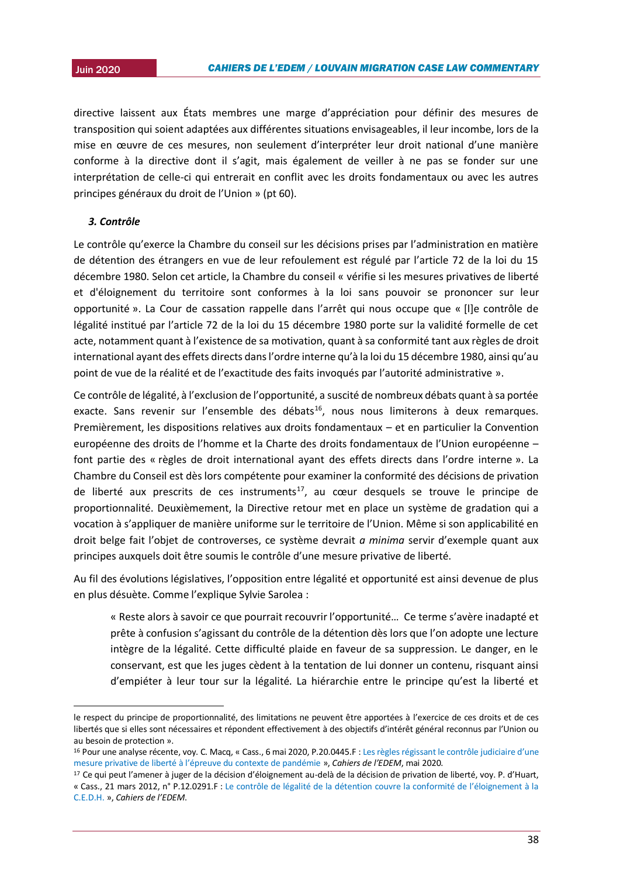directive laissent aux États membres une marge d'appréciation pour définir des mesures de transposition qui soient adaptées aux différentes situations envisageables, il leur incombe, lors de la mise en œuvre de ces mesures, non seulement d'interpréter leur droit national d'une manière conforme à la directive dont il s'agit, mais également de veiller à ne pas se fonder sur une interprétation de celle-ci qui entrerait en conflit avec les droits fondamentaux ou avec les autres principes généraux du droit de l'Union » (pt 60).

### *3. Contrôle*

Le contrôle qu'exerce la Chambre du conseil sur les décisions prises par l'administration en matière de détention des étrangers en vue de leur refoulement est régulé par l'article 72 de la loi du 15 décembre 1980. Selon cet article, la Chambre du conseil « vérifie si les mesures privatives de liberté et d'éloignement du territoire sont conformes à la loi sans pouvoir se prononcer sur leur opportunité ». La Cour de cassation rappelle dans l'arrêt qui nous occupe que « [l]e contrôle de légalité institué par l'article 72 de la loi du 15 décembre 1980 porte sur la validité formelle de cet acte, notamment quant à l'existence de sa motivation, quant à sa conformité tant aux règles de droit international ayant des effets directs dans l'ordre interne qu'à la loi du 15 décembre 1980, ainsi qu'au point de vue de la réalité et de l'exactitude des faits invoqués par l'autorité administrative ».

Ce contrôle de légalité, à l'exclusion de l'opportunité, a suscité de nombreux débats quant à sa portée exacte. Sans revenir sur l'ensemble des débats[16], nous nous limiterons à deux remarques. Premièrement, les dispositions relatives aux droits fondamentaux – et en particulier la Convention européenne des droits de l'homme et la Charte des droits fondamentaux de l'Union européenne – font partie des « règles de droit international ayant des effets directs dans l'ordre interne ». La Chambre du Conseil est dès lors compétente pour examiner la conformité des décisions de privation de liberté aux prescrits de ces instruments[17], au cœur desquels se trouve le principe de proportionnalité. Deuxièmement, la Directive retour met en place un système de gradation qui a vocation à s'appliquer de manière uniforme sur le territoire de l'Union. Même si son applicabilité en droit belge fait l'objet de controverses, ce système devrait *a minima* servir d'exemple quant aux principes auxquels doit être soumis le contrôle d'une mesure privative de liberté.

Au fil des évolutions législatives, l'opposition entre légalité et opportunité est ainsi devenue de plus en plus désuète. Comme l'explique Sylvie Sarolea :

> « Reste alors à savoir ce que pourrait recouvrir l'opportunité… Ce terme s'avère inadapté et prête à confusion s'agissant du contrôle de la détention dès lors que l'on adopte une lecture intègre de la légalité. Cette difficulté plaide en faveur de sa suppression. Le danger, en le conservant, est que les juges cèdent à la tentation de lui donner un contenu, risquant ainsi d'empiéter à leur tour sur la légalité. La hiérarchie entre le principe qu'est la liberté et

---

le respect du principe de proportionnalité, des limitations ne peuvent être apportées à l'exercice de ces droits et de ces libertés que si elles sont nécessaires et répondent effectivement à des objectifs d'intérêt général reconnus par l'Union ou au besoin de protection ».

[16] Pour une analyse récente, voy. C. Macq, « Cass., 6 mai 2020, P.20.0445.F : Les règles régissant le contrôle judiciaire d'une mesure privative de liberté à l'épreuve du contexte de pandémie », *Cahiers de l'EDEM*, mai 2020.

[17] Ce qui peut l'amener à juger de la décision d'éloignement au-delà de la décision de privation de liberté, voy. P. d'Huart, « Cass., 21 mars 2012, n° P.12.0291.F : Le contrôle de légalité de la détention couvre la conformité de l'éloignement à la C.E.D.H. », *Cahiers de l'EDEM*.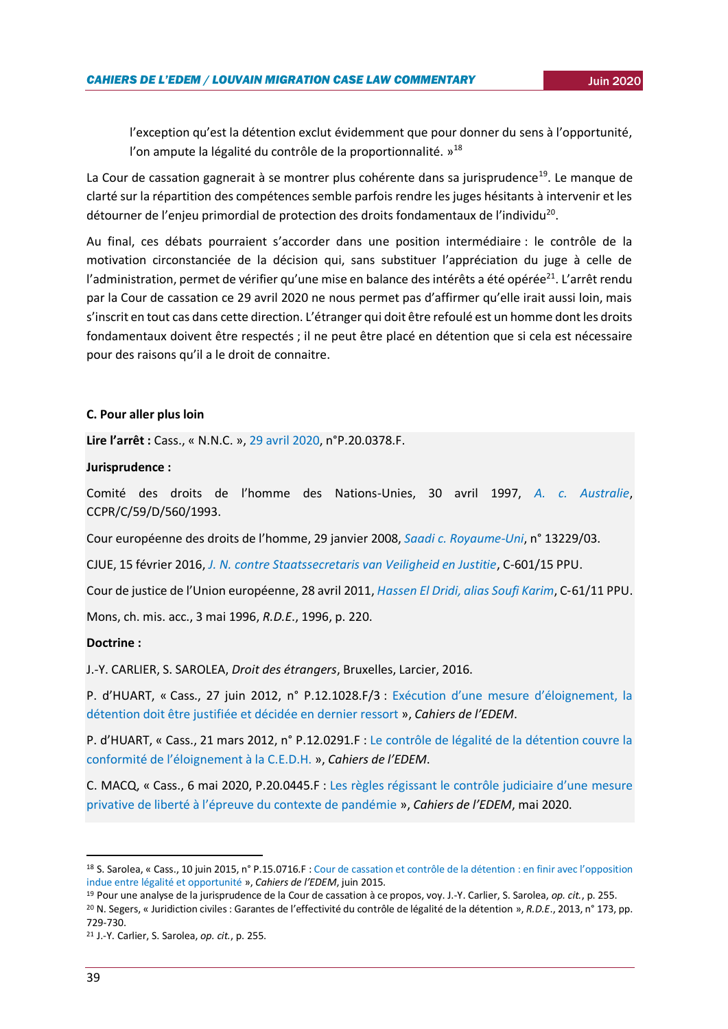> l'exception qu'est la détention exclut évidemment que pour donner du sens à l'opportunité, l'on ampute la légalité du contrôle de la proportionnalité. »[18]

La Cour de cassation gagnerait à se montrer plus cohérente dans sa jurisprudence[19]. Le manque de clarté sur la répartition des compétences semble parfois rendre les juges hésitants à intervenir et les détourner de l'enjeu primordial de protection des droits fondamentaux de l'individu[20].

Au final, ces débats pourraient s'accorder dans une position intermédiaire : le contrôle de la motivation circonstanciée de la décision qui, sans substituer l'appréciation du juge à celle de l'administration, permet de vérifier qu'une mise en balance des intérêts a été opérée[21]. L'arrêt rendu par la Cour de cassation ce 29 avril 2020 ne nous permet pas d'affirmer qu'elle irait aussi loin, mais s'inscrit en tout cas dans cette direction. L'étranger qui doit être refoulé est un homme dont les droits fondamentaux doivent être respectés ; il ne peut être placé en détention que si cela est nécessaire pour des raisons qu'il a le droit de connaitre.

### C. Pour aller plus loin

**Lire l'arrêt :** Cass., « N.N.C. », 29 avril 2020, n°P.20.0378.F.

**Jurisprudence :**

Comité des droits de l'homme des Nations-Unies, 30 avril 1997, *A. c. Australie*, CCPR/C/59/D/560/1993.

Cour européenne des droits de l'homme, 29 janvier 2008, *Saadi c. Royaume-Uni*, n° 13229/03.

CJUE, 15 février 2016, *J. N. contre Staatssecretaris van Veiligheid en Justitie*, C-601/15 PPU.

Cour de justice de l'Union européenne, 28 avril 2011, *Hassen El Dridi, alias Soufi Karim*, C-61/11 PPU.

Mons, ch. mis. acc., 3 mai 1996, *R.D.E.*, 1996, p. 220.

**Doctrine :**

J.-Y. CARLIER, S. SAROLEA, *Droit des étrangers*, Bruxelles, Larcier, 2016.

P. d'HUART, « Cass., 27 juin 2012, n° P.12.1028.F/3 : Exécution d'une mesure d'éloignement, la détention doit être justifiée et décidée en dernier ressort », *Cahiers de l'EDEM*.

P. d'HUART, « Cass., 21 mars 2012, n° P.12.0291.F : Le contrôle de légalité de la détention couvre la conformité de l'éloignement à la C.E.D.H. », *Cahiers de l'EDEM*.

C. MACQ, « Cass., 6 mai 2020, P.20.0445.F : Les règles régissant le contrôle judiciaire d'une mesure privative de liberté à l'épreuve du contexte de pandémie », *Cahiers de l'EDEM*, mai 2020.

---

[18] S. Sarolea, « Cass., 10 juin 2015, n° P.15.0716.F : Cour de cassation et contrôle de la détention : en finir avec l'opposition indue entre légalité et opportunité », *Cahiers de l'EDEM*, juin 2015.

[19] Pour une analyse de la jurisprudence de la Cour de cassation à ce propos, voy. J.-Y. Carlier, S. Sarolea, *op. cit.*, p. 255.

[20] N. Segers, « Juridiction civiles : Garantes de l'effectivité du contrôle de légalité de la détention », *R.D.E.*, 2013, n° 173, pp. 729-730.

[21] J.-Y. Carlier, S. Sarolea, *op. cit.*, p. 255.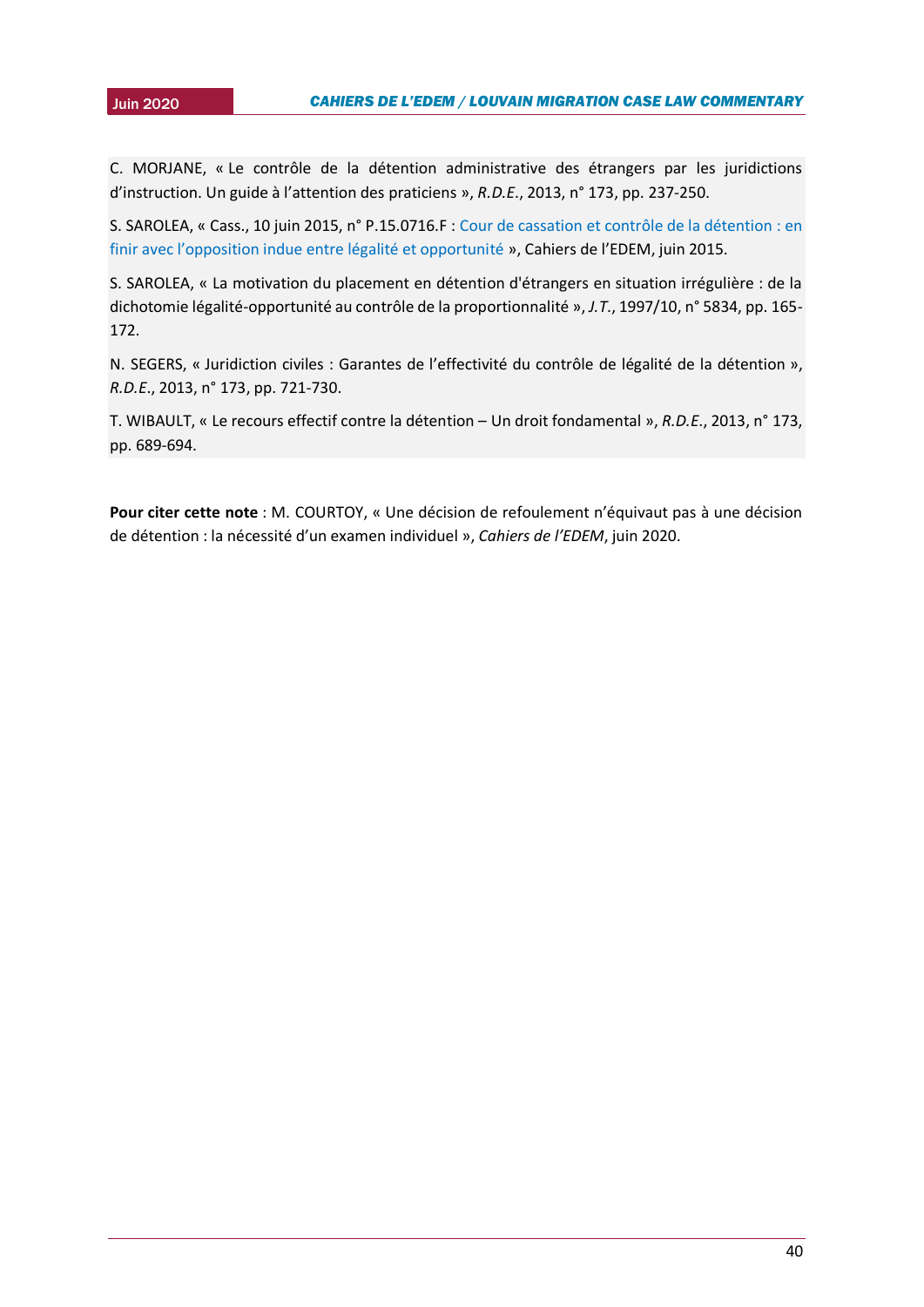C. MORJANE, « Le contrôle de la détention administrative des étrangers par les juridictions d'instruction. Un guide à l'attention des praticiens », *R.D.E.*, 2013, n° 173, pp. 237-250.

S. SAROLEA, « Cass., 10 juin 2015, n° P.15.0716.F : Cour de cassation et contrôle de la détention : en finir avec l'opposition indue entre légalité et opportunité », Cahiers de l'EDEM, juin 2015.

S. SAROLEA, « La motivation du placement en détention d'étrangers en situation irrégulière : de la dichotomie légalité-opportunité au contrôle de la proportionnalité », *J.T.*, 1997/10, n° 5834, pp. 165-172.

N. SEGERS, « Juridiction civiles : Garantes de l'effectivité du contrôle de légalité de la détention », *R.D.E.*, 2013, n° 173, pp. 721-730.

T. WIBAULT, « Le recours effectif contre la détention – Un droit fondamental », *R.D.E.*, 2013, n° 173, pp. 689-694.

**Pour citer cette note** : M. COURTOY, « Une décision de refoulement n'équivaut pas à une décision de détention : la nécessité d'un examen individuel », *Cahiers de l'EDEM*, juin 2020.